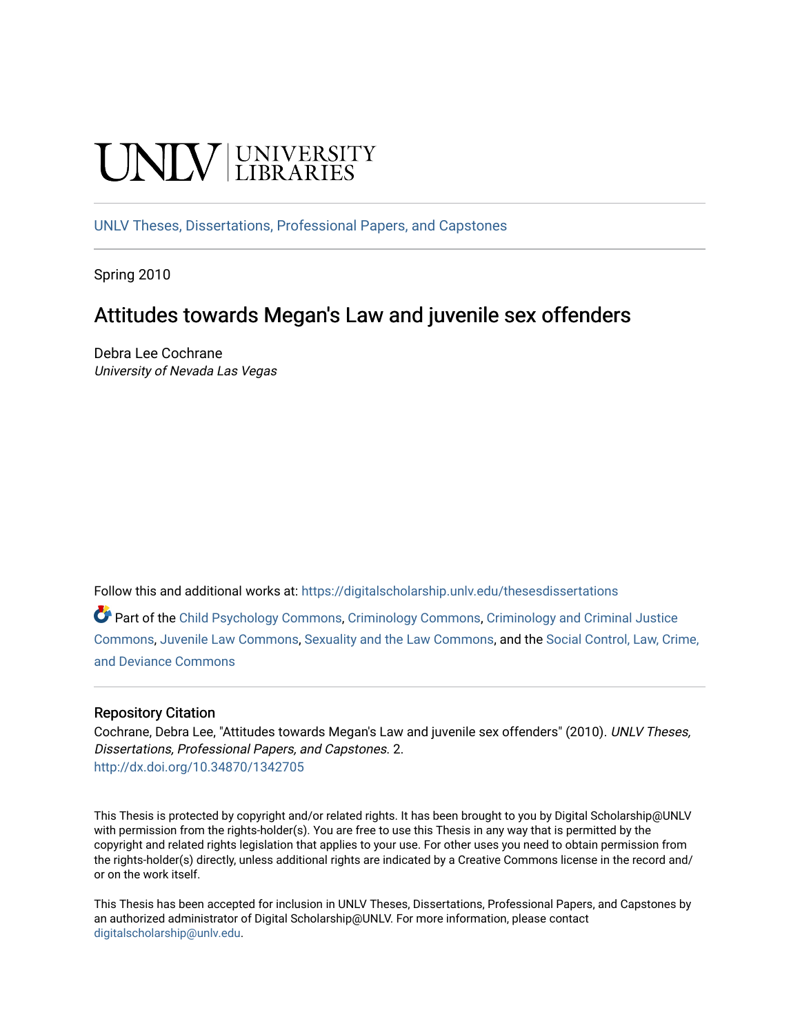UNLV | UNIVERSITY LIBRARIES

UNLV Theses, Dissertations, Professional Papers, and Capstones

Spring 2010

# Attitudes towards Megan's Law and juvenile sex offenders

Debra Lee Cochrane
*University of Nevada Las Vegas*

Follow this and additional works at: https://digitalscholarship.unlv.edu/thesesdissertations

Part of the Child Psychology Commons, Criminology Commons, Criminology and Criminal Justice Commons, Juvenile Law Commons, Sexuality and the Law Commons, and the Social Control, Law, Crime, and Deviance Commons

## Repository Citation

Cochrane, Debra Lee, "Attitudes towards Megan's Law and juvenile sex offenders" (2010). *UNLV Theses, Dissertations, Professional Papers, and Capstones*. 2.
http://dx.doi.org/10.34870/1342705

This Thesis is protected by copyright and/or related rights. It has been brought to you by Digital Scholarship@UNLV with permission from the rights-holder(s). You are free to use this Thesis in any way that is permitted by the copyright and related rights legislation that applies to your use. For other uses you need to obtain permission from the rights-holder(s) directly, unless additional rights are indicated by a Creative Commons license in the record and/or on the work itself.

This Thesis has been accepted for inclusion in UNLV Theses, Dissertations, Professional Papers, and Capstones by an authorized administrator of Digital Scholarship@UNLV. For more information, please contact digitalscholarship@unlv.edu.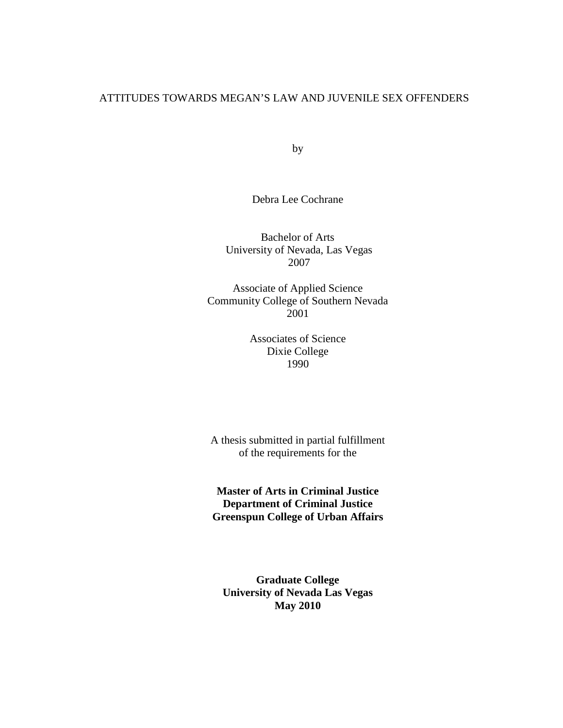ATTITUDES TOWARDS MEGAN'S LAW AND JUVENILE SEX OFFENDERS

by

Debra Lee Cochrane

Bachelor of Arts
University of Nevada, Las Vegas
2007

Associate of Applied Science
Community College of Southern Nevada
2001

Associates of Science
Dixie College
1990

A thesis submitted in partial fulfillment
of the requirements for the

**Master of Arts in Criminal Justice**
**Department of Criminal Justice**
**Greenspun College of Urban Affairs**

**Graduate College**
**University of Nevada Las Vegas**
**May 2010**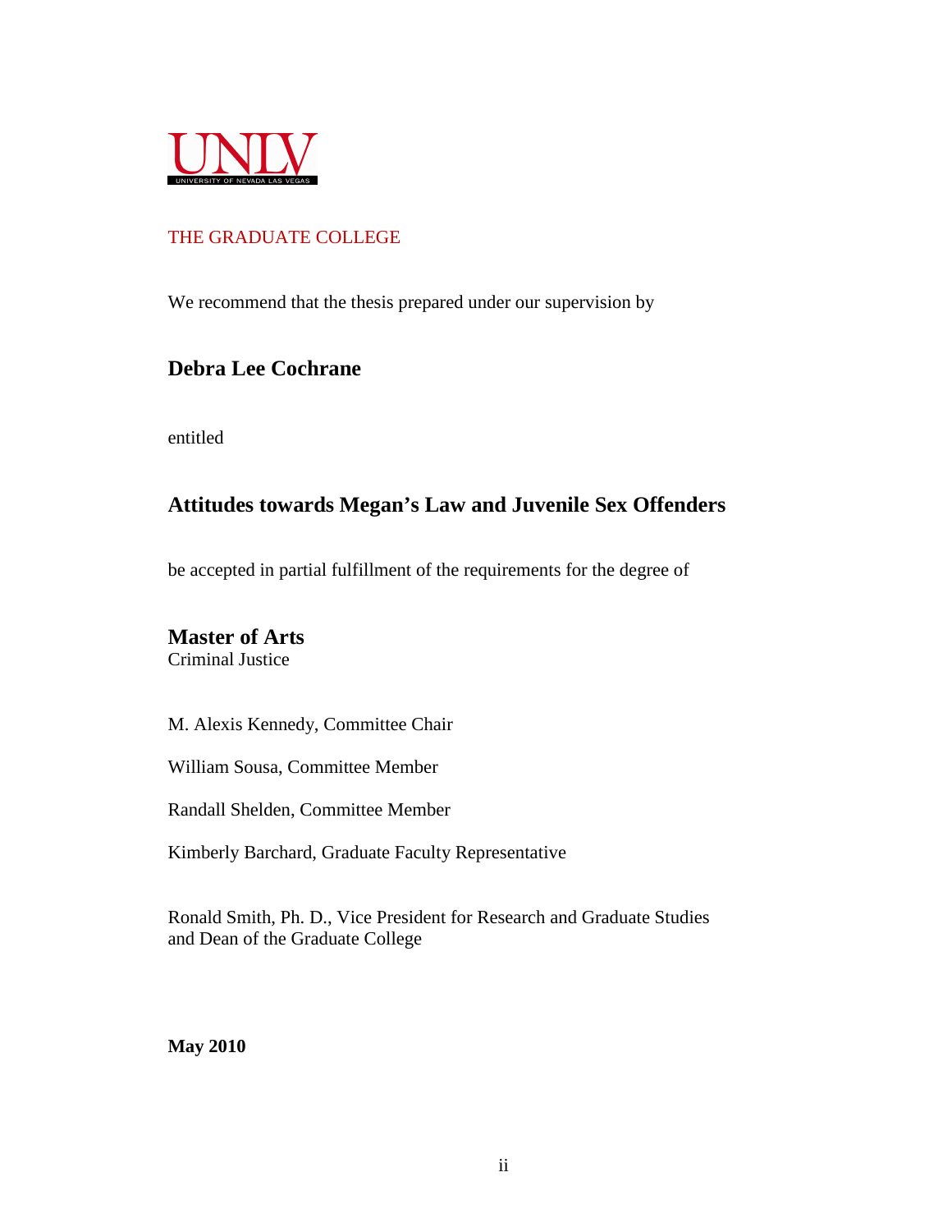UNLV
UNIVERSITY OF NEVADA LAS VEGAS

THE GRADUATE COLLEGE

We recommend that the thesis prepared under our supervision by

**Debra Lee Cochrane**

entitled

**Attitudes towards Megan's Law and Juvenile Sex Offenders**

be accepted in partial fulfillment of the requirements for the degree of

**Master of Arts**
Criminal Justice

M. Alexis Kennedy, Committee Chair

William Sousa, Committee Member

Randall Shelden, Committee Member

Kimberly Barchard, Graduate Faculty Representative

Ronald Smith, Ph. D., Vice President for Research and Graduate Studies and Dean of the Graduate College

**May 2010**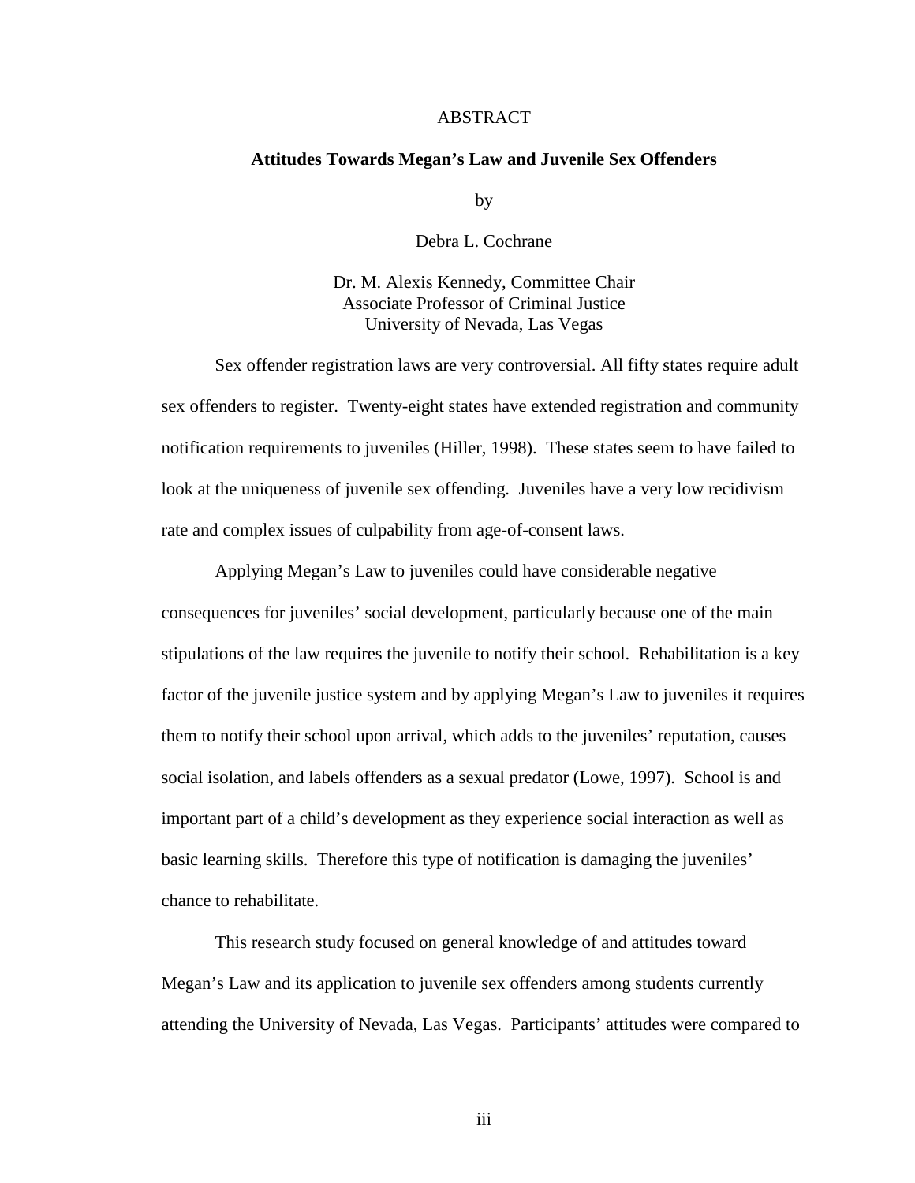# ABSTRACT

## Attitudes Towards Megan's Law and Juvenile Sex Offenders

by

Debra L. Cochrane

Dr. M. Alexis Kennedy, Committee Chair
Associate Professor of Criminal Justice
University of Nevada, Las Vegas

Sex offender registration laws are very controversial. All fifty states require adult sex offenders to register. Twenty-eight states have extended registration and community notification requirements to juveniles (Hiller, 1998). These states seem to have failed to look at the uniqueness of juvenile sex offending. Juveniles have a very low recidivism rate and complex issues of culpability from age-of-consent laws.

Applying Megan's Law to juveniles could have considerable negative consequences for juveniles' social development, particularly because one of the main stipulations of the law requires the juvenile to notify their school. Rehabilitation is a key factor of the juvenile justice system and by applying Megan's Law to juveniles it requires them to notify their school upon arrival, which adds to the juveniles' reputation, causes social isolation, and labels offenders as a sexual predator (Lowe, 1997). School is and important part of a child's development as they experience social interaction as well as basic learning skills. Therefore this type of notification is damaging the juveniles' chance to rehabilitate.

This research study focused on general knowledge of and attitudes toward Megan's Law and its application to juvenile sex offenders among students currently attending the University of Nevada, Las Vegas. Participants' attitudes were compared to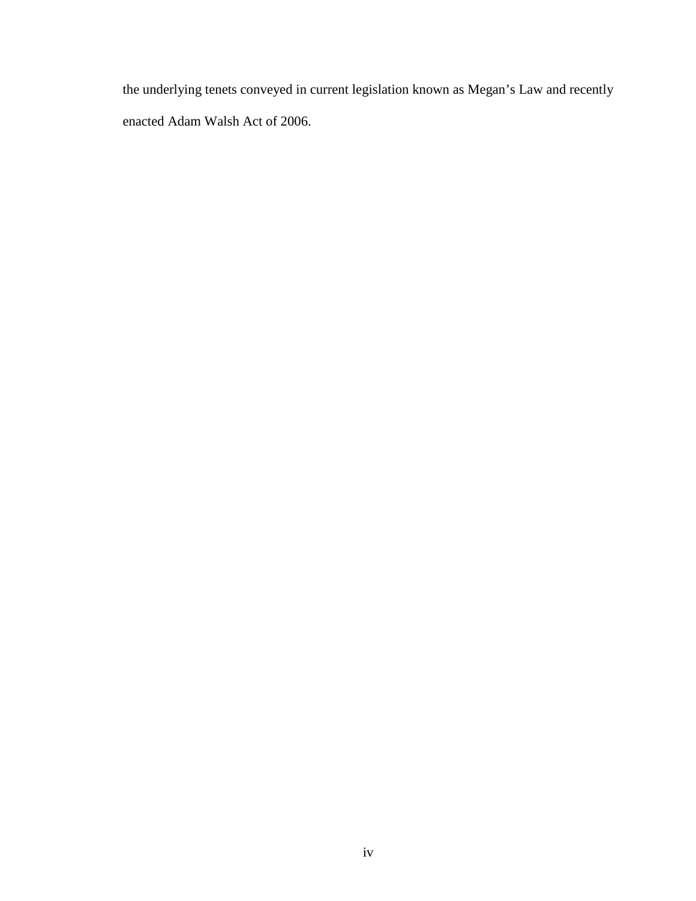the underlying tenets conveyed in current legislation known as Megan's Law and recently enacted Adam Walsh Act of 2006.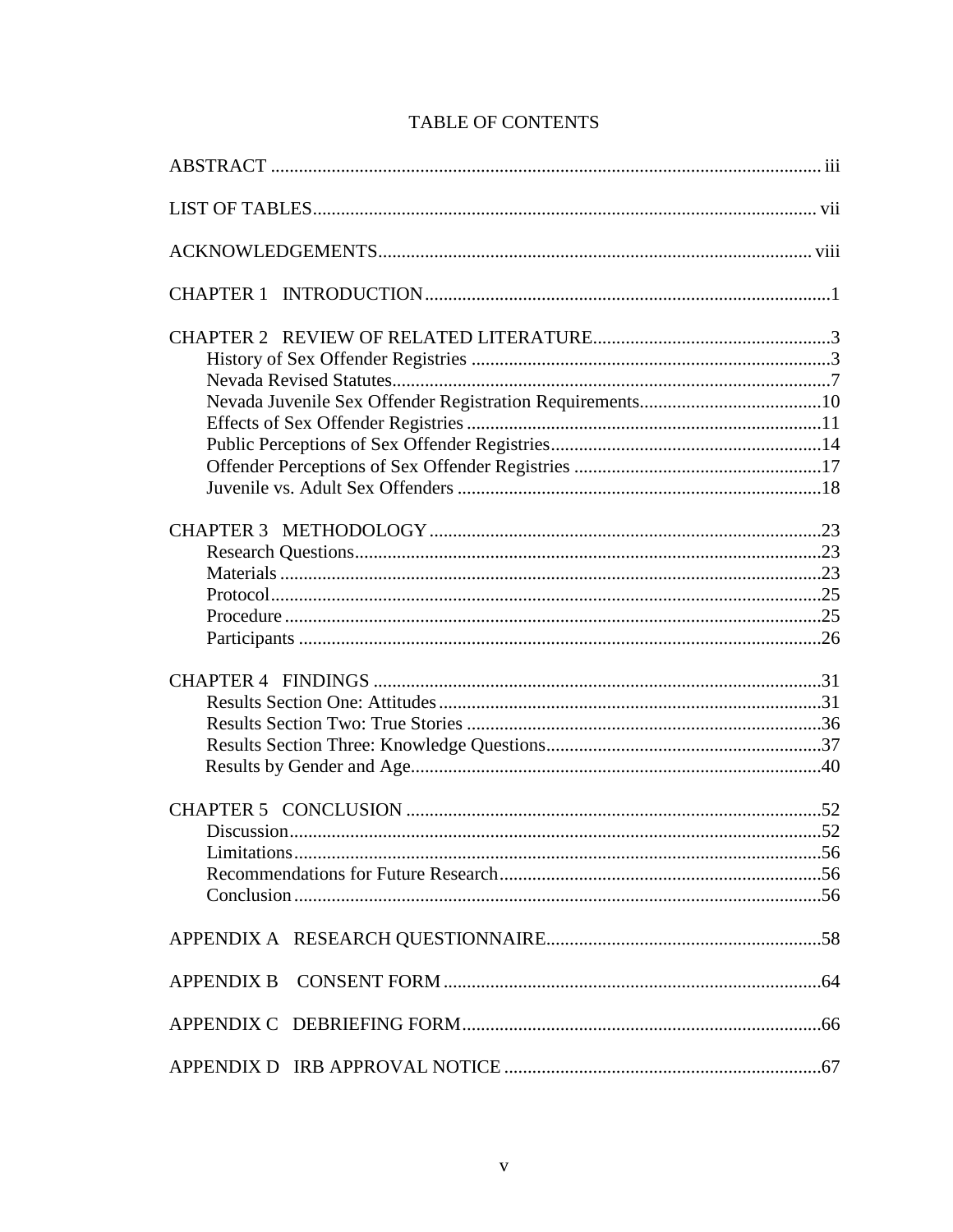# TABLE OF CONTENTS

ABSTRACT ..... iii

LIST OF TABLES ..... vii

ACKNOWLEDGEMENTS ..... viii

CHAPTER 1 INTRODUCTION ..... 1

CHAPTER 2 REVIEW OF RELATED LITERATURE ..... 3
- History of Sex Offender Registries ..... 3
- Nevada Revised Statutes ..... 7
- Nevada Juvenile Sex Offender Registration Requirements ..... 10
- Effects of Sex Offender Registries ..... 11
- Public Perceptions of Sex Offender Registries ..... 14
- Offender Perceptions of Sex Offender Registries ..... 17
- Juvenile vs. Adult Sex Offenders ..... 18

CHAPTER 3 METHODOLOGY ..... 23
- Research Questions ..... 23
- Materials ..... 23
- Protocol ..... 25
- Procedure ..... 25
- Participants ..... 26

CHAPTER 4 FINDINGS ..... 31
- Results Section One: Attitudes ..... 31
- Results Section Two: True Stories ..... 36
- Results Section Three: Knowledge Questions ..... 37
- Results by Gender and Age ..... 40

CHAPTER 5 CONCLUSION ..... 52
- Discussion ..... 52
- Limitations ..... 56
- Recommendations for Future Research ..... 56
- Conclusion ..... 56

APPENDIX A RESEARCH QUESTIONNAIRE ..... 58

APPENDIX B CONSENT FORM ..... 64

APPENDIX C DEBRIEFING FORM ..... 66

APPENDIX D IRB APPROVAL NOTICE ..... 67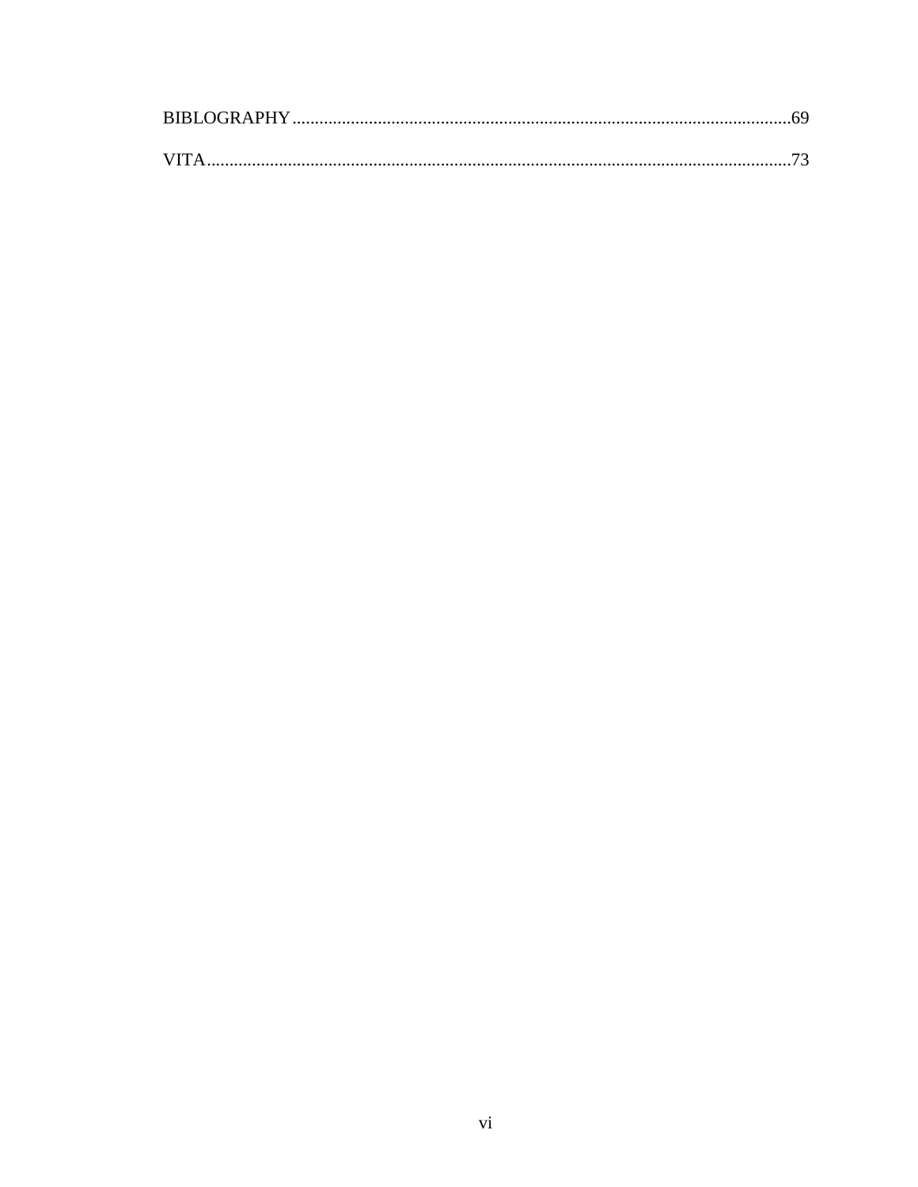BIBLOGRAPHY..............................................................................................................69

VITA..................................................................................................................................73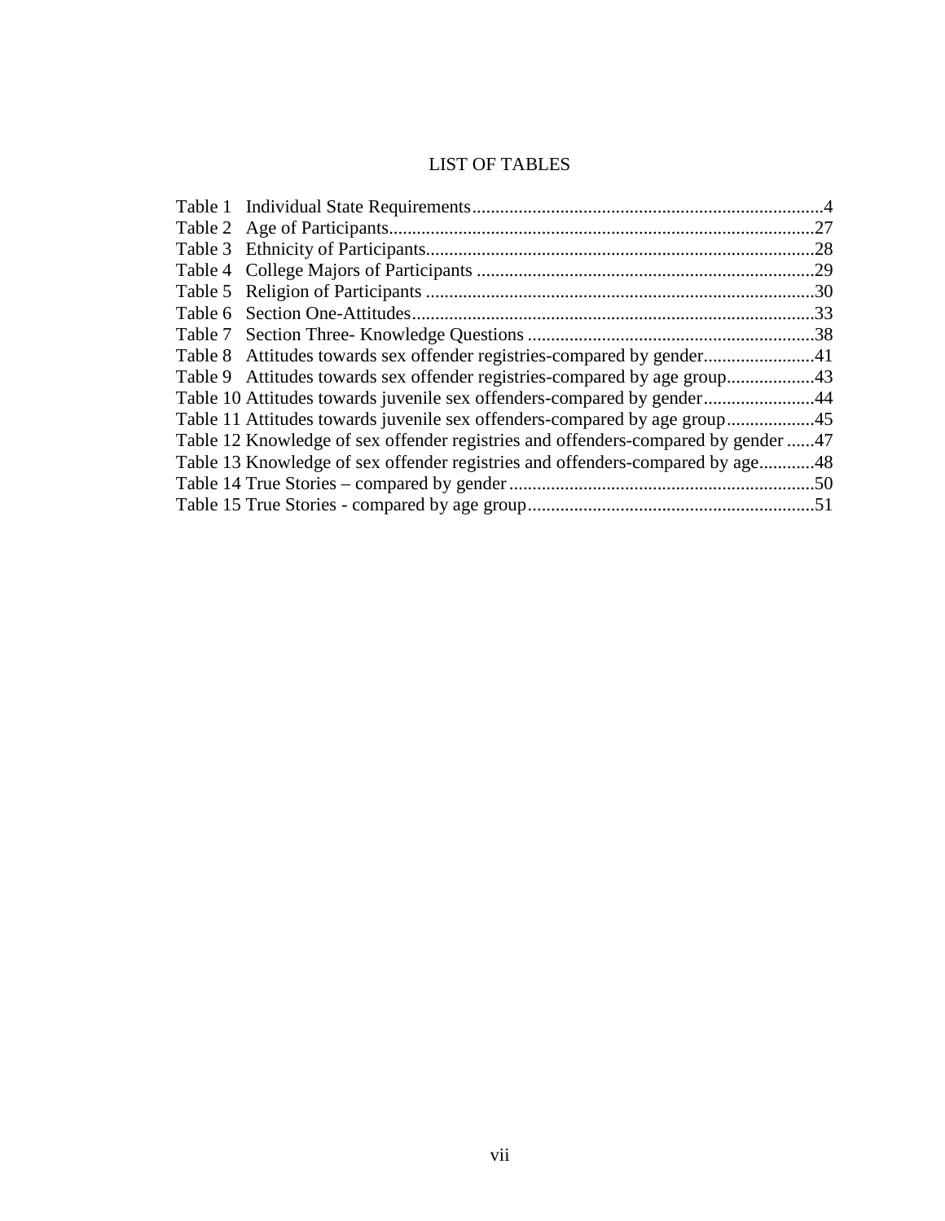# LIST OF TABLES

| Table | Title | Page |
|---|---|---|
| Table 1 | Individual State Requirements | 4 |
| Table 2 | Age of Participants | 27 |
| Table 3 | Ethnicity of Participants | 28 |
| Table 4 | College Majors of Participants | 29 |
| Table 5 | Religion of Participants | 30 |
| Table 6 | Section One-Attitudes | 33 |
| Table 7 | Section Three- Knowledge Questions | 38 |
| Table 8 | Attitudes towards sex offender registries-compared by gender | 41 |
| Table 9 | Attitudes towards sex offender registries-compared by age group | 43 |
| Table 10 | Attitudes towards juvenile sex offenders-compared by gender | 44 |
| Table 11 | Attitudes towards juvenile sex offenders-compared by age group | 45 |
| Table 12 | Knowledge of sex offender registries and offenders-compared by gender | 47 |
| Table 13 | Knowledge of sex offender registries and offenders-compared by age | 48 |
| Table 14 | True Stories – compared by gender | 50 |
| Table 15 | True Stories - compared by age group | 51 |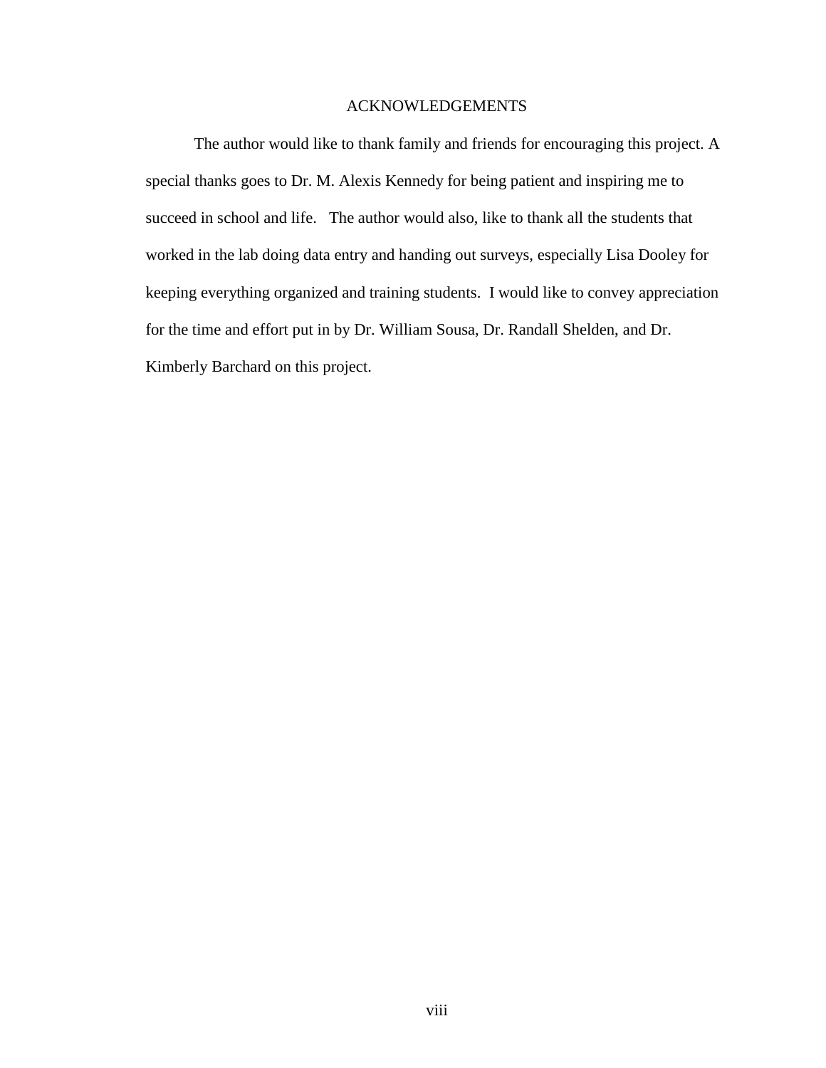# ACKNOWLEDGEMENTS

The author would like to thank family and friends for encouraging this project. A special thanks goes to Dr. M. Alexis Kennedy for being patient and inspiring me to succeed in school and life. The author would also, like to thank all the students that worked in the lab doing data entry and handing out surveys, especially Lisa Dooley for keeping everything organized and training students. I would like to convey appreciation for the time and effort put in by Dr. William Sousa, Dr. Randall Shelden, and Dr. Kimberly Barchard on this project.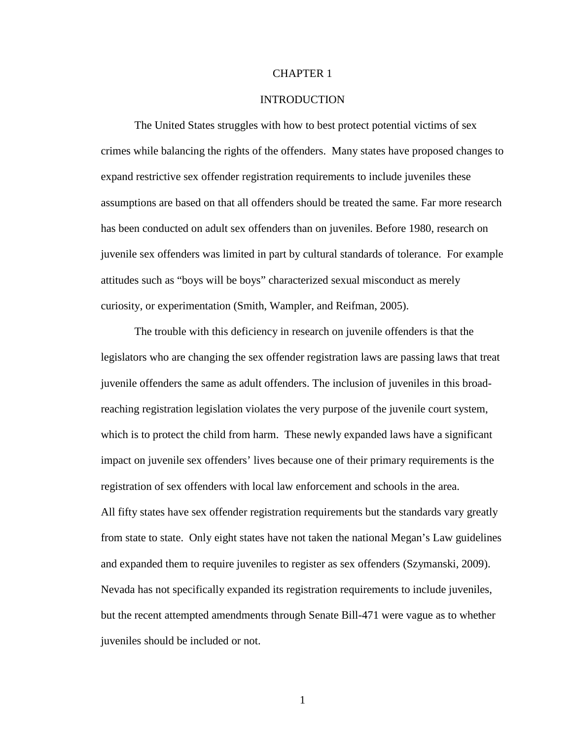# CHAPTER 1

## INTRODUCTION

The United States struggles with how to best protect potential victims of sex crimes while balancing the rights of the offenders. Many states have proposed changes to expand restrictive sex offender registration requirements to include juveniles these assumptions are based on that all offenders should be treated the same. Far more research has been conducted on adult sex offenders than on juveniles. Before 1980, research on juvenile sex offenders was limited in part by cultural standards of tolerance. For example attitudes such as "boys will be boys" characterized sexual misconduct as merely curiosity, or experimentation (Smith, Wampler, and Reifman, 2005).

The trouble with this deficiency in research on juvenile offenders is that the legislators who are changing the sex offender registration laws are passing laws that treat juvenile offenders the same as adult offenders. The inclusion of juveniles in this broad-reaching registration legislation violates the very purpose of the juvenile court system, which is to protect the child from harm. These newly expanded laws have a significant impact on juvenile sex offenders' lives because one of their primary requirements is the registration of sex offenders with local law enforcement and schools in the area.

All fifty states have sex offender registration requirements but the standards vary greatly from state to state. Only eight states have not taken the national Megan's Law guidelines and expanded them to require juveniles to register as sex offenders (Szymanski, 2009). Nevada has not specifically expanded its registration requirements to include juveniles, but the recent attempted amendments through Senate Bill-471 were vague as to whether juveniles should be included or not.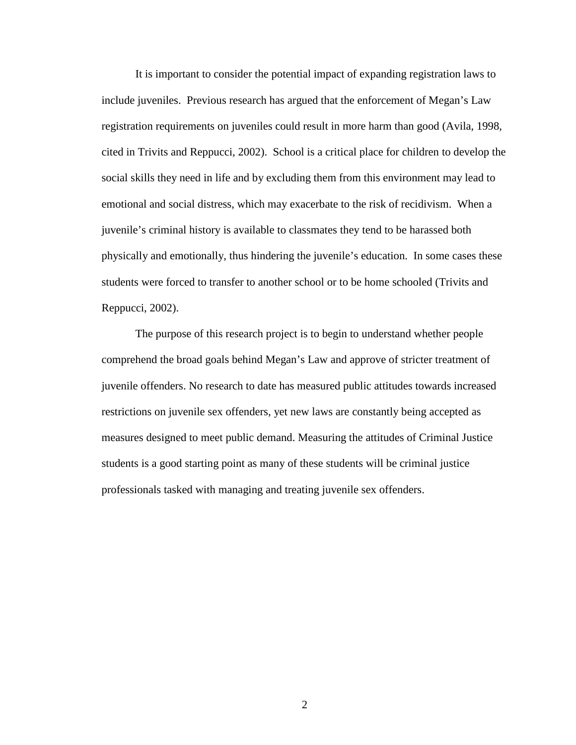It is important to consider the potential impact of expanding registration laws to include juveniles. Previous research has argued that the enforcement of Megan's Law registration requirements on juveniles could result in more harm than good (Avila, 1998, cited in Trivits and Reppucci, 2002). School is a critical place for children to develop the social skills they need in life and by excluding them from this environment may lead to emotional and social distress, which may exacerbate to the risk of recidivism. When a juvenile's criminal history is available to classmates they tend to be harassed both physically and emotionally, thus hindering the juvenile's education. In some cases these students were forced to transfer to another school or to be home schooled (Trivits and Reppucci, 2002).

The purpose of this research project is to begin to understand whether people comprehend the broad goals behind Megan's Law and approve of stricter treatment of juvenile offenders. No research to date has measured public attitudes towards increased restrictions on juvenile sex offenders, yet new laws are constantly being accepted as measures designed to meet public demand. Measuring the attitudes of Criminal Justice students is a good starting point as many of these students will be criminal justice professionals tasked with managing and treating juvenile sex offenders.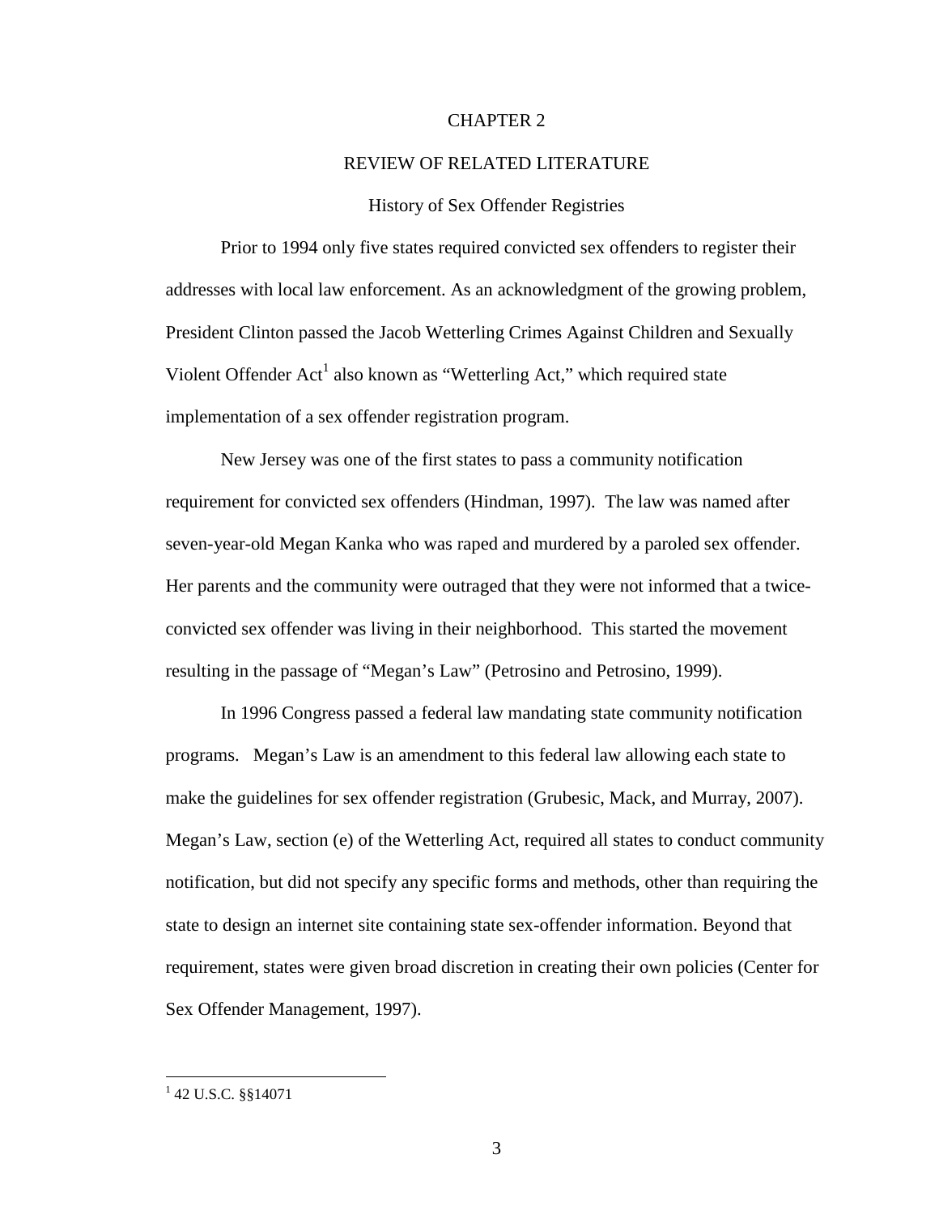# CHAPTER 2

## REVIEW OF RELATED LITERATURE

### History of Sex Offender Registries

Prior to 1994 only five states required convicted sex offenders to register their addresses with local law enforcement. As an acknowledgment of the growing problem, President Clinton passed the Jacob Wetterling Crimes Against Children and Sexually Violent Offender Act[1] also known as "Wetterling Act," which required state implementation of a sex offender registration program.

New Jersey was one of the first states to pass a community notification requirement for convicted sex offenders (Hindman, 1997). The law was named after seven-year-old Megan Kanka who was raped and murdered by a paroled sex offender. Her parents and the community were outraged that they were not informed that a twice-convicted sex offender was living in their neighborhood. This started the movement resulting in the passage of "Megan's Law" (Petrosino and Petrosino, 1999).

In 1996 Congress passed a federal law mandating state community notification programs. Megan's Law is an amendment to this federal law allowing each state to make the guidelines for sex offender registration (Grubesic, Mack, and Murray, 2007). Megan's Law, section (e) of the Wetterling Act, required all states to conduct community notification, but did not specify any specific forms and methods, other than requiring the state to design an internet site containing state sex-offender information. Beyond that requirement, states were given broad discretion in creating their own policies (Center for Sex Offender Management, 1997).

[1] 42 U.S.C. §§14071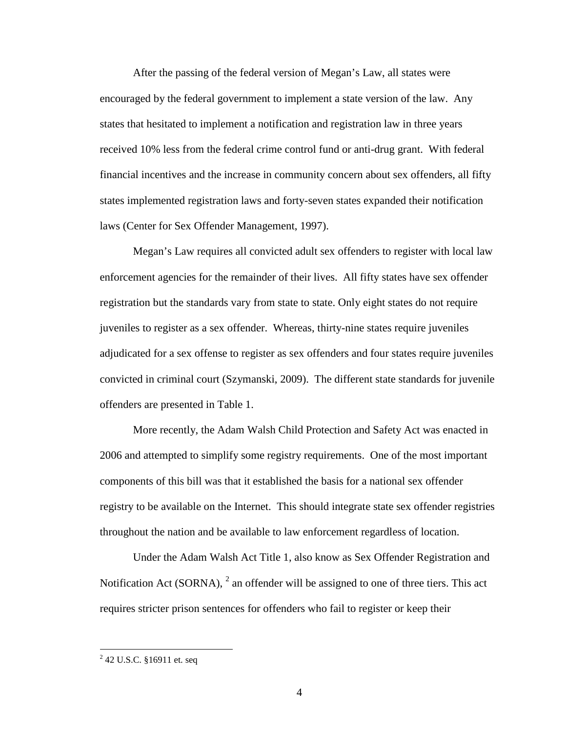After the passing of the federal version of Megan's Law, all states were encouraged by the federal government to implement a state version of the law. Any states that hesitated to implement a notification and registration law in three years received 10% less from the federal crime control fund or anti-drug grant. With federal financial incentives and the increase in community concern about sex offenders, all fifty states implemented registration laws and forty-seven states expanded their notification laws (Center for Sex Offender Management, 1997).

Megan's Law requires all convicted adult sex offenders to register with local law enforcement agencies for the remainder of their lives. All fifty states have sex offender registration but the standards vary from state to state. Only eight states do not require juveniles to register as a sex offender. Whereas, thirty-nine states require juveniles adjudicated for a sex offense to register as sex offenders and four states require juveniles convicted in criminal court (Szymanski, 2009). The different state standards for juvenile offenders are presented in Table 1.

More recently, the Adam Walsh Child Protection and Safety Act was enacted in 2006 and attempted to simplify some registry requirements. One of the most important components of this bill was that it established the basis for a national sex offender registry to be available on the Internet. This should integrate state sex offender registries throughout the nation and be available to law enforcement regardless of location.

Under the Adam Walsh Act Title 1, also know as Sex Offender Registration and Notification Act (SORNA), [2] an offender will be assigned to one of three tiers. This act requires stricter prison sentences for offenders who fail to register or keep their

[2] 42 U.S.C. §16911 et. seq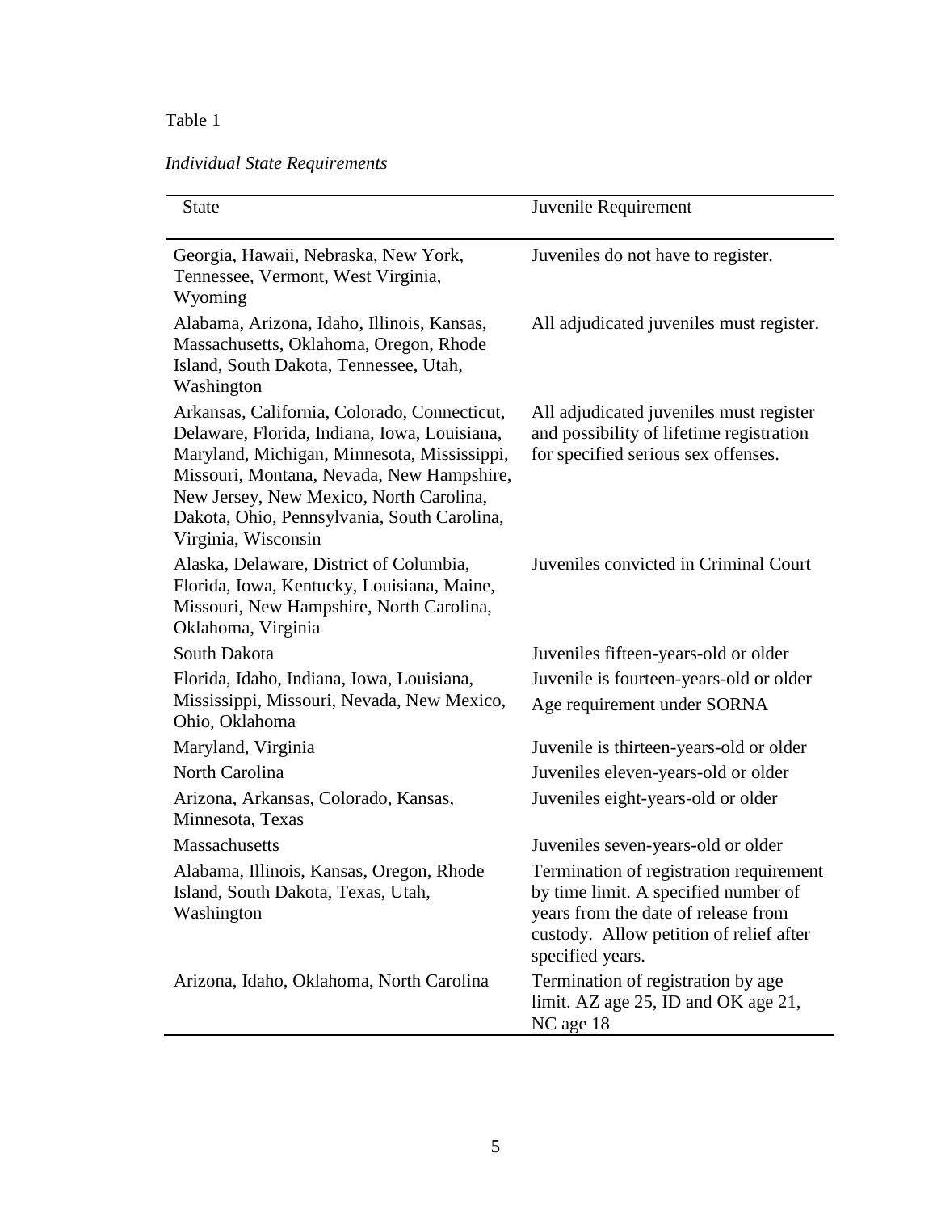Table 1

*Individual State Requirements*

| State | Juvenile Requirement |
|---|---|
| Georgia, Hawaii, Nebraska, New York, Tennessee, Vermont, West Virginia, Wyoming | Juveniles do not have to register. |
| Alabama, Arizona, Idaho, Illinois, Kansas, Massachusetts, Oklahoma, Oregon, Rhode Island, South Dakota, Tennessee, Utah, Washington | All adjudicated juveniles must register. |
| Arkansas, California, Colorado, Connecticut, Delaware, Florida, Indiana, Iowa, Louisiana, Maryland, Michigan, Minnesota, Mississippi, Missouri, Montana, Nevada, New Hampshire, New Jersey, New Mexico, North Carolina, Dakota, Ohio, Pennsylvania, South Carolina, Virginia, Wisconsin | All adjudicated juveniles must register and possibility of lifetime registration for specified serious sex offenses. |
| Alaska, Delaware, District of Columbia, Florida, Iowa, Kentucky, Louisiana, Maine, Missouri, New Hampshire, North Carolina, Oklahoma, Virginia | Juveniles convicted in Criminal Court |
| South Dakota | Juveniles fifteen-years-old or older |
| Florida, Idaho, Indiana, Iowa, Louisiana, Mississippi, Missouri, Nevada, New Mexico, Ohio, Oklahoma | Juvenile is fourteen-years-old or older Age requirement under SORNA |
| Maryland, Virginia | Juvenile is thirteen-years-old or older |
| North Carolina | Juveniles eleven-years-old or older |
| Arizona, Arkansas, Colorado, Kansas, Minnesota, Texas | Juveniles eight-years-old or older |
| Massachusetts | Juveniles seven-years-old or older |
| Alabama, Illinois, Kansas, Oregon, Rhode Island, South Dakota, Texas, Utah, Washington | Termination of registration requirement by time limit. A specified number of years from the date of release from custody. Allow petition of relief after specified years. |
| Arizona, Idaho, Oklahoma, North Carolina | Termination of registration by age limit. AZ age 25, ID and OK age 21, NC age 18 |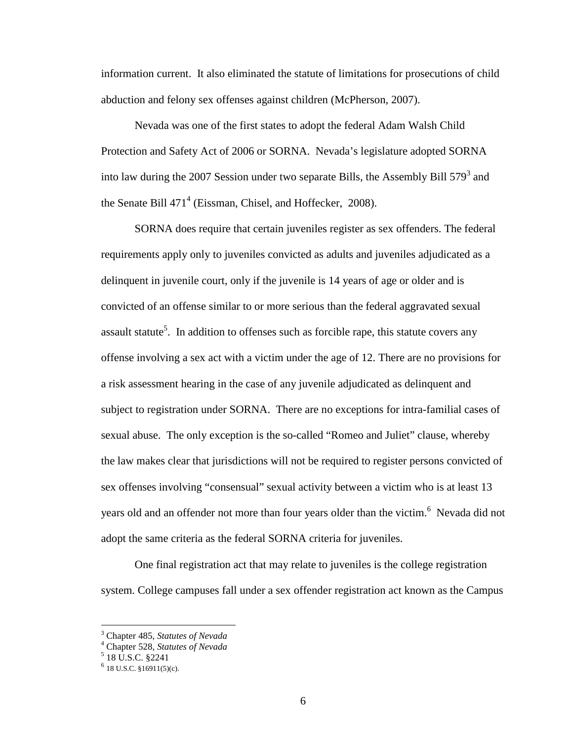information current. It also eliminated the statute of limitations for prosecutions of child abduction and felony sex offenses against children (McPherson, 2007).

Nevada was one of the first states to adopt the federal Adam Walsh Child Protection and Safety Act of 2006 or SORNA. Nevada's legislature adopted SORNA into law during the 2007 Session under two separate Bills, the Assembly Bill 579[3] and the Senate Bill 471[4] (Eissman, Chisel, and Hoffecker, 2008).

SORNA does require that certain juveniles register as sex offenders. The federal requirements apply only to juveniles convicted as adults and juveniles adjudicated as a delinquent in juvenile court, only if the juvenile is 14 years of age or older and is convicted of an offense similar to or more serious than the federal aggravated sexual assault statute[5]. In addition to offenses such as forcible rape, this statute covers any offense involving a sex act with a victim under the age of 12. There are no provisions for a risk assessment hearing in the case of any juvenile adjudicated as delinquent and subject to registration under SORNA. There are no exceptions for intra-familial cases of sexual abuse. The only exception is the so-called "Romeo and Juliet" clause, whereby the law makes clear that jurisdictions will not be required to register persons convicted of sex offenses involving "consensual" sexual activity between a victim who is at least 13 years old and an offender not more than four years older than the victim.[6] Nevada did not adopt the same criteria as the federal SORNA criteria for juveniles.

One final registration act that may relate to juveniles is the college registration system. College campuses fall under a sex offender registration act known as the Campus

---

[3] Chapter 485, *Statutes of Nevada*

[4] Chapter 528, *Statutes of Nevada*

[5] 18 U.S.C. §2241

[6] 18 U.S.C. §16911(5)(c).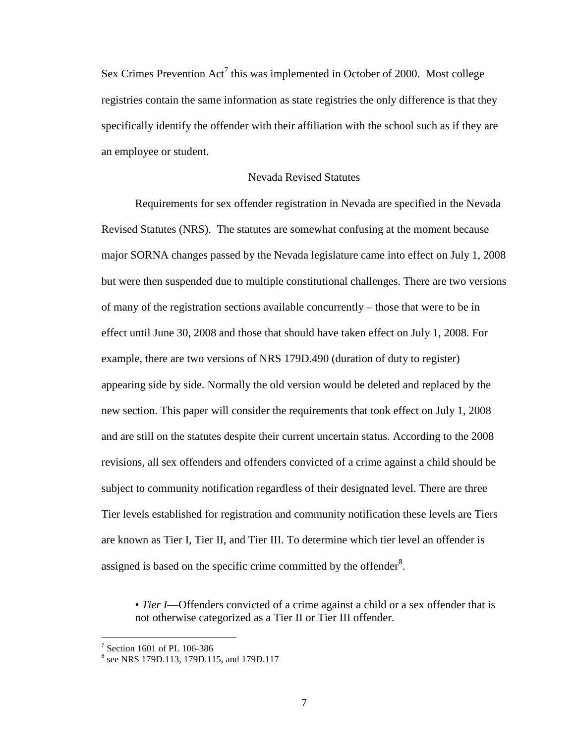Sex Crimes Prevention Act[7] this was implemented in October of 2000. Most college registries contain the same information as state registries the only difference is that they specifically identify the offender with their affiliation with the school such as if they are an employee or student.

## Nevada Revised Statutes

Requirements for sex offender registration in Nevada are specified in the Nevada Revised Statutes (NRS). The statutes are somewhat confusing at the moment because major SORNA changes passed by the Nevada legislature came into effect on July 1, 2008 but were then suspended due to multiple constitutional challenges. There are two versions of many of the registration sections available concurrently – those that were to be in effect until June 30, 2008 and those that should have taken effect on July 1, 2008. For example, there are two versions of NRS 179D.490 (duration of duty to register) appearing side by side. Normally the old version would be deleted and replaced by the new section. This paper will consider the requirements that took effect on July 1, 2008 and are still on the statutes despite their current uncertain status. According to the 2008 revisions, all sex offenders and offenders convicted of a crime against a child should be subject to community notification regardless of their designated level. There are three Tier levels established for registration and community notification these levels are Tiers are known as Tier I, Tier II, and Tier III. To determine which tier level an offender is assigned is based on the specific crime committed by the offender[8].

- *Tier I*—Offenders convicted of a crime against a child or a sex offender that is not otherwise categorized as a Tier II or Tier III offender.

---

[7] Section 1601 of PL 106-386

[8] see NRS 179D.113, 179D.115, and 179D.117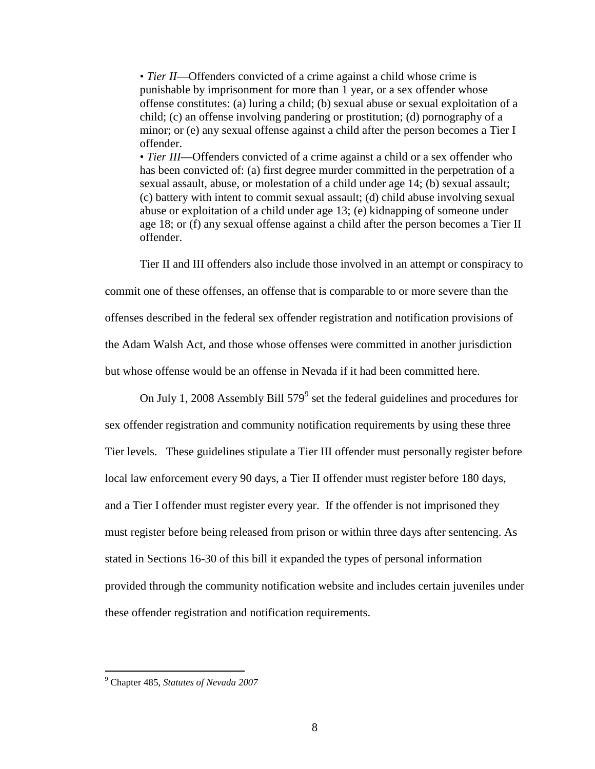• *Tier II*—Offenders convicted of a crime against a child whose crime is punishable by imprisonment for more than 1 year, or a sex offender whose offense constitutes: (a) luring a child; (b) sexual abuse or sexual exploitation of a child; (c) an offense involving pandering or prostitution; (d) pornography of a minor; or (e) any sexual offense against a child after the person becomes a Tier I offender.

• *Tier III*—Offenders convicted of a crime against a child or a sex offender who has been convicted of: (a) first degree murder committed in the perpetration of a sexual assault, abuse, or molestation of a child under age 14; (b) sexual assault; (c) battery with intent to commit sexual assault; (d) child abuse involving sexual abuse or exploitation of a child under age 13; (e) kidnapping of someone under age 18; or (f) any sexual offense against a child after the person becomes a Tier II offender.

Tier II and III offenders also include those involved in an attempt or conspiracy to commit one of these offenses, an offense that is comparable to or more severe than the offenses described in the federal sex offender registration and notification provisions of the Adam Walsh Act, and those whose offenses were committed in another jurisdiction but whose offense would be an offense in Nevada if it had been committed here.

On July 1, 2008 Assembly Bill 579[9] set the federal guidelines and procedures for sex offender registration and community notification requirements by using these three Tier levels. These guidelines stipulate a Tier III offender must personally register before local law enforcement every 90 days, a Tier II offender must register before 180 days, and a Tier I offender must register every year. If the offender is not imprisoned they must register before being released from prison or within three days after sentencing. As stated in Sections 16-30 of this bill it expanded the types of personal information provided through the community notification website and includes certain juveniles under these offender registration and notification requirements.

[9] Chapter 485, *Statutes of Nevada 2007*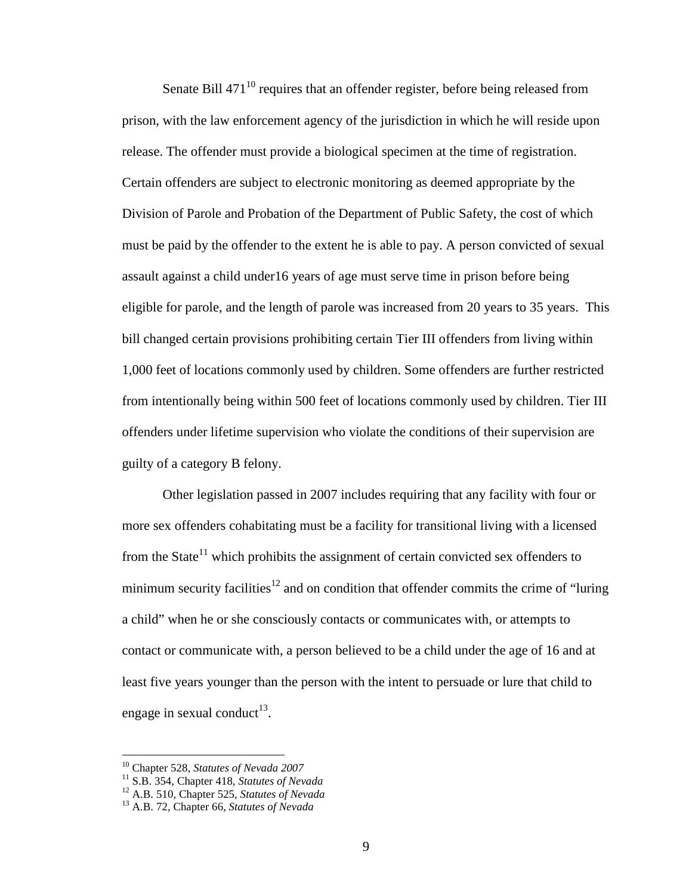Senate Bill 471[10] requires that an offender register, before being released from prison, with the law enforcement agency of the jurisdiction in which he will reside upon release. The offender must provide a biological specimen at the time of registration. Certain offenders are subject to electronic monitoring as deemed appropriate by the Division of Parole and Probation of the Department of Public Safety, the cost of which must be paid by the offender to the extent he is able to pay. A person convicted of sexual assault against a child under16 years of age must serve time in prison before being eligible for parole, and the length of parole was increased from 20 years to 35 years. This bill changed certain provisions prohibiting certain Tier III offenders from living within 1,000 feet of locations commonly used by children. Some offenders are further restricted from intentionally being within 500 feet of locations commonly used by children. Tier III offenders under lifetime supervision who violate the conditions of their supervision are guilty of a category B felony.

Other legislation passed in 2007 includes requiring that any facility with four or more sex offenders cohabitating must be a facility for transitional living with a licensed from the State[11] which prohibits the assignment of certain convicted sex offenders to minimum security facilities[12] and on condition that offender commits the crime of "luring a child" when he or she consciously contacts or communicates with, or attempts to contact or communicate with, a person believed to be a child under the age of 16 and at least five years younger than the person with the intent to persuade or lure that child to engage in sexual conduct[13].

---

[10] Chapter 528, *Statutes of Nevada 2007*
[11] S.B. 354, Chapter 418, *Statutes of Nevada*
[12] A.B. 510, Chapter 525, *Statutes of Nevada*
[13] A.B. 72, Chapter 66, *Statutes of Nevada*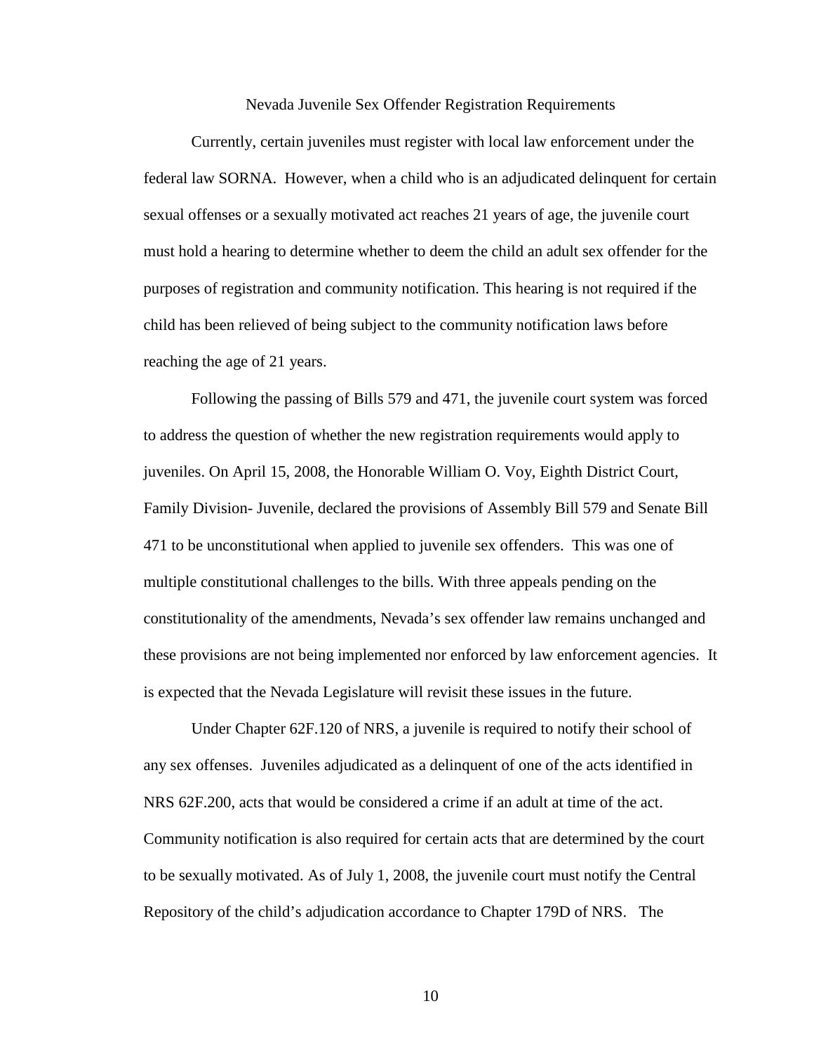## Nevada Juvenile Sex Offender Registration Requirements

Currently, certain juveniles must register with local law enforcement under the federal law SORNA. However, when a child who is an adjudicated delinquent for certain sexual offenses or a sexually motivated act reaches 21 years of age, the juvenile court must hold a hearing to determine whether to deem the child an adult sex offender for the purposes of registration and community notification. This hearing is not required if the child has been relieved of being subject to the community notification laws before reaching the age of 21 years.

Following the passing of Bills 579 and 471, the juvenile court system was forced to address the question of whether the new registration requirements would apply to juveniles. On April 15, 2008, the Honorable William O. Voy, Eighth District Court, Family Division- Juvenile, declared the provisions of Assembly Bill 579 and Senate Bill 471 to be unconstitutional when applied to juvenile sex offenders. This was one of multiple constitutional challenges to the bills. With three appeals pending on the constitutionality of the amendments, Nevada's sex offender law remains unchanged and these provisions are not being implemented nor enforced by law enforcement agencies. It is expected that the Nevada Legislature will revisit these issues in the future.

Under Chapter 62F.120 of NRS, a juvenile is required to notify their school of any sex offenses. Juveniles adjudicated as a delinquent of one of the acts identified in NRS 62F.200, acts that would be considered a crime if an adult at time of the act. Community notification is also required for certain acts that are determined by the court to be sexually motivated. As of July 1, 2008, the juvenile court must notify the Central Repository of the child's adjudication accordance to Chapter 179D of NRS. The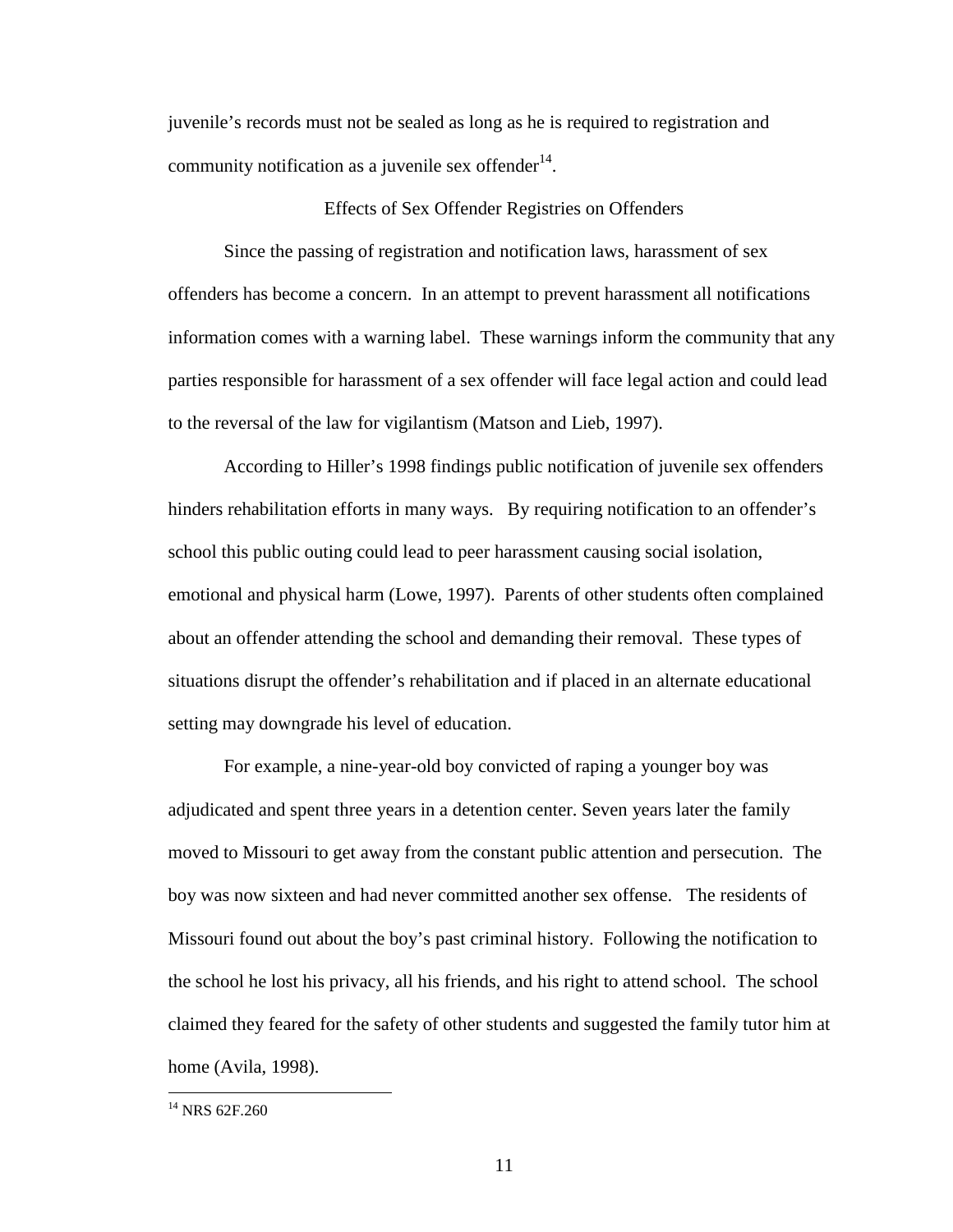juvenile's records must not be sealed as long as he is required to registration and community notification as a juvenile sex offender[14].

## Effects of Sex Offender Registries on Offenders

Since the passing of registration and notification laws, harassment of sex offenders has become a concern. In an attempt to prevent harassment all notifications information comes with a warning label. These warnings inform the community that any parties responsible for harassment of a sex offender will face legal action and could lead to the reversal of the law for vigilantism (Matson and Lieb, 1997).

According to Hiller's 1998 findings public notification of juvenile sex offenders hinders rehabilitation efforts in many ways. By requiring notification to an offender's school this public outing could lead to peer harassment causing social isolation, emotional and physical harm (Lowe, 1997). Parents of other students often complained about an offender attending the school and demanding their removal. These types of situations disrupt the offender's rehabilitation and if placed in an alternate educational setting may downgrade his level of education.

For example, a nine-year-old boy convicted of raping a younger boy was adjudicated and spent three years in a detention center. Seven years later the family moved to Missouri to get away from the constant public attention and persecution. The boy was now sixteen and had never committed another sex offense. The residents of Missouri found out about the boy's past criminal history. Following the notification to the school he lost his privacy, all his friends, and his right to attend school. The school claimed they feared for the safety of other students and suggested the family tutor him at home (Avila, 1998).

---

[14] NRS 62F.260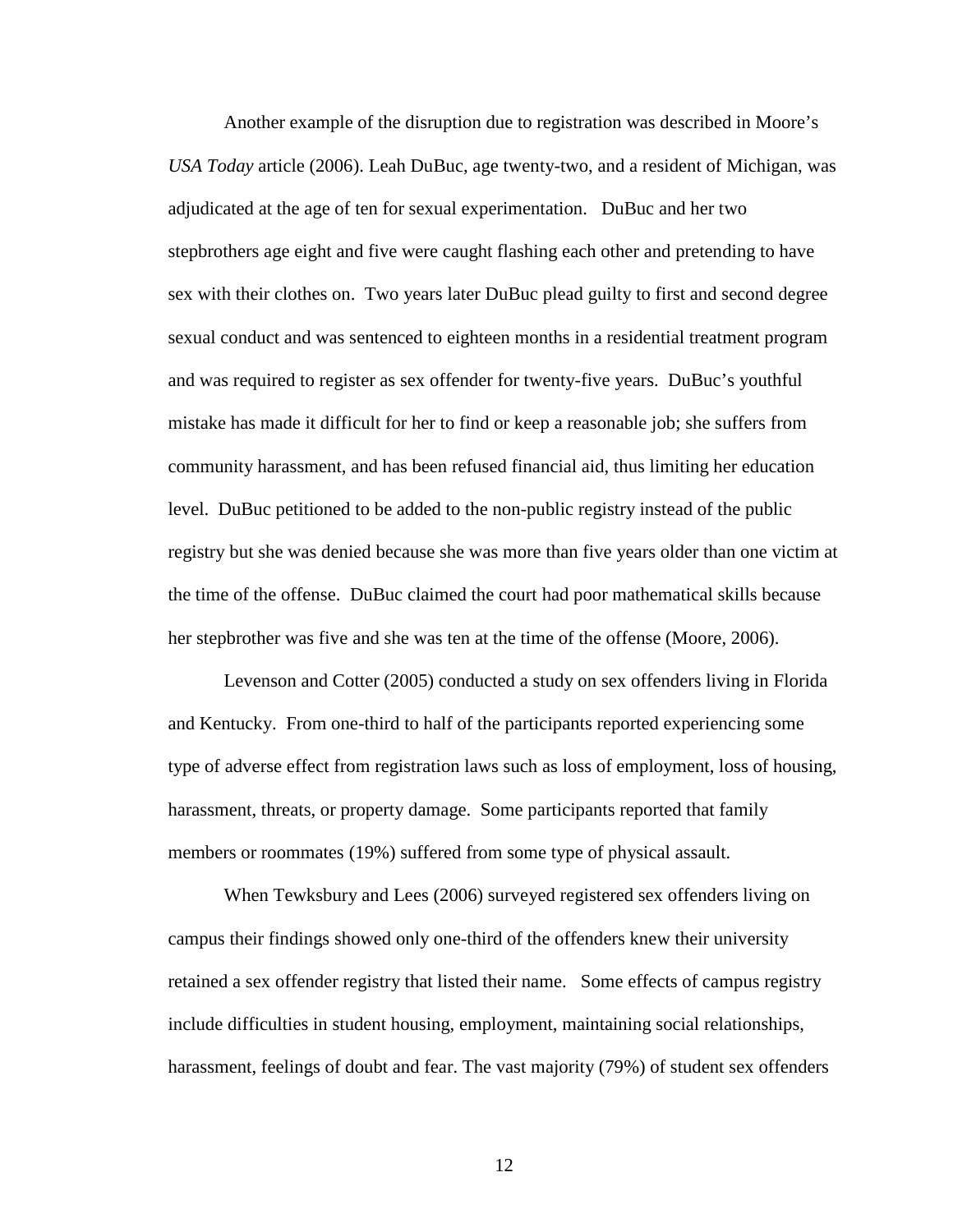Another example of the disruption due to registration was described in Moore's *USA Today* article (2006). Leah DuBuc, age twenty-two, and a resident of Michigan, was adjudicated at the age of ten for sexual experimentation. DuBuc and her two stepbrothers age eight and five were caught flashing each other and pretending to have sex with their clothes on. Two years later DuBuc plead guilty to first and second degree sexual conduct and was sentenced to eighteen months in a residential treatment program and was required to register as sex offender for twenty-five years. DuBuc's youthful mistake has made it difficult for her to find or keep a reasonable job; she suffers from community harassment, and has been refused financial aid, thus limiting her education level. DuBuc petitioned to be added to the non-public registry instead of the public registry but she was denied because she was more than five years older than one victim at the time of the offense. DuBuc claimed the court had poor mathematical skills because her stepbrother was five and she was ten at the time of the offense (Moore, 2006).

Levenson and Cotter (2005) conducted a study on sex offenders living in Florida and Kentucky. From one-third to half of the participants reported experiencing some type of adverse effect from registration laws such as loss of employment, loss of housing, harassment, threats, or property damage. Some participants reported that family members or roommates (19%) suffered from some type of physical assault.

When Tewksbury and Lees (2006) surveyed registered sex offenders living on campus their findings showed only one-third of the offenders knew their university retained a sex offender registry that listed their name. Some effects of campus registry include difficulties in student housing, employment, maintaining social relationships, harassment, feelings of doubt and fear. The vast majority (79%) of student sex offenders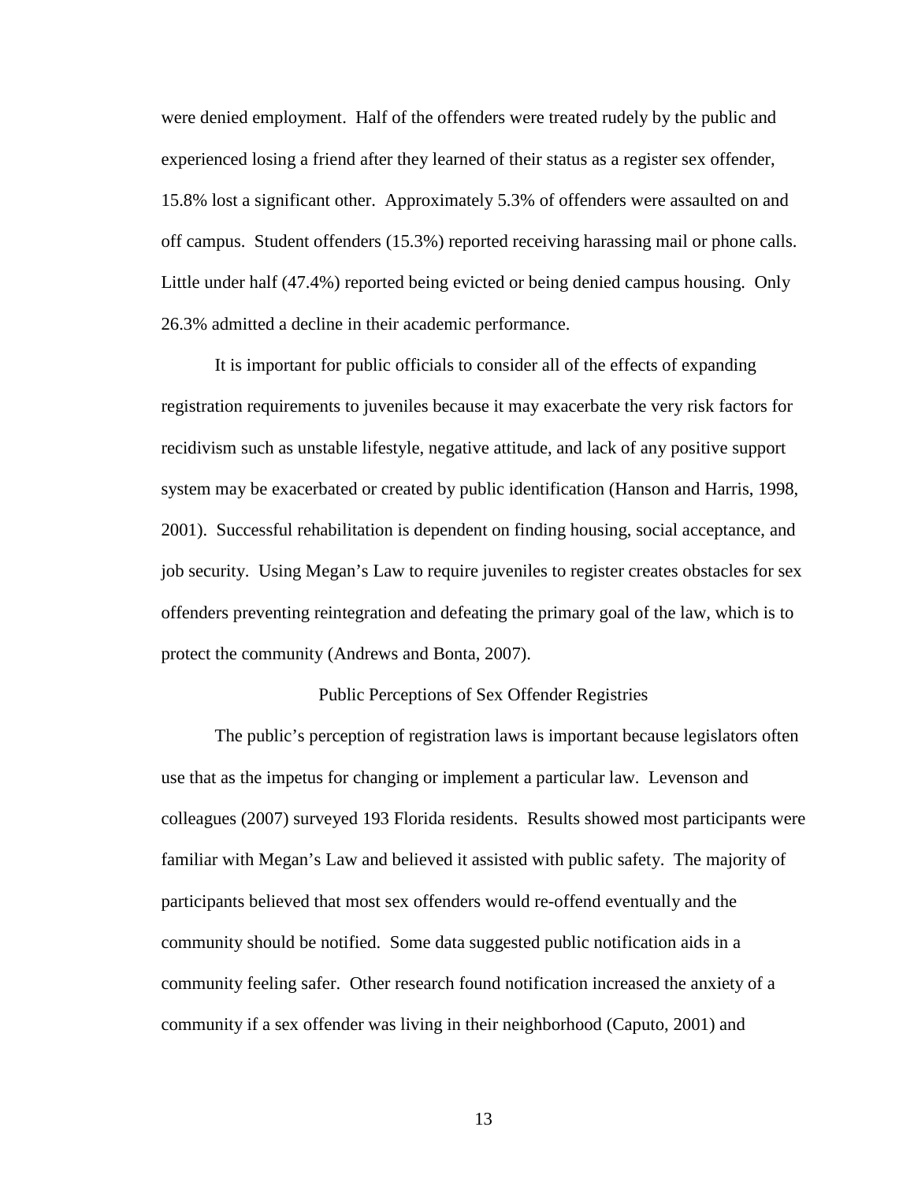were denied employment. Half of the offenders were treated rudely by the public and experienced losing a friend after they learned of their status as a register sex offender, 15.8% lost a significant other. Approximately 5.3% of offenders were assaulted on and off campus. Student offenders (15.3%) reported receiving harassing mail or phone calls. Little under half (47.4%) reported being evicted or being denied campus housing. Only 26.3% admitted a decline in their academic performance.

It is important for public officials to consider all of the effects of expanding registration requirements to juveniles because it may exacerbate the very risk factors for recidivism such as unstable lifestyle, negative attitude, and lack of any positive support system may be exacerbated or created by public identification (Hanson and Harris, 1998, 2001). Successful rehabilitation is dependent on finding housing, social acceptance, and job security. Using Megan's Law to require juveniles to register creates obstacles for sex offenders preventing reintegration and defeating the primary goal of the law, which is to protect the community (Andrews and Bonta, 2007).

## Public Perceptions of Sex Offender Registries

The public's perception of registration laws is important because legislators often use that as the impetus for changing or implement a particular law. Levenson and colleagues (2007) surveyed 193 Florida residents. Results showed most participants were familiar with Megan's Law and believed it assisted with public safety. The majority of participants believed that most sex offenders would re-offend eventually and the community should be notified. Some data suggested public notification aids in a community feeling safer. Other research found notification increased the anxiety of a community if a sex offender was living in their neighborhood (Caputo, 2001) and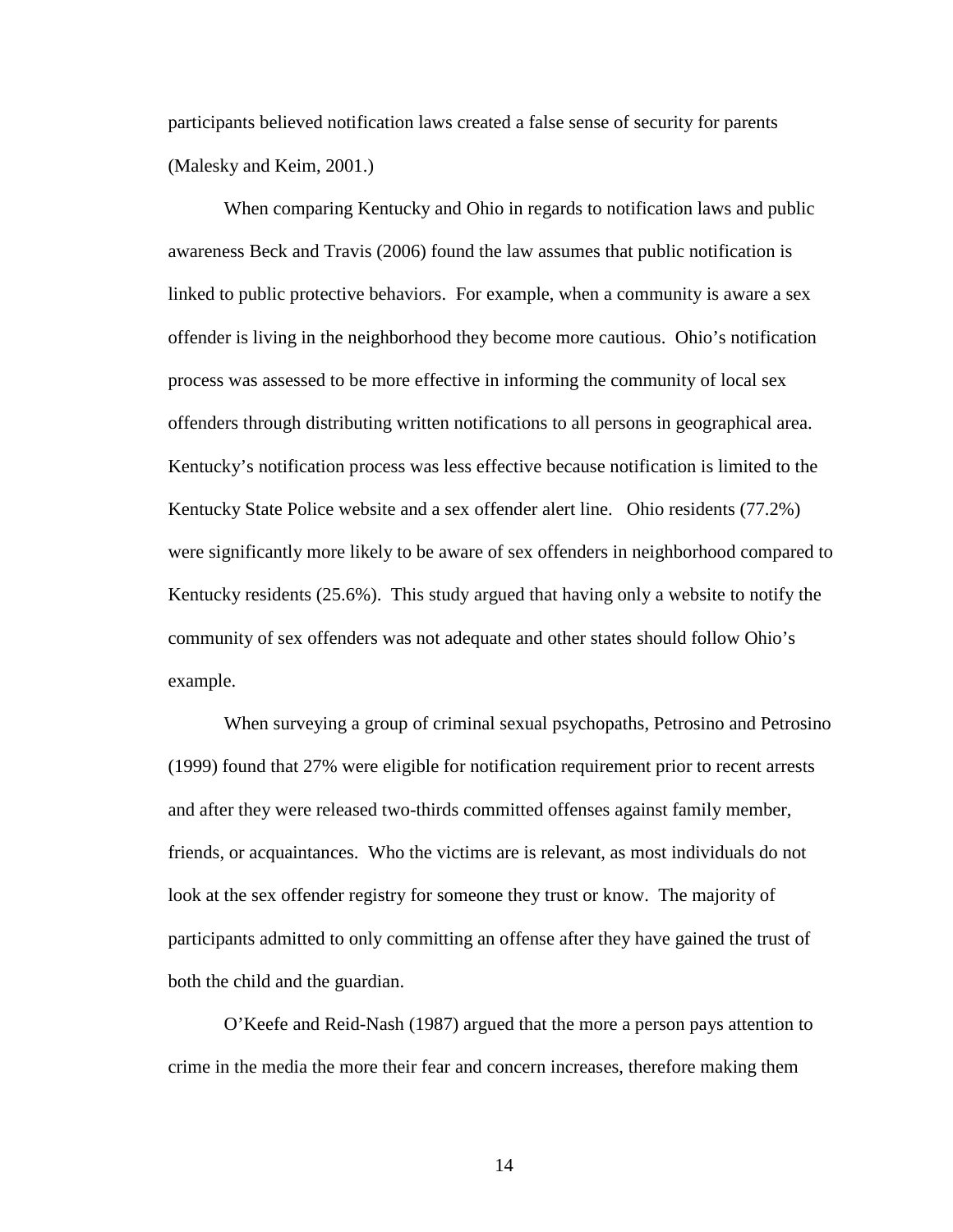participants believed notification laws created a false sense of security for parents (Malesky and Keim, 2001.)

When comparing Kentucky and Ohio in regards to notification laws and public awareness Beck and Travis (2006) found the law assumes that public notification is linked to public protective behaviors. For example, when a community is aware a sex offender is living in the neighborhood they become more cautious. Ohio's notification process was assessed to be more effective in informing the community of local sex offenders through distributing written notifications to all persons in geographical area. Kentucky's notification process was less effective because notification is limited to the Kentucky State Police website and a sex offender alert line. Ohio residents (77.2%) were significantly more likely to be aware of sex offenders in neighborhood compared to Kentucky residents (25.6%). This study argued that having only a website to notify the community of sex offenders was not adequate and other states should follow Ohio's example.

When surveying a group of criminal sexual psychopaths, Petrosino and Petrosino (1999) found that 27% were eligible for notification requirement prior to recent arrests and after they were released two-thirds committed offenses against family member, friends, or acquaintances. Who the victims are is relevant, as most individuals do not look at the sex offender registry for someone they trust or know. The majority of participants admitted to only committing an offense after they have gained the trust of both the child and the guardian.

O'Keefe and Reid-Nash (1987) argued that the more a person pays attention to crime in the media the more their fear and concern increases, therefore making them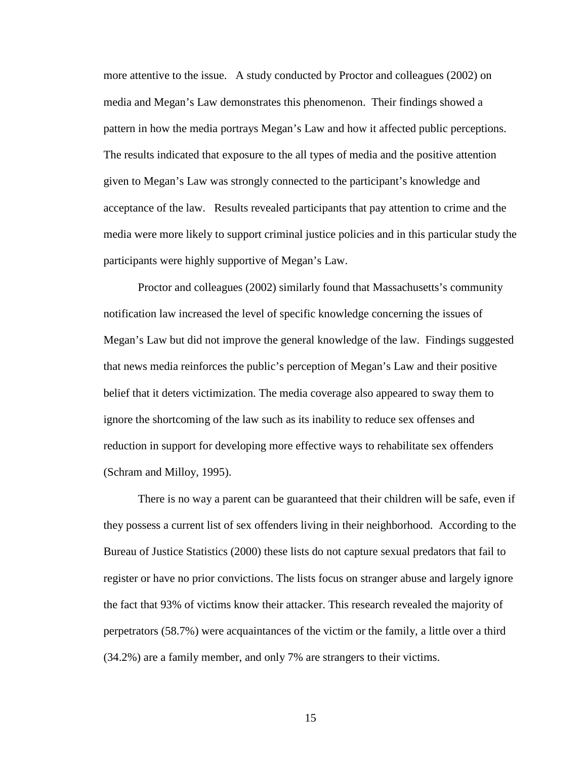more attentive to the issue. A study conducted by Proctor and colleagues (2002) on media and Megan's Law demonstrates this phenomenon. Their findings showed a pattern in how the media portrays Megan's Law and how it affected public perceptions. The results indicated that exposure to the all types of media and the positive attention given to Megan's Law was strongly connected to the participant's knowledge and acceptance of the law. Results revealed participants that pay attention to crime and the media were more likely to support criminal justice policies and in this particular study the participants were highly supportive of Megan's Law.

Proctor and colleagues (2002) similarly found that Massachusetts's community notification law increased the level of specific knowledge concerning the issues of Megan's Law but did not improve the general knowledge of the law. Findings suggested that news media reinforces the public's perception of Megan's Law and their positive belief that it deters victimization. The media coverage also appeared to sway them to ignore the shortcoming of the law such as its inability to reduce sex offenses and reduction in support for developing more effective ways to rehabilitate sex offenders (Schram and Milloy, 1995).

There is no way a parent can be guaranteed that their children will be safe, even if they possess a current list of sex offenders living in their neighborhood. According to the Bureau of Justice Statistics (2000) these lists do not capture sexual predators that fail to register or have no prior convictions. The lists focus on stranger abuse and largely ignore the fact that 93% of victims know their attacker. This research revealed the majority of perpetrators (58.7%) were acquaintances of the victim or the family, a little over a third (34.2%) are a family member, and only 7% are strangers to their victims.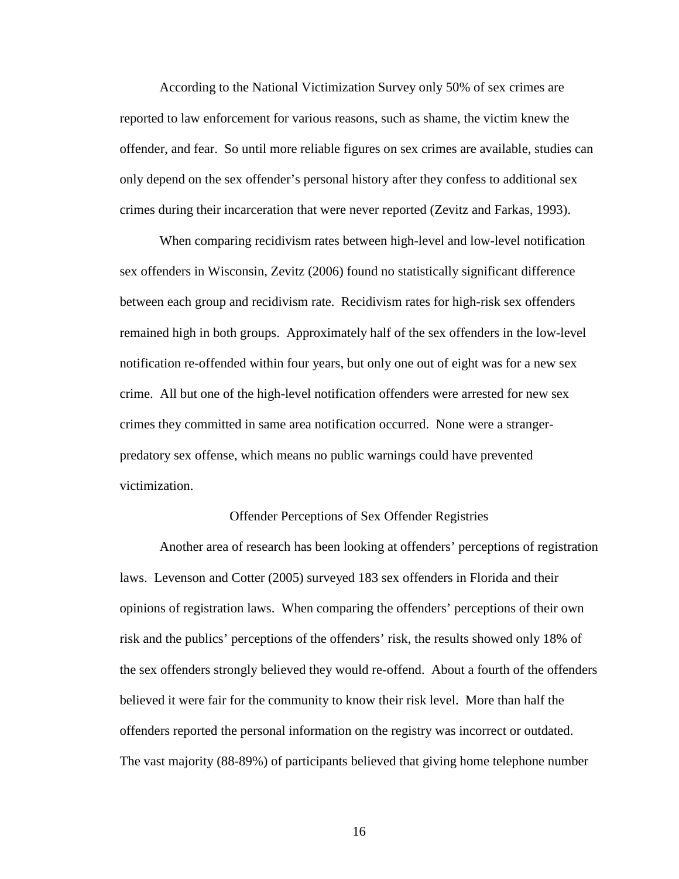According to the National Victimization Survey only 50% of sex crimes are reported to law enforcement for various reasons, such as shame, the victim knew the offender, and fear. So until more reliable figures on sex crimes are available, studies can only depend on the sex offender's personal history after they confess to additional sex crimes during their incarceration that were never reported (Zevitz and Farkas, 1993).

When comparing recidivism rates between high-level and low-level notification sex offenders in Wisconsin, Zevitz (2006) found no statistically significant difference between each group and recidivism rate. Recidivism rates for high-risk sex offenders remained high in both groups. Approximately half of the sex offenders in the low-level notification re-offended within four years, but only one out of eight was for a new sex crime. All but one of the high-level notification offenders were arrested for new sex crimes they committed in same area notification occurred. None were a stranger-predatory sex offense, which means no public warnings could have prevented victimization.

## Offender Perceptions of Sex Offender Registries

Another area of research has been looking at offenders' perceptions of registration laws. Levenson and Cotter (2005) surveyed 183 sex offenders in Florida and their opinions of registration laws. When comparing the offenders' perceptions of their own risk and the publics' perceptions of the offenders' risk, the results showed only 18% of the sex offenders strongly believed they would re-offend. About a fourth of the offenders believed it were fair for the community to know their risk level. More than half the offenders reported the personal information on the registry was incorrect or outdated. The vast majority (88-89%) of participants believed that giving home telephone number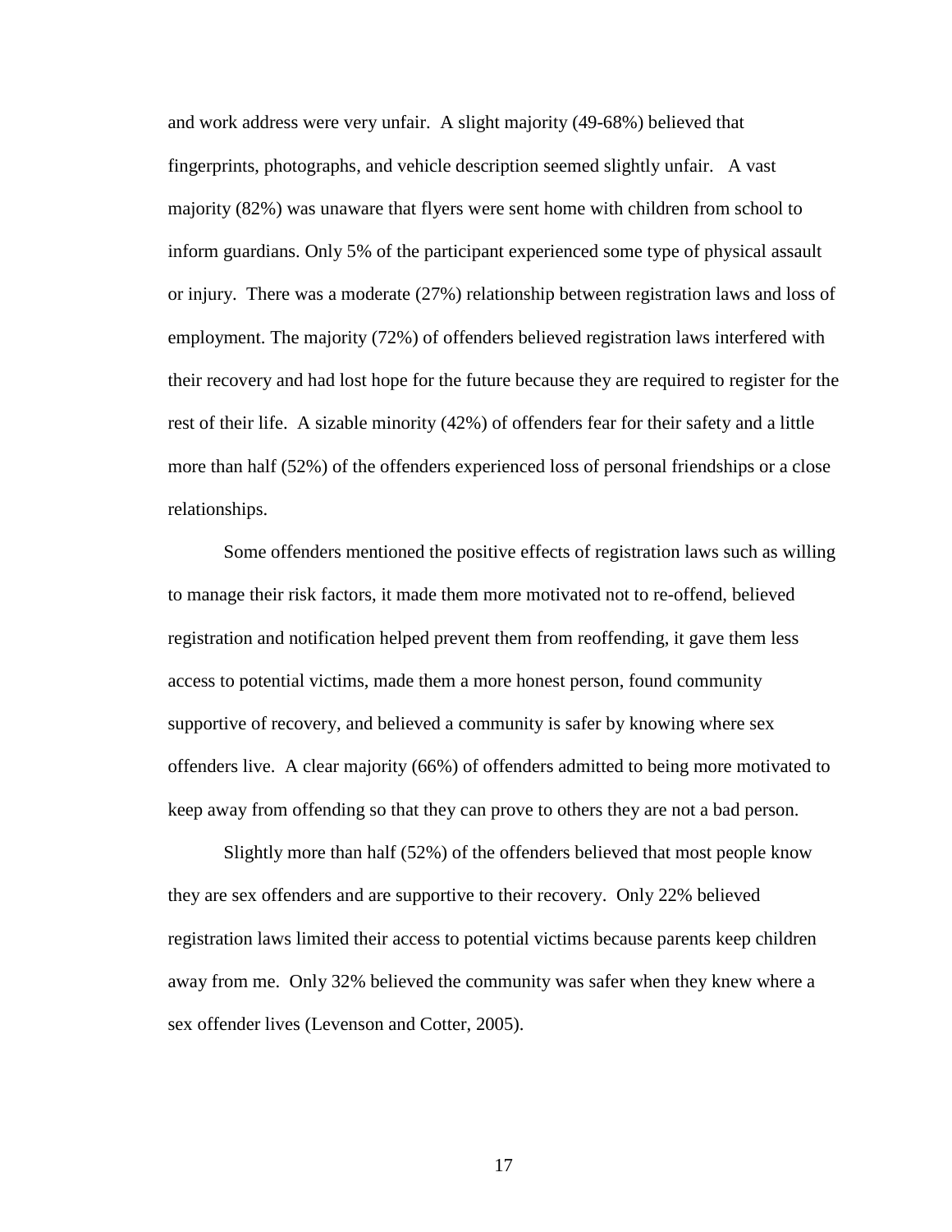and work address were very unfair. A slight majority (49-68%) believed that fingerprints, photographs, and vehicle description seemed slightly unfair. A vast majority (82%) was unaware that flyers were sent home with children from school to inform guardians. Only 5% of the participant experienced some type of physical assault or injury. There was a moderate (27%) relationship between registration laws and loss of employment. The majority (72%) of offenders believed registration laws interfered with their recovery and had lost hope for the future because they are required to register for the rest of their life. A sizable minority (42%) of offenders fear for their safety and a little more than half (52%) of the offenders experienced loss of personal friendships or a close relationships.

Some offenders mentioned the positive effects of registration laws such as willing to manage their risk factors, it made them more motivated not to re-offend, believed registration and notification helped prevent them from reoffending, it gave them less access to potential victims, made them a more honest person, found community supportive of recovery, and believed a community is safer by knowing where sex offenders live. A clear majority (66%) of offenders admitted to being more motivated to keep away from offending so that they can prove to others they are not a bad person.

Slightly more than half (52%) of the offenders believed that most people know they are sex offenders and are supportive to their recovery. Only 22% believed registration laws limited their access to potential victims because parents keep children away from me. Only 32% believed the community was safer when they knew where a sex offender lives (Levenson and Cotter, 2005).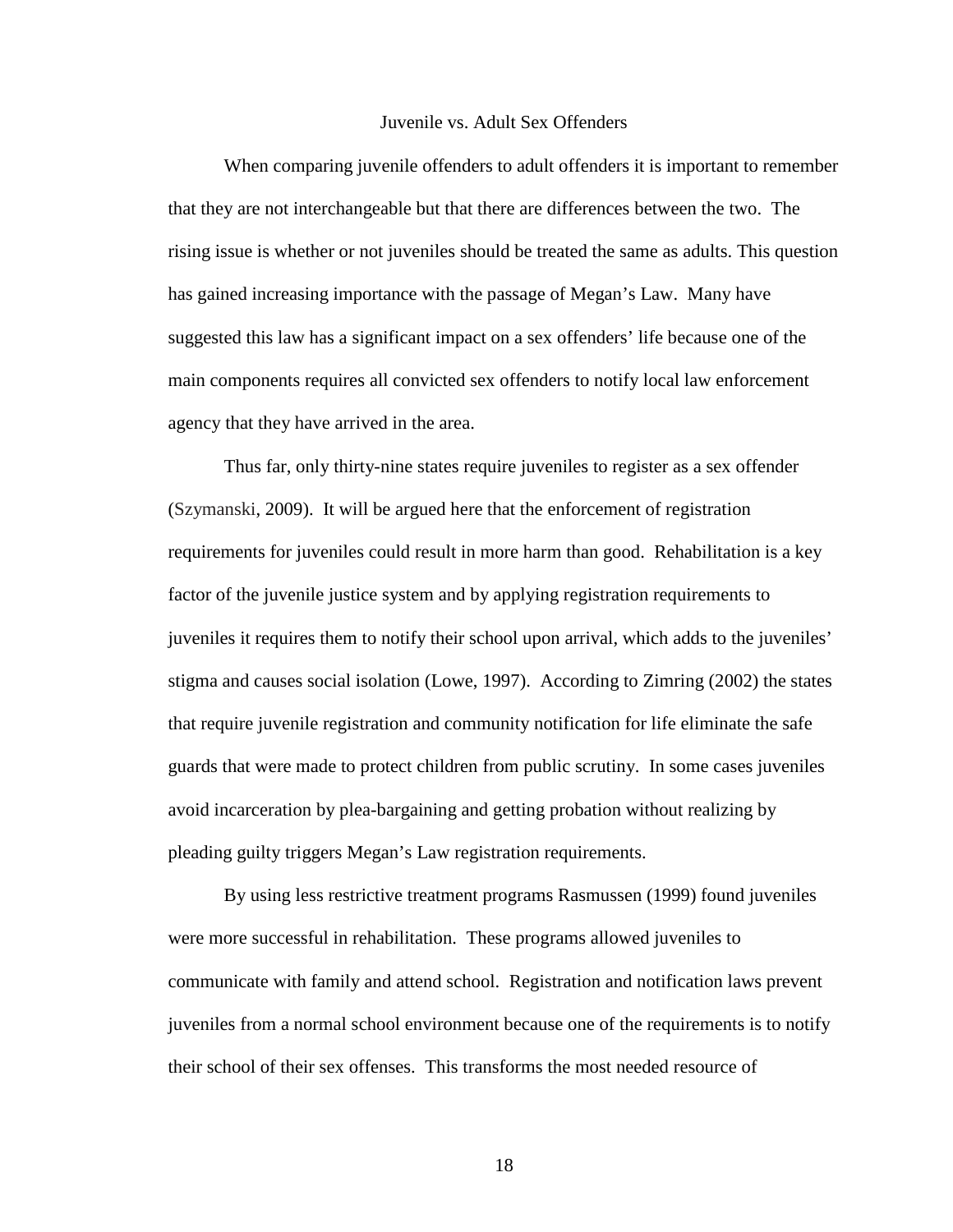## Juvenile vs. Adult Sex Offenders

When comparing juvenile offenders to adult offenders it is important to remember that they are not interchangeable but that there are differences between the two. The rising issue is whether or not juveniles should be treated the same as adults. This question has gained increasing importance with the passage of Megan's Law. Many have suggested this law has a significant impact on a sex offenders' life because one of the main components requires all convicted sex offenders to notify local law enforcement agency that they have arrived in the area.

Thus far, only thirty-nine states require juveniles to register as a sex offender (Szymanski, 2009). It will be argued here that the enforcement of registration requirements for juveniles could result in more harm than good. Rehabilitation is a key factor of the juvenile justice system and by applying registration requirements to juveniles it requires them to notify their school upon arrival, which adds to the juveniles' stigma and causes social isolation (Lowe, 1997). According to Zimring (2002) the states that require juvenile registration and community notification for life eliminate the safe guards that were made to protect children from public scrutiny. In some cases juveniles avoid incarceration by plea-bargaining and getting probation without realizing by pleading guilty triggers Megan's Law registration requirements.

By using less restrictive treatment programs Rasmussen (1999) found juveniles were more successful in rehabilitation. These programs allowed juveniles to communicate with family and attend school. Registration and notification laws prevent juveniles from a normal school environment because one of the requirements is to notify their school of their sex offenses. This transforms the most needed resource of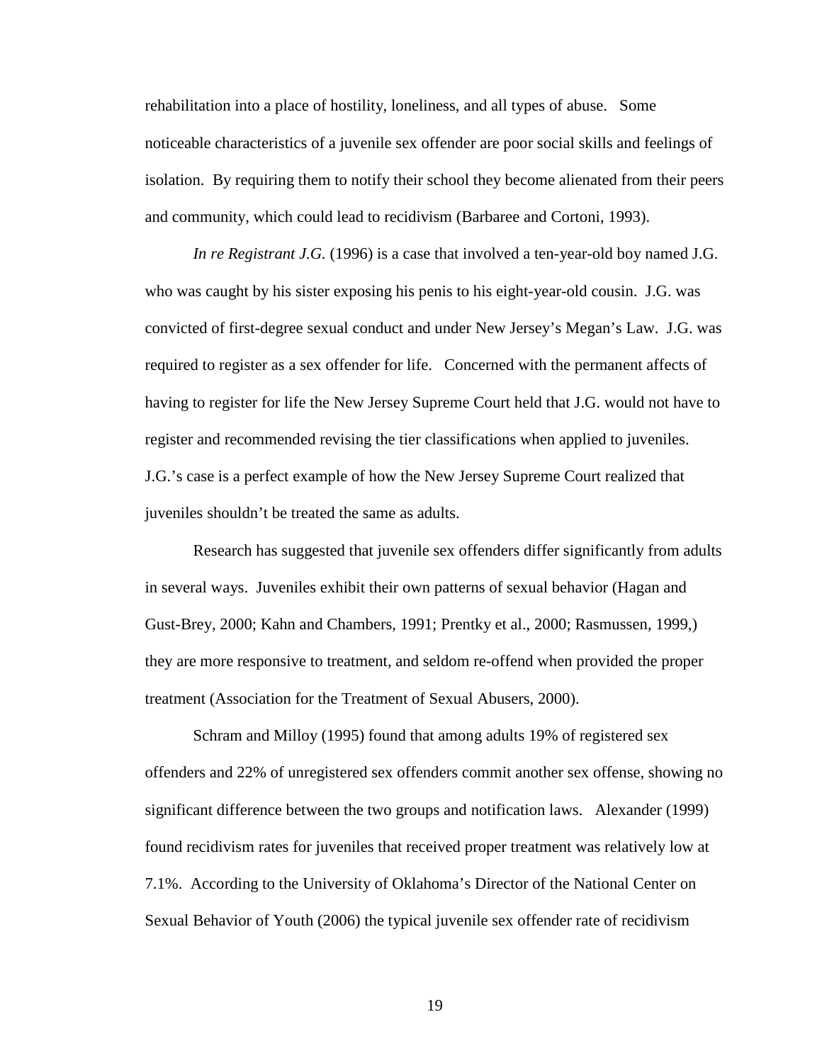rehabilitation into a place of hostility, loneliness, and all types of abuse.  Some noticeable characteristics of a juvenile sex offender are poor social skills and feelings of isolation.  By requiring them to notify their school they become alienated from their peers and community, which could lead to recidivism (Barbaree and Cortoni, 1993).

*In re Registrant J.G.* (1996) is a case that involved a ten-year-old boy named J.G. who was caught by his sister exposing his penis to his eight-year-old cousin.  J.G. was convicted of first-degree sexual conduct and under New Jersey's Megan's Law.  J.G. was required to register as a sex offender for life.  Concerned with the permanent affects of having to register for life the New Jersey Supreme Court held that J.G. would not have to register and recommended revising the tier classifications when applied to juveniles. J.G.'s case is a perfect example of how the New Jersey Supreme Court realized that juveniles shouldn't be treated the same as adults.

Research has suggested that juvenile sex offenders differ significantly from adults in several ways.  Juveniles exhibit their own patterns of sexual behavior (Hagan and Gust-Brey, 2000; Kahn and Chambers, 1991; Prentky et al., 2000; Rasmussen, 1999,) they are more responsive to treatment, and seldom re-offend when provided the proper treatment (Association for the Treatment of Sexual Abusers, 2000).

Schram and Milloy (1995) found that among adults 19% of registered sex offenders and 22% of unregistered sex offenders commit another sex offense, showing no significant difference between the two groups and notification laws.  Alexander (1999) found recidivism rates for juveniles that received proper treatment was relatively low at 7.1%.  According to the University of Oklahoma's Director of the National Center on Sexual Behavior of Youth (2006) the typical juvenile sex offender rate of recidivism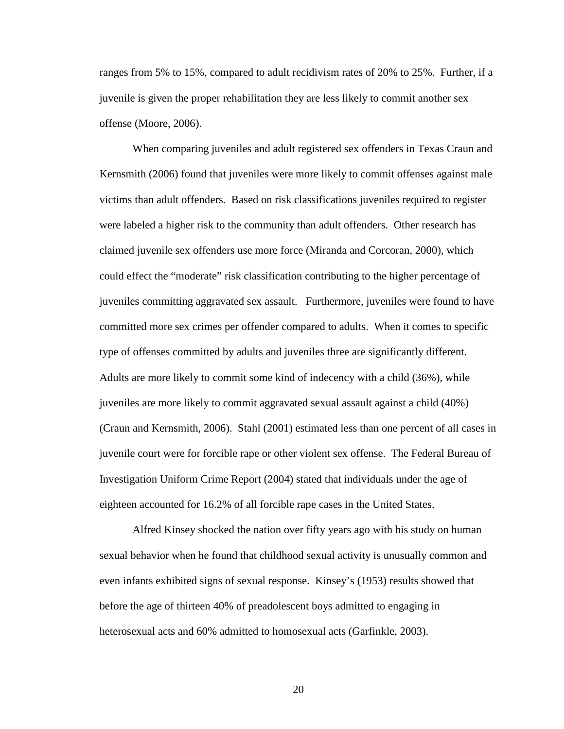ranges from 5% to 15%, compared to adult recidivism rates of 20% to 25%. Further, if a juvenile is given the proper rehabilitation they are less likely to commit another sex offense (Moore, 2006).

When comparing juveniles and adult registered sex offenders in Texas Craun and Kernsmith (2006) found that juveniles were more likely to commit offenses against male victims than adult offenders. Based on risk classifications juveniles required to register were labeled a higher risk to the community than adult offenders. Other research has claimed juvenile sex offenders use more force (Miranda and Corcoran, 2000), which could effect the "moderate" risk classification contributing to the higher percentage of juveniles committing aggravated sex assault. Furthermore, juveniles were found to have committed more sex crimes per offender compared to adults. When it comes to specific type of offenses committed by adults and juveniles three are significantly different. Adults are more likely to commit some kind of indecency with a child (36%), while juveniles are more likely to commit aggravated sexual assault against a child (40%) (Craun and Kernsmith, 2006). Stahl (2001) estimated less than one percent of all cases in juvenile court were for forcible rape or other violent sex offense. The Federal Bureau of Investigation Uniform Crime Report (2004) stated that individuals under the age of eighteen accounted for 16.2% of all forcible rape cases in the United States.

Alfred Kinsey shocked the nation over fifty years ago with his study on human sexual behavior when he found that childhood sexual activity is unusually common and even infants exhibited signs of sexual response. Kinsey's (1953) results showed that before the age of thirteen 40% of preadolescent boys admitted to engaging in heterosexual acts and 60% admitted to homosexual acts (Garfinkle, 2003).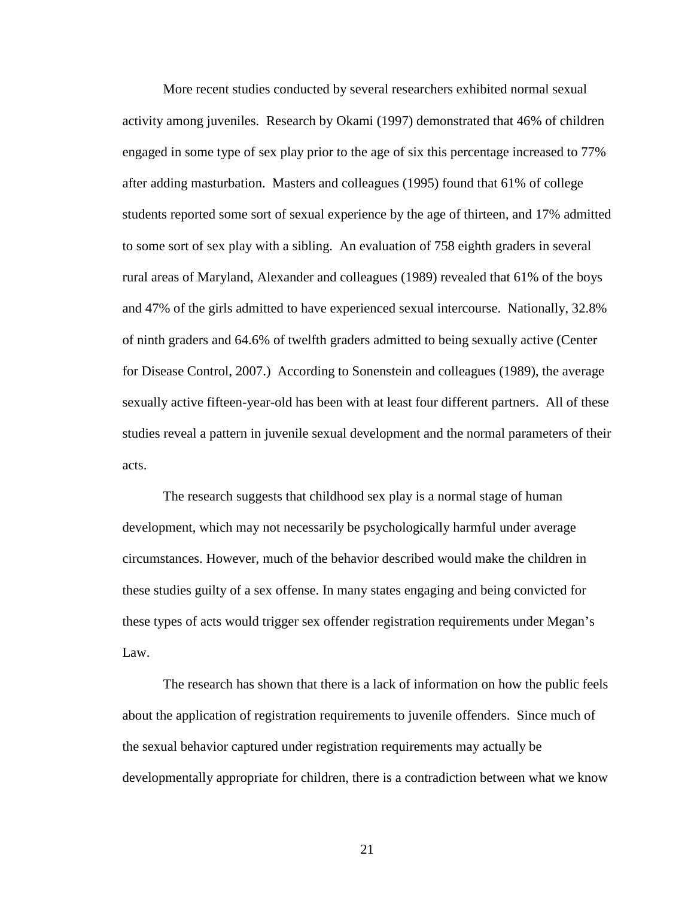More recent studies conducted by several researchers exhibited normal sexual activity among juveniles. Research by Okami (1997) demonstrated that 46% of children engaged in some type of sex play prior to the age of six this percentage increased to 77% after adding masturbation. Masters and colleagues (1995) found that 61% of college students reported some sort of sexual experience by the age of thirteen, and 17% admitted to some sort of sex play with a sibling. An evaluation of 758 eighth graders in several rural areas of Maryland, Alexander and colleagues (1989) revealed that 61% of the boys and 47% of the girls admitted to have experienced sexual intercourse. Nationally, 32.8% of ninth graders and 64.6% of twelfth graders admitted to being sexually active (Center for Disease Control, 2007.) According to Sonenstein and colleagues (1989), the average sexually active fifteen-year-old has been with at least four different partners. All of these studies reveal a pattern in juvenile sexual development and the normal parameters of their acts.

The research suggests that childhood sex play is a normal stage of human development, which may not necessarily be psychologically harmful under average circumstances. However, much of the behavior described would make the children in these studies guilty of a sex offense. In many states engaging and being convicted for these types of acts would trigger sex offender registration requirements under Megan's Law.

The research has shown that there is a lack of information on how the public feels about the application of registration requirements to juvenile offenders. Since much of the sexual behavior captured under registration requirements may actually be developmentally appropriate for children, there is a contradiction between what we know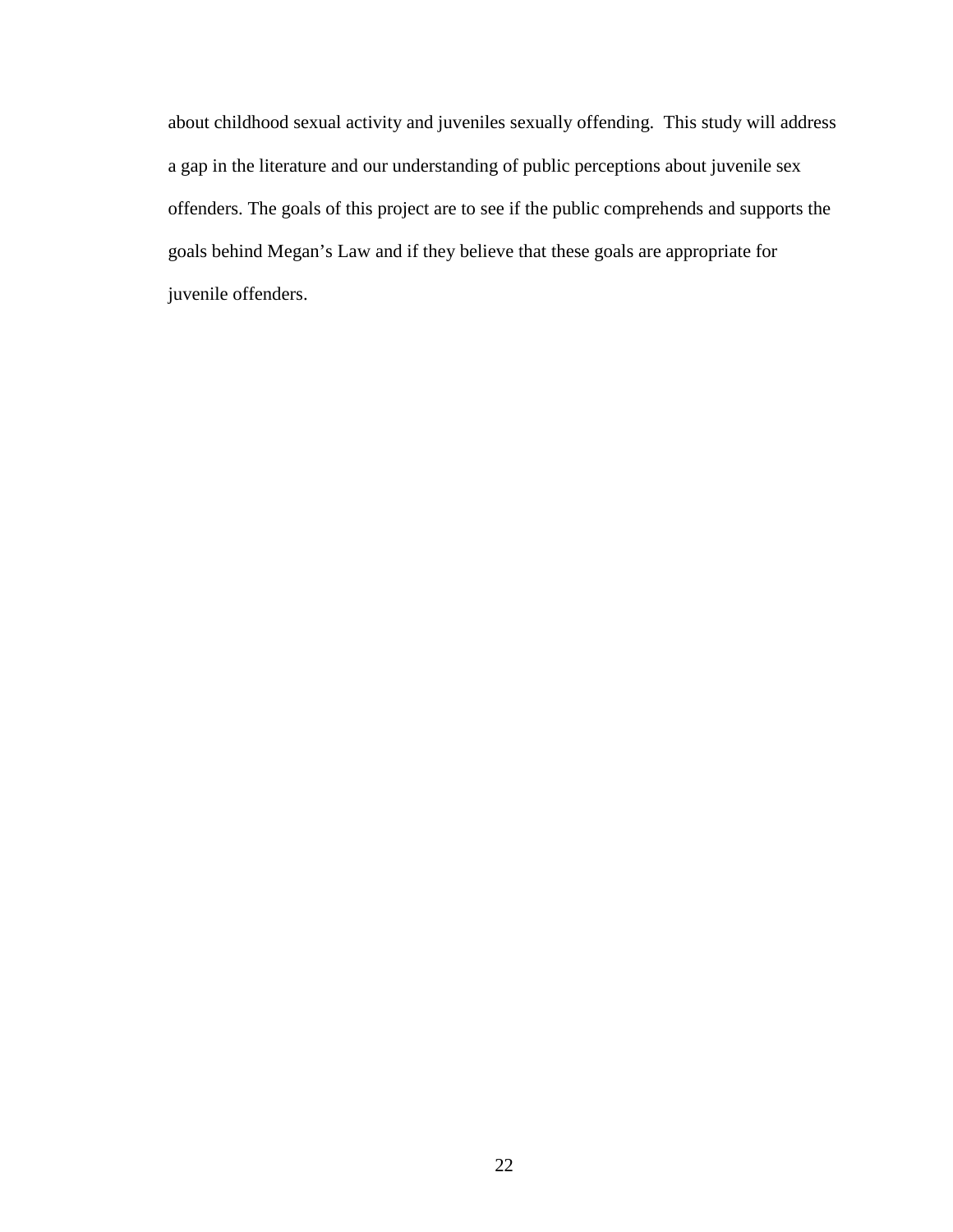about childhood sexual activity and juveniles sexually offending.  This study will address a gap in the literature and our understanding of public perceptions about juvenile sex offenders. The goals of this project are to see if the public comprehends and supports the goals behind Megan's Law and if they believe that these goals are appropriate for juvenile offenders.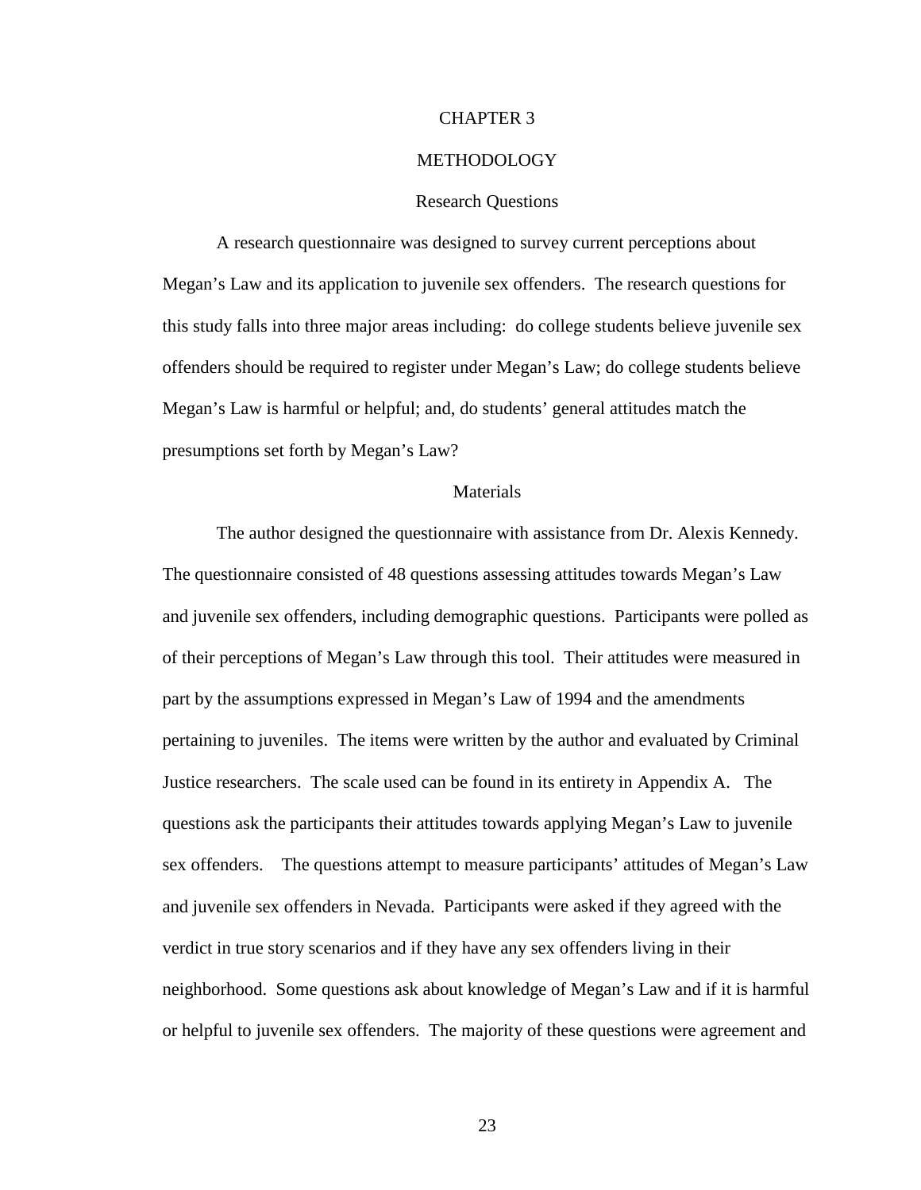# CHAPTER 3

# METHODOLOGY

## Research Questions

A research questionnaire was designed to survey current perceptions about Megan's Law and its application to juvenile sex offenders. The research questions for this study falls into three major areas including: do college students believe juvenile sex offenders should be required to register under Megan's Law; do college students believe Megan's Law is harmful or helpful; and, do students' general attitudes match the presumptions set forth by Megan's Law?

## Materials

The author designed the questionnaire with assistance from Dr. Alexis Kennedy. The questionnaire consisted of 48 questions assessing attitudes towards Megan's Law and juvenile sex offenders, including demographic questions. Participants were polled as of their perceptions of Megan's Law through this tool. Their attitudes were measured in part by the assumptions expressed in Megan's Law of 1994 and the amendments pertaining to juveniles. The items were written by the author and evaluated by Criminal Justice researchers. The scale used can be found in its entirety in Appendix A. The questions ask the participants their attitudes towards applying Megan's Law to juvenile sex offenders. The questions attempt to measure participants' attitudes of Megan's Law and juvenile sex offenders in Nevada. Participants were asked if they agreed with the verdict in true story scenarios and if they have any sex offenders living in their neighborhood. Some questions ask about knowledge of Megan's Law and if it is harmful or helpful to juvenile sex offenders. The majority of these questions were agreement and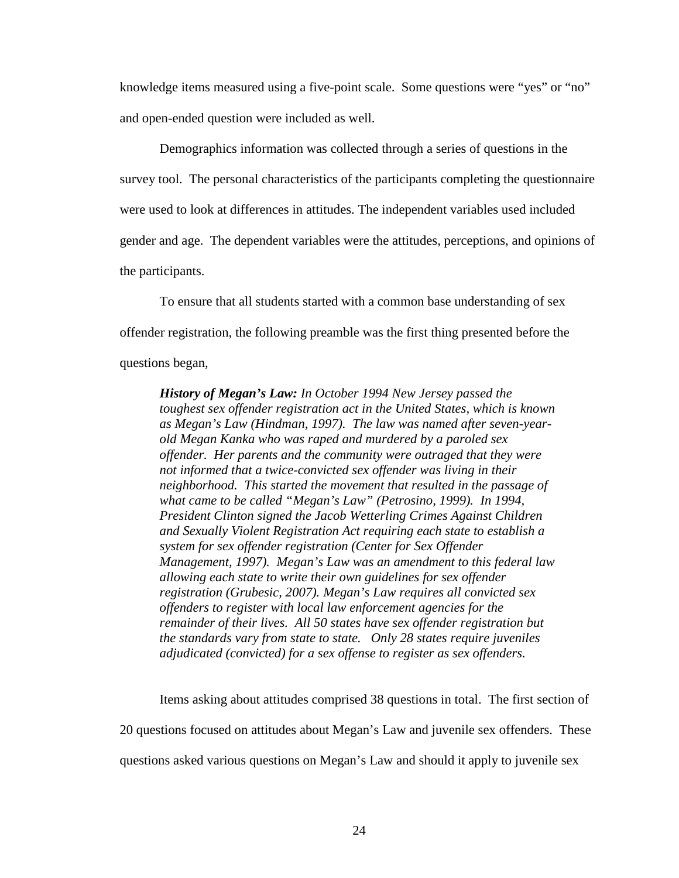knowledge items measured using a five-point scale. Some questions were "yes" or "no" and open-ended question were included as well.

Demographics information was collected through a series of questions in the survey tool. The personal characteristics of the participants completing the questionnaire were used to look at differences in attitudes. The independent variables used included gender and age. The dependent variables were the attitudes, perceptions, and opinions of the participants.

To ensure that all students started with a common base understanding of sex offender registration, the following preamble was the first thing presented before the questions began,

> ***History of Megan's Law:*** *In October 1994 New Jersey passed the toughest sex offender registration act in the United States, which is known as Megan's Law (Hindman, 1997). The law was named after seven-year-old Megan Kanka who was raped and murdered by a paroled sex offender. Her parents and the community were outraged that they were not informed that a twice-convicted sex offender was living in their neighborhood. This started the movement that resulted in the passage of what came to be called "Megan's Law" (Petrosino, 1999). In 1994, President Clinton signed the Jacob Wetterling Crimes Against Children and Sexually Violent Registration Act requiring each state to establish a system for sex offender registration (Center for Sex Offender Management, 1997). Megan's Law was an amendment to this federal law allowing each state to write their own guidelines for sex offender registration (Grubesic, 2007). Megan's Law requires all convicted sex offenders to register with local law enforcement agencies for the remainder of their lives. All 50 states have sex offender registration but the standards vary from state to state. Only 28 states require juveniles adjudicated (convicted) for a sex offense to register as sex offenders.*

Items asking about attitudes comprised 38 questions in total. The first section of 20 questions focused on attitudes about Megan's Law and juvenile sex offenders. These questions asked various questions on Megan's Law and should it apply to juvenile sex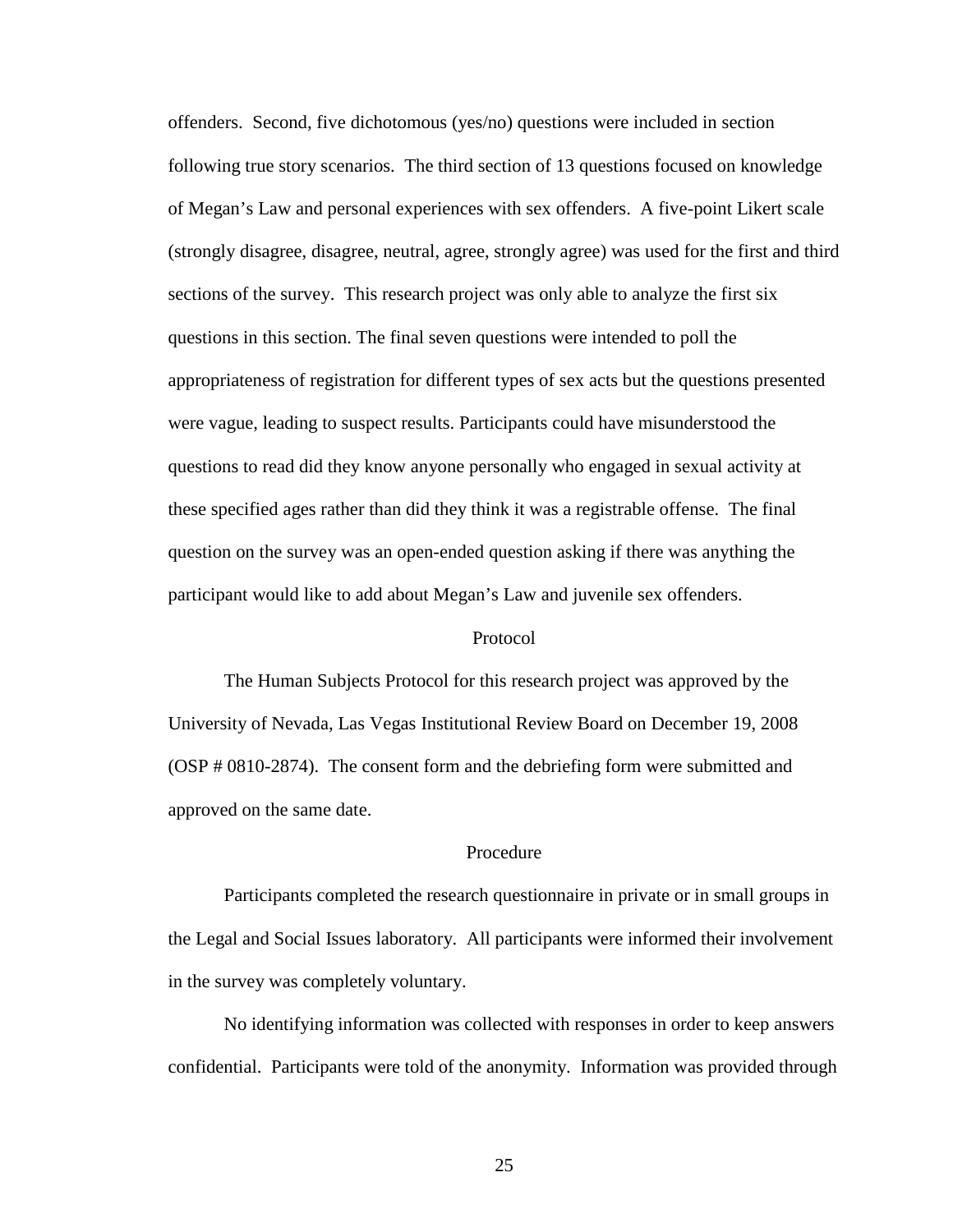offenders. Second, five dichotomous (yes/no) questions were included in section following true story scenarios. The third section of 13 questions focused on knowledge of Megan's Law and personal experiences with sex offenders. A five-point Likert scale (strongly disagree, disagree, neutral, agree, strongly agree) was used for the first and third sections of the survey. This research project was only able to analyze the first six questions in this section. The final seven questions were intended to poll the appropriateness of registration for different types of sex acts but the questions presented were vague, leading to suspect results. Participants could have misunderstood the questions to read did they know anyone personally who engaged in sexual activity at these specified ages rather than did they think it was a registrable offense. The final question on the survey was an open-ended question asking if there was anything the participant would like to add about Megan's Law and juvenile sex offenders.

## Protocol

The Human Subjects Protocol for this research project was approved by the University of Nevada, Las Vegas Institutional Review Board on December 19, 2008 (OSP # 0810-2874). The consent form and the debriefing form were submitted and approved on the same date.

## Procedure

Participants completed the research questionnaire in private or in small groups in the Legal and Social Issues laboratory. All participants were informed their involvement in the survey was completely voluntary.

No identifying information was collected with responses in order to keep answers confidential. Participants were told of the anonymity. Information was provided through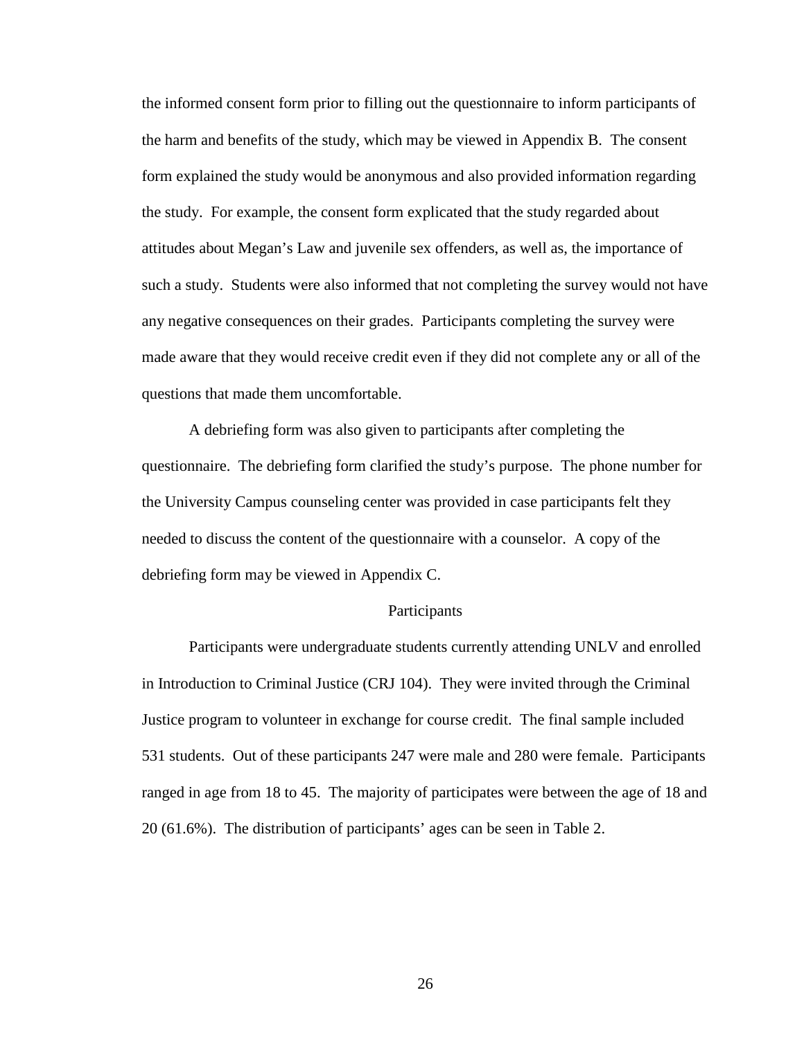the informed consent form prior to filling out the questionnaire to inform participants of the harm and benefits of the study, which may be viewed in Appendix B. The consent form explained the study would be anonymous and also provided information regarding the study. For example, the consent form explicated that the study regarded about attitudes about Megan's Law and juvenile sex offenders, as well as, the importance of such a study. Students were also informed that not completing the survey would not have any negative consequences on their grades. Participants completing the survey were made aware that they would receive credit even if they did not complete any or all of the questions that made them uncomfortable.

A debriefing form was also given to participants after completing the questionnaire. The debriefing form clarified the study's purpose. The phone number for the University Campus counseling center was provided in case participants felt they needed to discuss the content of the questionnaire with a counselor. A copy of the debriefing form may be viewed in Appendix C.

## Participants

Participants were undergraduate students currently attending UNLV and enrolled in Introduction to Criminal Justice (CRJ 104). They were invited through the Criminal Justice program to volunteer in exchange for course credit. The final sample included 531 students. Out of these participants 247 were male and 280 were female. Participants ranged in age from 18 to 45. The majority of participates were between the age of 18 and 20 (61.6%). The distribution of participants' ages can be seen in Table 2.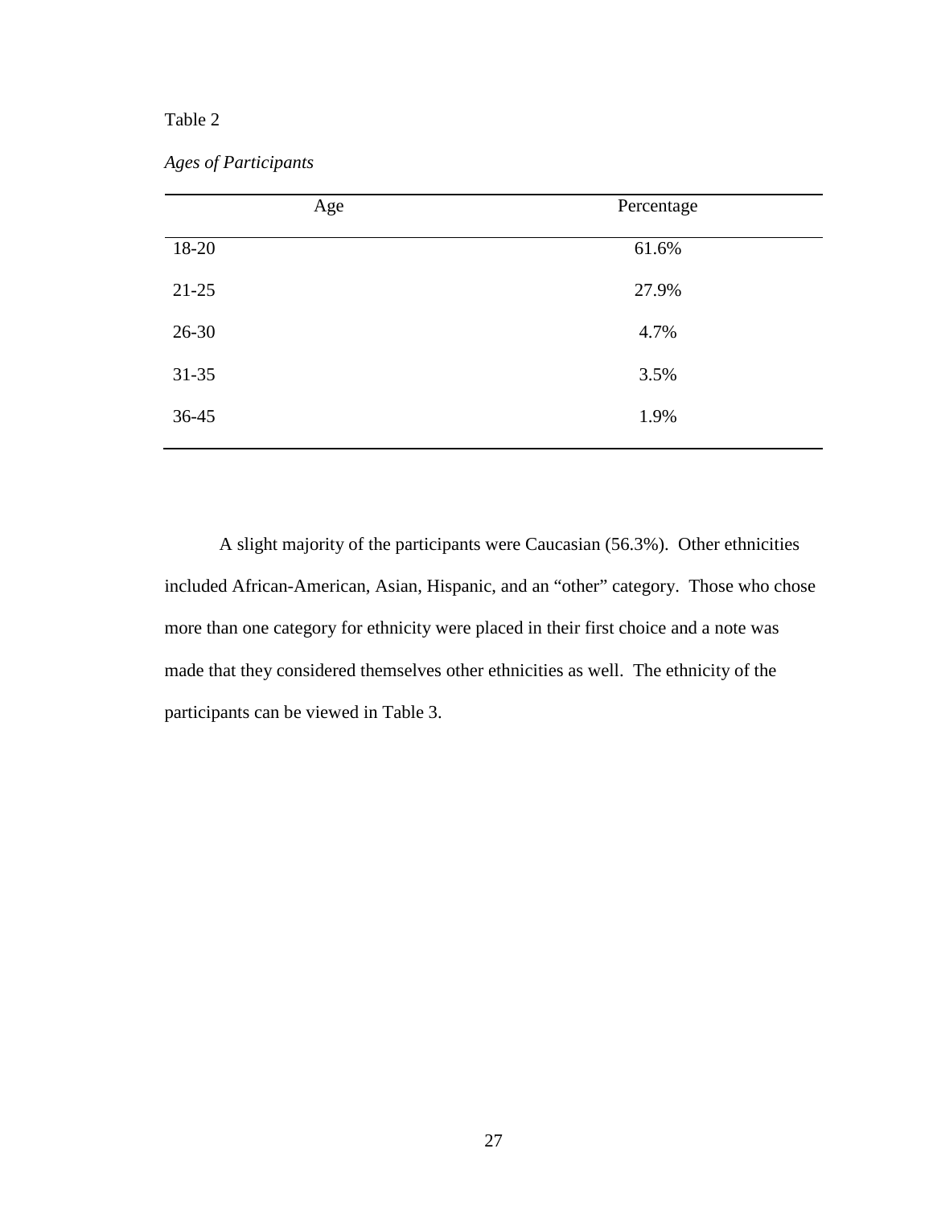Table 2

*Ages of Participants*

| Age | Percentage |
|---|---|
| 18-20 | 61.6% |
| 21-25 | 27.9% |
| 26-30 | 4.7% |
| 31-35 | 3.5% |
| 36-45 | 1.9% |

A slight majority of the participants were Caucasian (56.3%). Other ethnicities included African-American, Asian, Hispanic, and an "other" category. Those who chose more than one category for ethnicity were placed in their first choice and a note was made that they considered themselves other ethnicities as well. The ethnicity of the participants can be viewed in Table 3.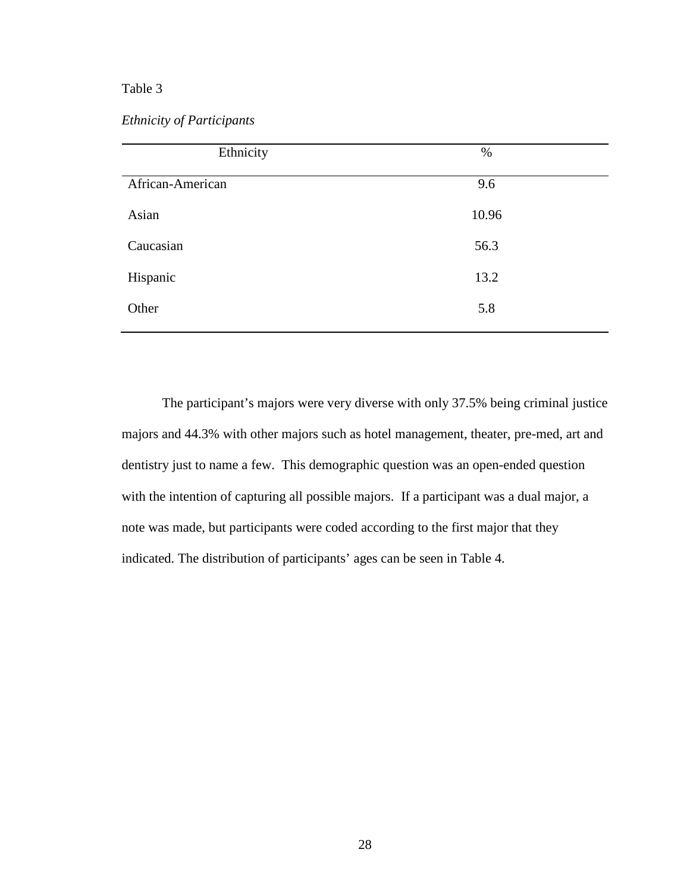Table 3

*Ethnicity of Participants*

| Ethnicity | % |
| --- | --- |
| African-American | 9.6 |
| Asian | 10.96 |
| Caucasian | 56.3 |
| Hispanic | 13.2 |
| Other | 5.8 |

The participant's majors were very diverse with only 37.5% being criminal justice majors and 44.3% with other majors such as hotel management, theater, pre-med, art and dentistry just to name a few. This demographic question was an open-ended question with the intention of capturing all possible majors. If a participant was a dual major, a note was made, but participants were coded according to the first major that they indicated. The distribution of participants' ages can be seen in Table 4.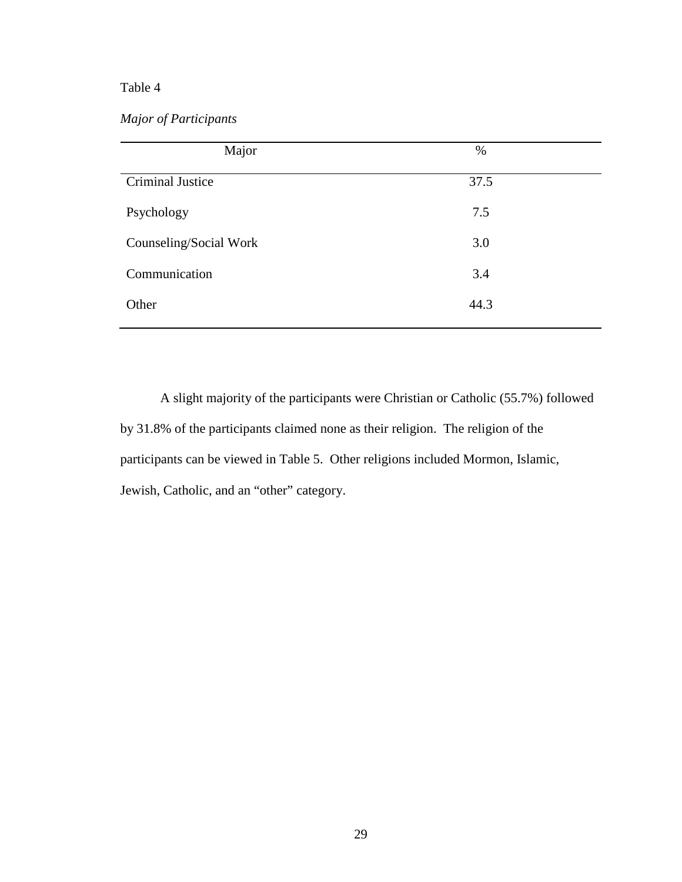Table 4

*Major of Participants*

| Major | % |
| --- | --- |
| Criminal Justice | 37.5 |
| Psychology | 7.5 |
| Counseling/Social Work | 3.0 |
| Communication | 3.4 |
| Other | 44.3 |

A slight majority of the participants were Christian or Catholic (55.7%) followed by 31.8% of the participants claimed none as their religion. The religion of the participants can be viewed in Table 5. Other religions included Mormon, Islamic, Jewish, Catholic, and an "other" category.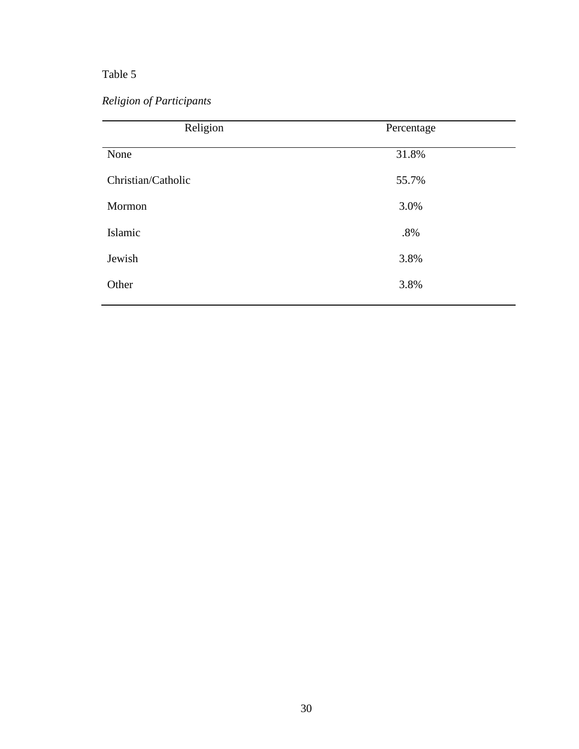Table 5

*Religion of Participants*

| Religion | Percentage |
| --- | --- |
| None | 31.8% |
| Christian/Catholic | 55.7% |
| Mormon | 3.0% |
| Islamic | .8% |
| Jewish | 3.8% |
| Other | 3.8% |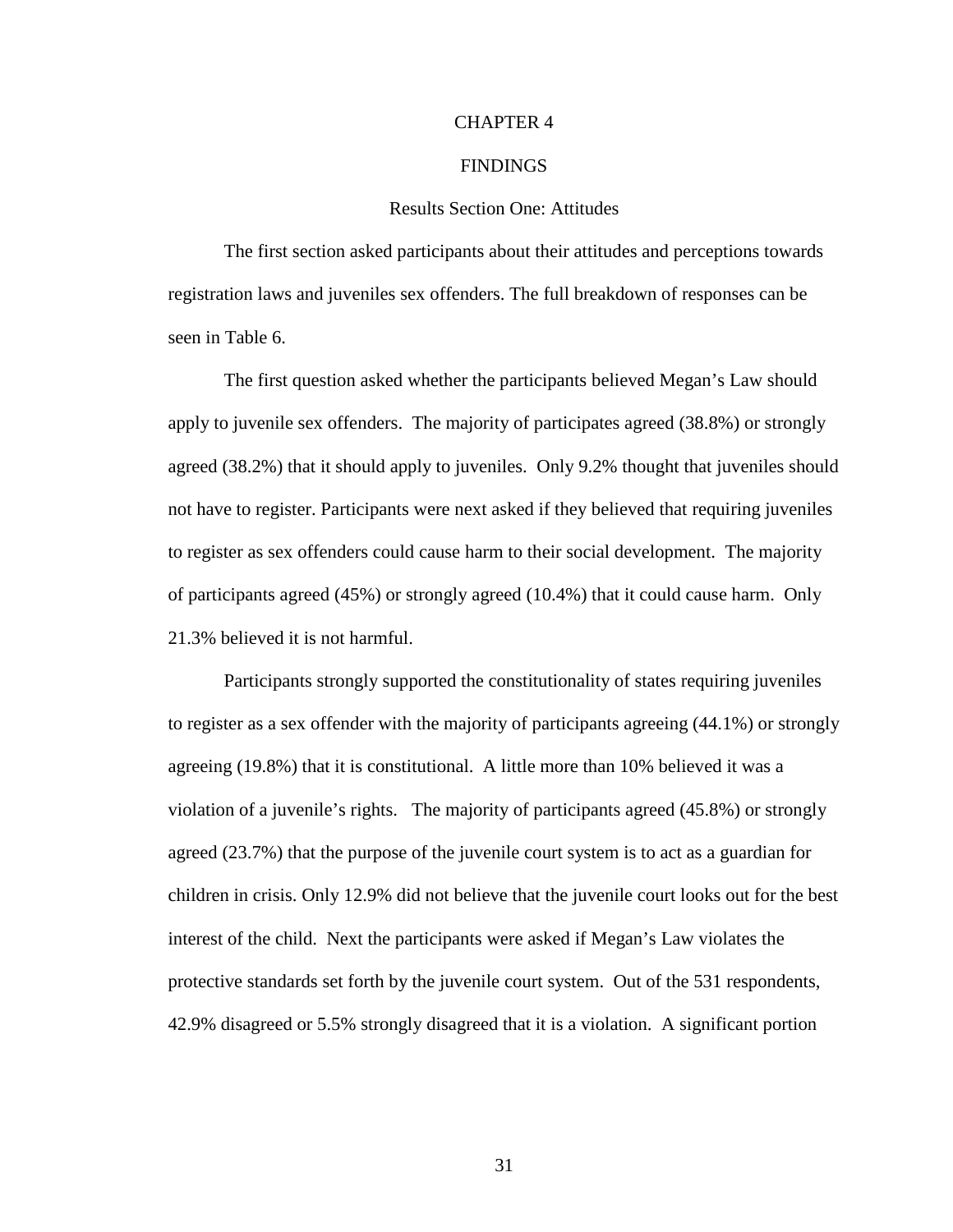# CHAPTER 4

# FINDINGS

## Results Section One: Attitudes

The first section asked participants about their attitudes and perceptions towards registration laws and juveniles sex offenders. The full breakdown of responses can be seen in Table 6.

The first question asked whether the participants believed Megan's Law should apply to juvenile sex offenders. The majority of participates agreed (38.8%) or strongly agreed (38.2%) that it should apply to juveniles. Only 9.2% thought that juveniles should not have to register. Participants were next asked if they believed that requiring juveniles to register as sex offenders could cause harm to their social development. The majority of participants agreed (45%) or strongly agreed (10.4%) that it could cause harm. Only 21.3% believed it is not harmful.

Participants strongly supported the constitutionality of states requiring juveniles to register as a sex offender with the majority of participants agreeing (44.1%) or strongly agreeing (19.8%) that it is constitutional. A little more than 10% believed it was a violation of a juvenile's rights. The majority of participants agreed (45.8%) or strongly agreed (23.7%) that the purpose of the juvenile court system is to act as a guardian for children in crisis. Only 12.9% did not believe that the juvenile court looks out for the best interest of the child. Next the participants were asked if Megan's Law violates the protective standards set forth by the juvenile court system. Out of the 531 respondents, 42.9% disagreed or 5.5% strongly disagreed that it is a violation. A significant portion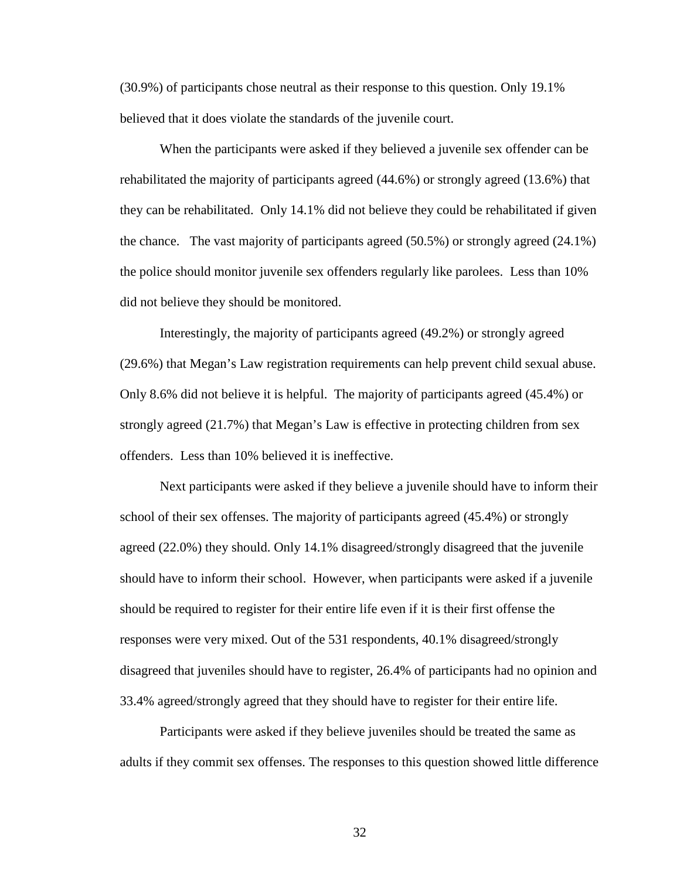(30.9%) of participants chose neutral as their response to this question. Only 19.1% believed that it does violate the standards of the juvenile court.

When the participants were asked if they believed a juvenile sex offender can be rehabilitated the majority of participants agreed (44.6%) or strongly agreed (13.6%) that they can be rehabilitated. Only 14.1% did not believe they could be rehabilitated if given the chance. The vast majority of participants agreed (50.5%) or strongly agreed (24.1%) the police should monitor juvenile sex offenders regularly like parolees. Less than 10% did not believe they should be monitored.

Interestingly, the majority of participants agreed (49.2%) or strongly agreed (29.6%) that Megan's Law registration requirements can help prevent child sexual abuse. Only 8.6% did not believe it is helpful. The majority of participants agreed (45.4%) or strongly agreed (21.7%) that Megan's Law is effective in protecting children from sex offenders. Less than 10% believed it is ineffective.

Next participants were asked if they believe a juvenile should have to inform their school of their sex offenses. The majority of participants agreed (45.4%) or strongly agreed (22.0%) they should. Only 14.1% disagreed/strongly disagreed that the juvenile should have to inform their school. However, when participants were asked if a juvenile should be required to register for their entire life even if it is their first offense the responses were very mixed. Out of the 531 respondents, 40.1% disagreed/strongly disagreed that juveniles should have to register, 26.4% of participants had no opinion and 33.4% agreed/strongly agreed that they should have to register for their entire life.

Participants were asked if they believe juveniles should be treated the same as adults if they commit sex offenses. The responses to this question showed little difference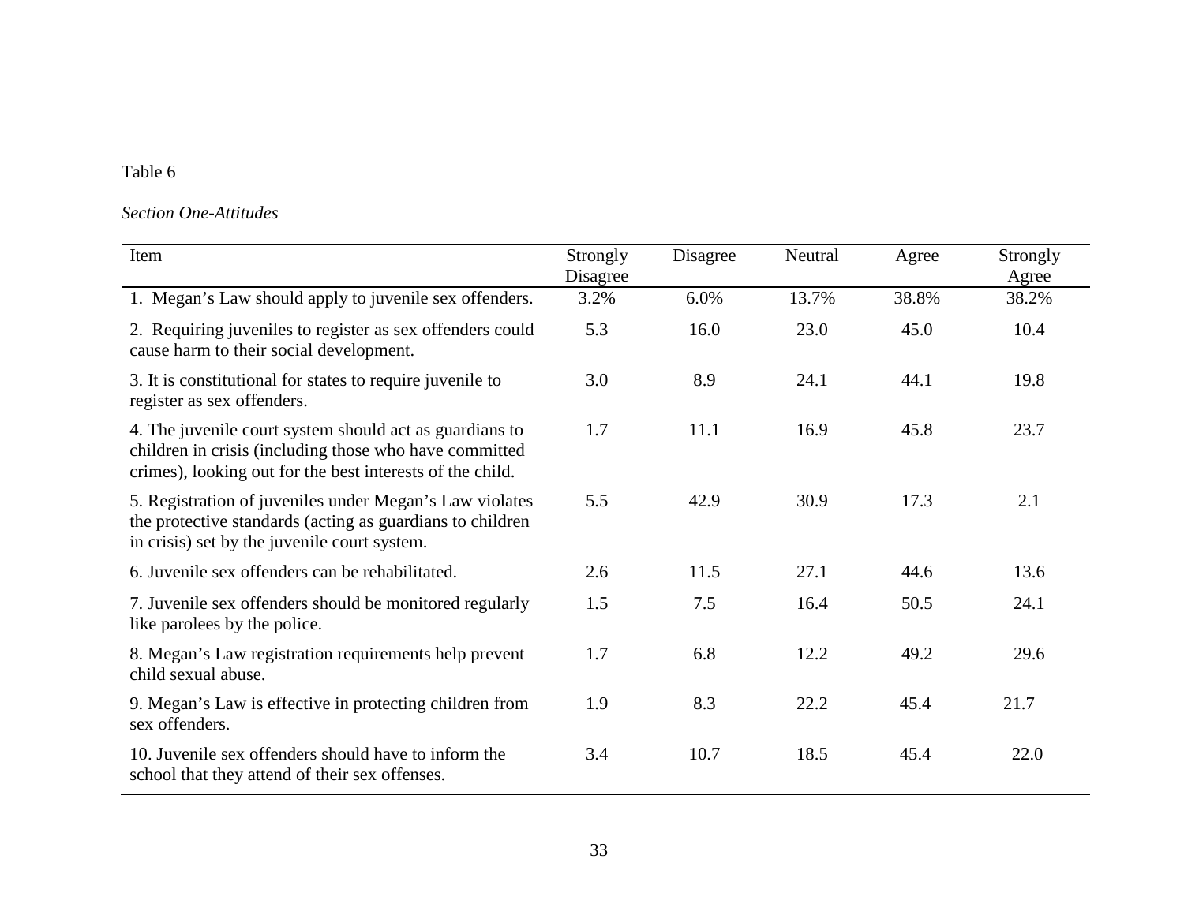Table 6

*Section One-Attitudes*

| Item | Strongly Disagree | Disagree | Neutral | Agree | Strongly Agree |
|---|---|---|---|---|---|
| 1. Megan's Law should apply to juvenile sex offenders. | 3.2% | 6.0% | 13.7% | 38.8% | 38.2% |
| 2. Requiring juveniles to register as sex offenders could cause harm to their social development. | 5.3 | 16.0 | 23.0 | 45.0 | 10.4 |
| 3. It is constitutional for states to require juvenile to register as sex offenders. | 3.0 | 8.9 | 24.1 | 44.1 | 19.8 |
| 4. The juvenile court system should act as guardians to children in crisis (including those who have committed crimes), looking out for the best interests of the child. | 1.7 | 11.1 | 16.9 | 45.8 | 23.7 |
| 5. Registration of juveniles under Megan's Law violates the protective standards (acting as guardians to children in crisis) set by the juvenile court system. | 5.5 | 42.9 | 30.9 | 17.3 | 2.1 |
| 6. Juvenile sex offenders can be rehabilitated. | 2.6 | 11.5 | 27.1 | 44.6 | 13.6 |
| 7. Juvenile sex offenders should be monitored regularly like parolees by the police. | 1.5 | 7.5 | 16.4 | 50.5 | 24.1 |
| 8. Megan's Law registration requirements help prevent child sexual abuse. | 1.7 | 6.8 | 12.2 | 49.2 | 29.6 |
| 9. Megan's Law is effective in protecting children from sex offenders. | 1.9 | 8.3 | 22.2 | 45.4 | 21.7 |
| 10. Juvenile sex offenders should have to inform the school that they attend of their sex offenses. | 3.4 | 10.7 | 18.5 | 45.4 | 22.0 |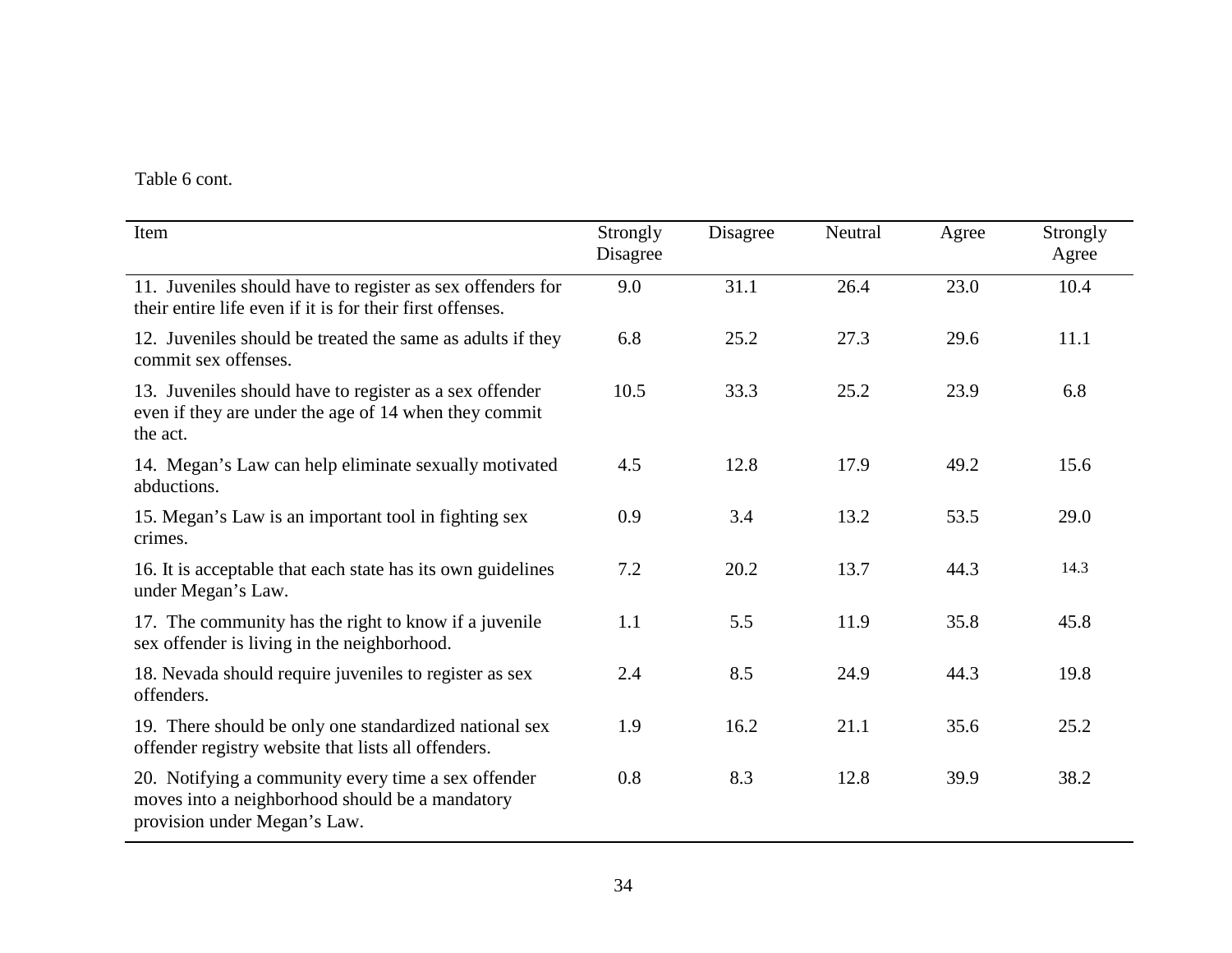Table 6 cont.

| Item | Strongly Disagree | Disagree | Neutral | Agree | Strongly Agree |
|---|---|---|---|---|---|
| 11. Juveniles should have to register as sex offenders for their entire life even if it is for their first offenses. | 9.0 | 31.1 | 26.4 | 23.0 | 10.4 |
| 12. Juveniles should be treated the same as adults if they commit sex offenses. | 6.8 | 25.2 | 27.3 | 29.6 | 11.1 |
| 13. Juveniles should have to register as a sex offender even if they are under the age of 14 when they commit the act. | 10.5 | 33.3 | 25.2 | 23.9 | 6.8 |
| 14. Megan's Law can help eliminate sexually motivated abductions. | 4.5 | 12.8 | 17.9 | 49.2 | 15.6 |
| 15. Megan's Law is an important tool in fighting sex crimes. | 0.9 | 3.4 | 13.2 | 53.5 | 29.0 |
| 16. It is acceptable that each state has its own guidelines under Megan's Law. | 7.2 | 20.2 | 13.7 | 44.3 | 14.3 |
| 17. The community has the right to know if a juvenile sex offender is living in the neighborhood. | 1.1 | 5.5 | 11.9 | 35.8 | 45.8 |
| 18. Nevada should require juveniles to register as sex offenders. | 2.4 | 8.5 | 24.9 | 44.3 | 19.8 |
| 19. There should be only one standardized national sex offender registry website that lists all offenders. | 1.9 | 16.2 | 21.1 | 35.6 | 25.2 |
| 20. Notifying a community every time a sex offender moves into a neighborhood should be a mandatory provision under Megan's Law. | 0.8 | 8.3 | 12.8 | 39.9 | 38.2 |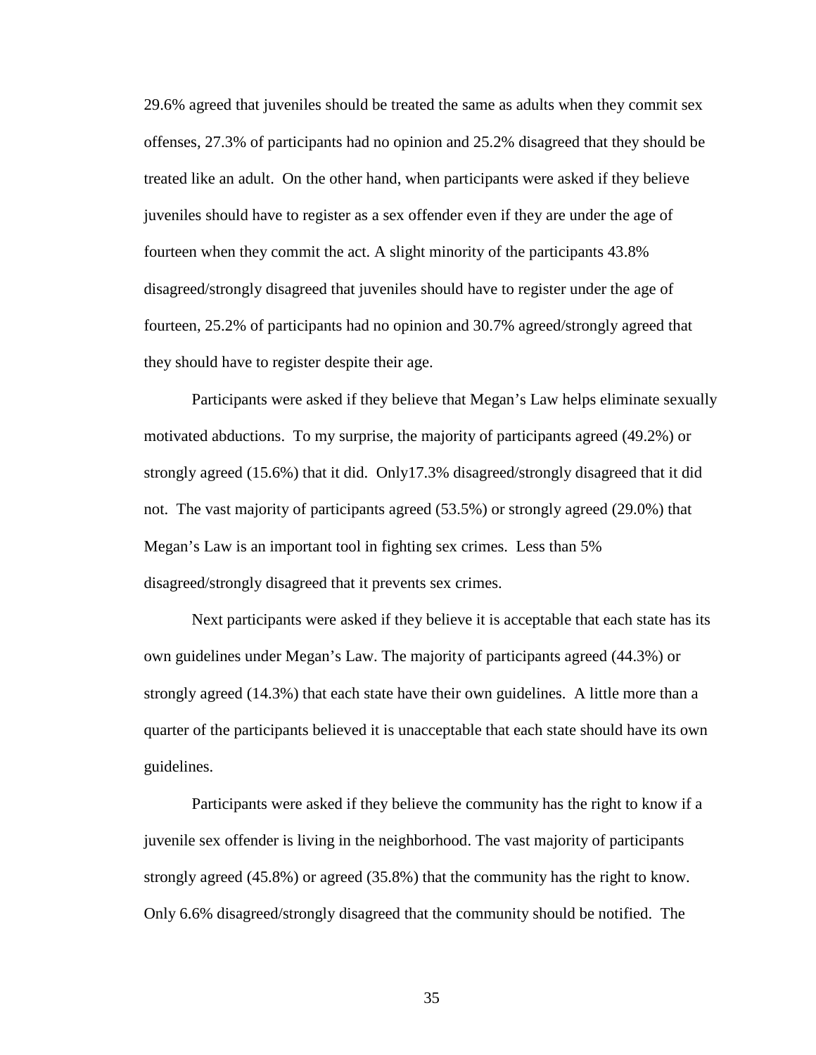29.6% agreed that juveniles should be treated the same as adults when they commit sex offenses, 27.3% of participants had no opinion and 25.2% disagreed that they should be treated like an adult. On the other hand, when participants were asked if they believe juveniles should have to register as a sex offender even if they are under the age of fourteen when they commit the act. A slight minority of the participants 43.8% disagreed/strongly disagreed that juveniles should have to register under the age of fourteen, 25.2% of participants had no opinion and 30.7% agreed/strongly agreed that they should have to register despite their age.

Participants were asked if they believe that Megan's Law helps eliminate sexually motivated abductions. To my surprise, the majority of participants agreed (49.2%) or strongly agreed (15.6%) that it did. Only17.3% disagreed/strongly disagreed that it did not. The vast majority of participants agreed (53.5%) or strongly agreed (29.0%) that Megan's Law is an important tool in fighting sex crimes. Less than 5% disagreed/strongly disagreed that it prevents sex crimes.

Next participants were asked if they believe it is acceptable that each state has its own guidelines under Megan's Law. The majority of participants agreed (44.3%) or strongly agreed (14.3%) that each state have their own guidelines. A little more than a quarter of the participants believed it is unacceptable that each state should have its own guidelines.

Participants were asked if they believe the community has the right to know if a juvenile sex offender is living in the neighborhood. The vast majority of participants strongly agreed (45.8%) or agreed (35.8%) that the community has the right to know. Only 6.6% disagreed/strongly disagreed that the community should be notified. The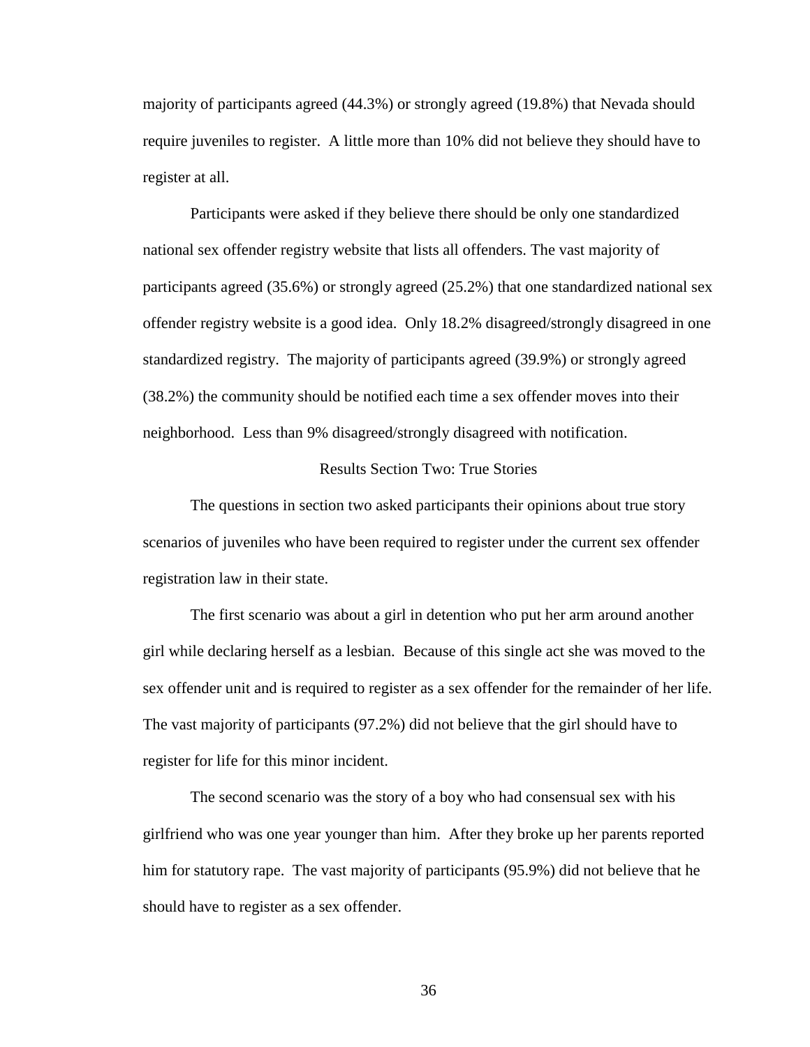majority of participants agreed (44.3%) or strongly agreed (19.8%) that Nevada should require juveniles to register. A little more than 10% did not believe they should have to register at all.

Participants were asked if they believe there should be only one standardized national sex offender registry website that lists all offenders. The vast majority of participants agreed (35.6%) or strongly agreed (25.2%) that one standardized national sex offender registry website is a good idea. Only 18.2% disagreed/strongly disagreed in one standardized registry. The majority of participants agreed (39.9%) or strongly agreed (38.2%) the community should be notified each time a sex offender moves into their neighborhood. Less than 9% disagreed/strongly disagreed with notification.

## Results Section Two: True Stories

The questions in section two asked participants their opinions about true story scenarios of juveniles who have been required to register under the current sex offender registration law in their state.

The first scenario was about a girl in detention who put her arm around another girl while declaring herself as a lesbian. Because of this single act she was moved to the sex offender unit and is required to register as a sex offender for the remainder of her life. The vast majority of participants (97.2%) did not believe that the girl should have to register for life for this minor incident.

The second scenario was the story of a boy who had consensual sex with his girlfriend who was one year younger than him. After they broke up her parents reported him for statutory rape. The vast majority of participants (95.9%) did not believe that he should have to register as a sex offender.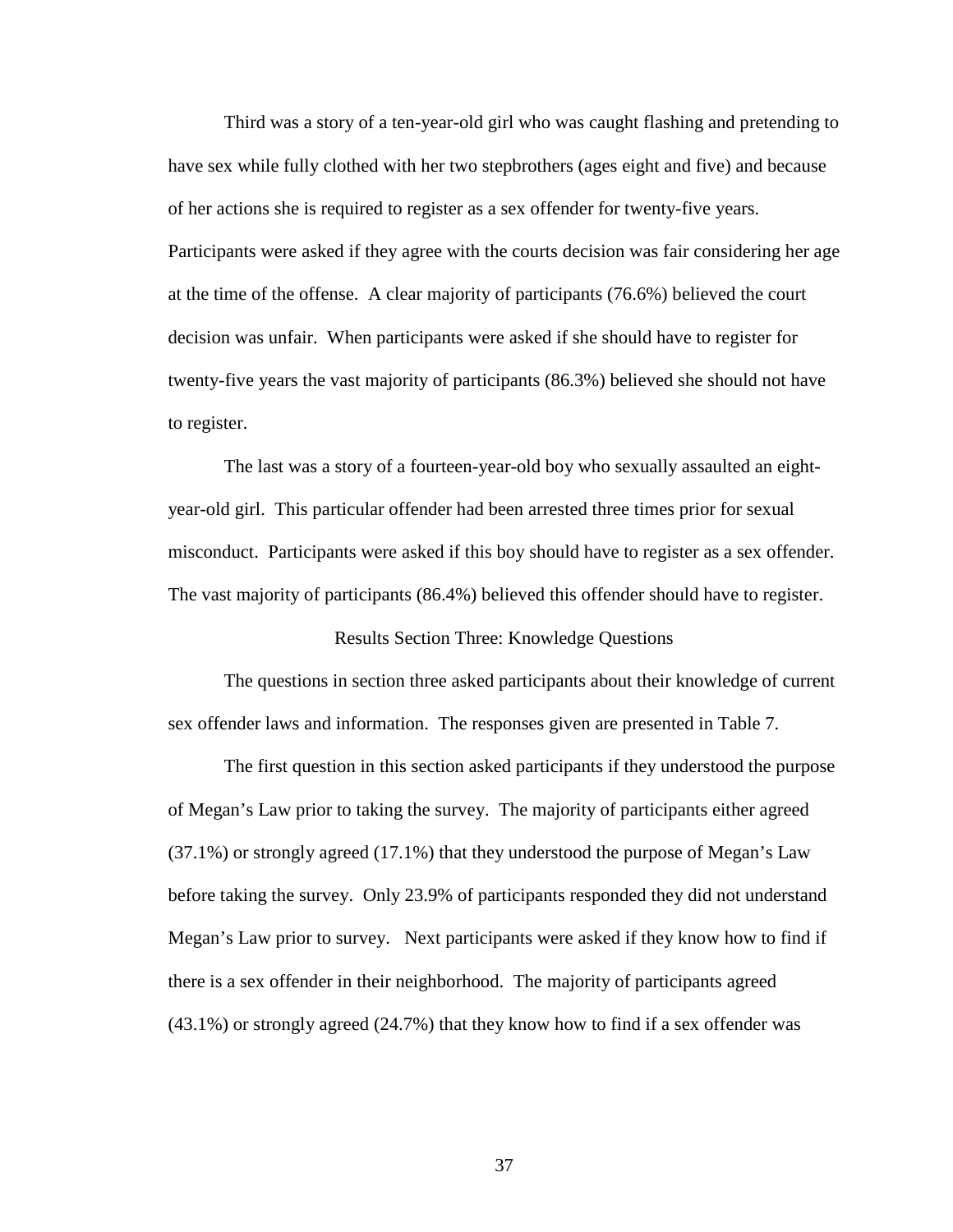Third was a story of a ten-year-old girl who was caught flashing and pretending to have sex while fully clothed with her two stepbrothers (ages eight and five) and because of her actions she is required to register as a sex offender for twenty-five years. Participants were asked if they agree with the courts decision was fair considering her age at the time of the offense. A clear majority of participants (76.6%) believed the court decision was unfair. When participants were asked if she should have to register for twenty-five years the vast majority of participants (86.3%) believed she should not have to register.

The last was a story of a fourteen-year-old boy who sexually assaulted an eight-year-old girl. This particular offender had been arrested three times prior for sexual misconduct. Participants were asked if this boy should have to register as a sex offender. The vast majority of participants (86.4%) believed this offender should have to register.

## Results Section Three: Knowledge Questions

The questions in section three asked participants about their knowledge of current sex offender laws and information. The responses given are presented in Table 7.

The first question in this section asked participants if they understood the purpose of Megan's Law prior to taking the survey. The majority of participants either agreed (37.1%) or strongly agreed (17.1%) that they understood the purpose of Megan's Law before taking the survey. Only 23.9% of participants responded they did not understand Megan's Law prior to survey. Next participants were asked if they know how to find if there is a sex offender in their neighborhood. The majority of participants agreed (43.1%) or strongly agreed (24.7%) that they know how to find if a sex offender was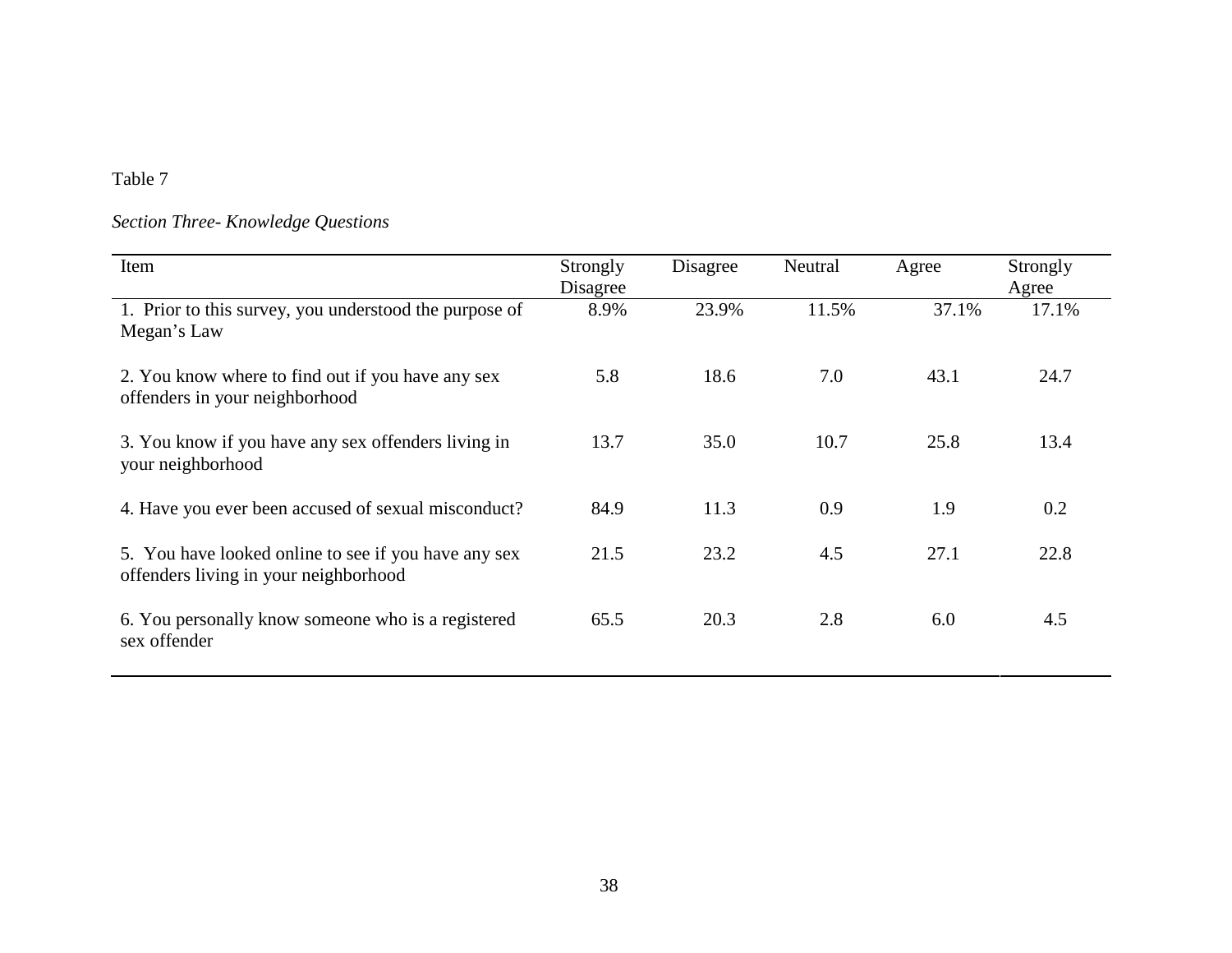Table 7

*Section Three- Knowledge Questions*

| Item | Strongly Disagree | Disagree | Neutral | Agree | Strongly Agree |
|---|---|---|---|---|---|
| 1. Prior to this survey, you understood the purpose of Megan's Law | 8.9% | 23.9% | 11.5% | 37.1% | 17.1% |
| 2. You know where to find out if you have any sex offenders in your neighborhood | 5.8 | 18.6 | 7.0 | 43.1 | 24.7 |
| 3. You know if you have any sex offenders living in your neighborhood | 13.7 | 35.0 | 10.7 | 25.8 | 13.4 |
| 4. Have you ever been accused of sexual misconduct? | 84.9 | 11.3 | 0.9 | 1.9 | 0.2 |
| 5. You have looked online to see if you have any sex offenders living in your neighborhood | 21.5 | 23.2 | 4.5 | 27.1 | 22.8 |
| 6. You personally know someone who is a registered sex offender | 65.5 | 20.3 | 2.8 | 6.0 | 4.5 |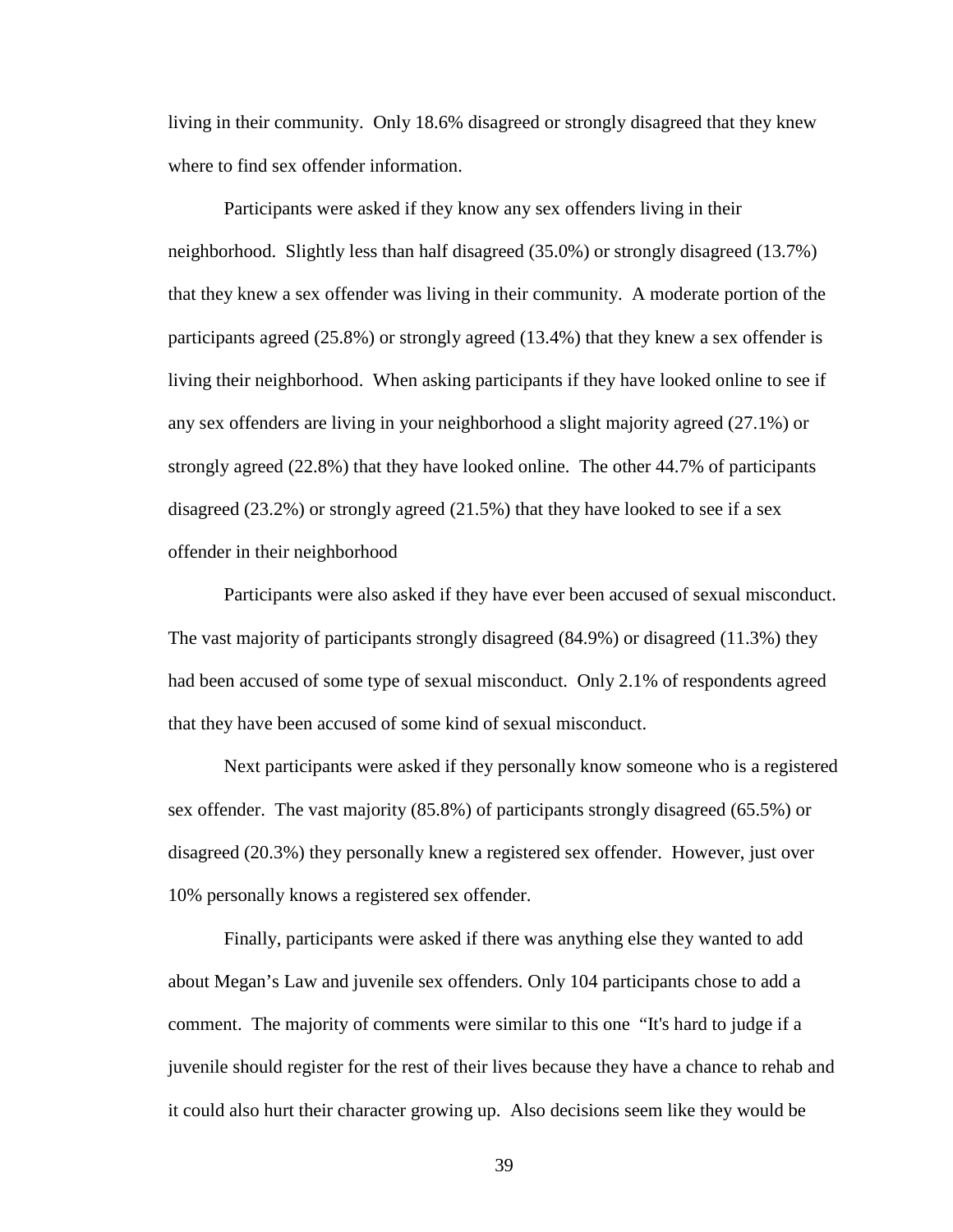living in their community. Only 18.6% disagreed or strongly disagreed that they knew where to find sex offender information.

Participants were asked if they know any sex offenders living in their neighborhood. Slightly less than half disagreed (35.0%) or strongly disagreed (13.7%) that they knew a sex offender was living in their community. A moderate portion of the participants agreed (25.8%) or strongly agreed (13.4%) that they knew a sex offender is living their neighborhood. When asking participants if they have looked online to see if any sex offenders are living in your neighborhood a slight majority agreed (27.1%) or strongly agreed (22.8%) that they have looked online. The other 44.7% of participants disagreed (23.2%) or strongly agreed (21.5%) that they have looked to see if a sex offender in their neighborhood

Participants were also asked if they have ever been accused of sexual misconduct. The vast majority of participants strongly disagreed (84.9%) or disagreed (11.3%) they had been accused of some type of sexual misconduct. Only 2.1% of respondents agreed that they have been accused of some kind of sexual misconduct.

Next participants were asked if they personally know someone who is a registered sex offender. The vast majority (85.8%) of participants strongly disagreed (65.5%) or disagreed (20.3%) they personally knew a registered sex offender. However, just over 10% personally knows a registered sex offender.

Finally, participants were asked if there was anything else they wanted to add about Megan's Law and juvenile sex offenders. Only 104 participants chose to add a comment. The majority of comments were similar to this one "It's hard to judge if a juvenile should register for the rest of their lives because they have a chance to rehab and it could also hurt their character growing up. Also decisions seem like they would be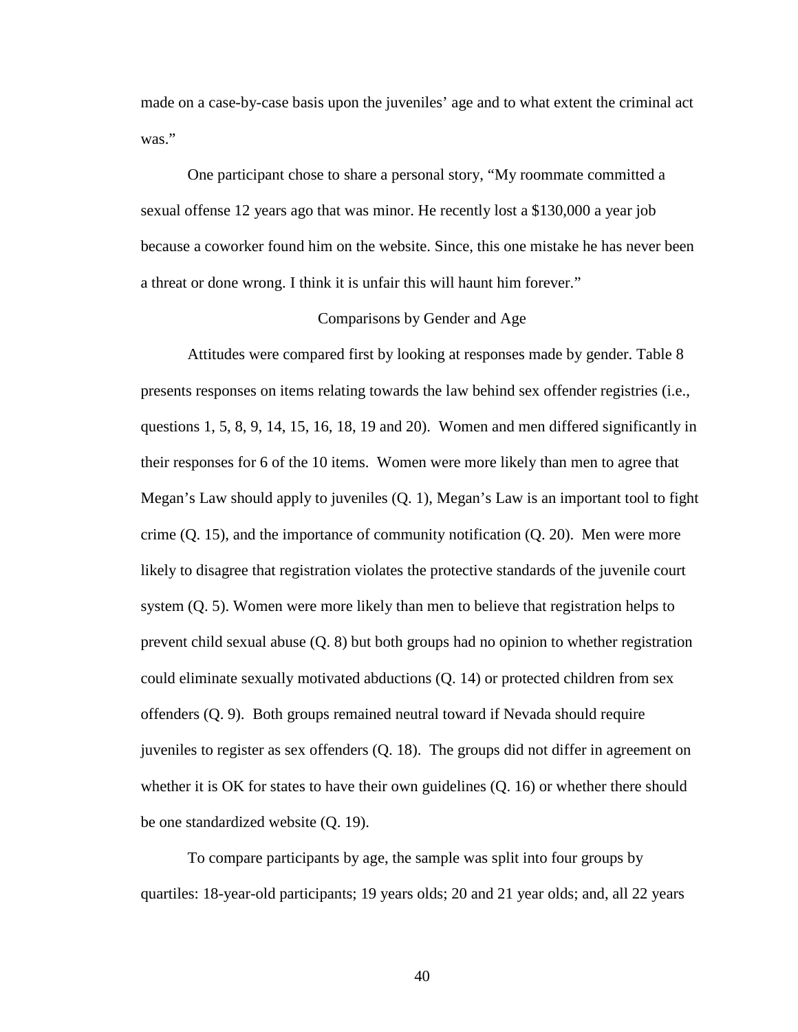made on a case-by-case basis upon the juveniles' age and to what extent the criminal act was."

One participant chose to share a personal story, "My roommate committed a sexual offense 12 years ago that was minor. He recently lost a $130,000 a year job because a coworker found him on the website. Since, this one mistake he has never been a threat or done wrong. I think it is unfair this will haunt him forever."

## Comparisons by Gender and Age

Attitudes were compared first by looking at responses made by gender. Table 8 presents responses on items relating towards the law behind sex offender registries (i.e., questions 1, 5, 8, 9, 14, 15, 16, 18, 19 and 20). Women and men differed significantly in their responses for 6 of the 10 items. Women were more likely than men to agree that Megan's Law should apply to juveniles (Q. 1), Megan's Law is an important tool to fight crime (Q. 15), and the importance of community notification (Q. 20). Men were more likely to disagree that registration violates the protective standards of the juvenile court system (Q. 5). Women were more likely than men to believe that registration helps to prevent child sexual abuse (Q. 8) but both groups had no opinion to whether registration could eliminate sexually motivated abductions (Q. 14) or protected children from sex offenders (Q. 9). Both groups remained neutral toward if Nevada should require juveniles to register as sex offenders (Q. 18). The groups did not differ in agreement on whether it is OK for states to have their own guidelines (Q. 16) or whether there should be one standardized website (Q. 19).

To compare participants by age, the sample was split into four groups by quartiles: 18-year-old participants; 19 years olds; 20 and 21 year olds; and, all 22 years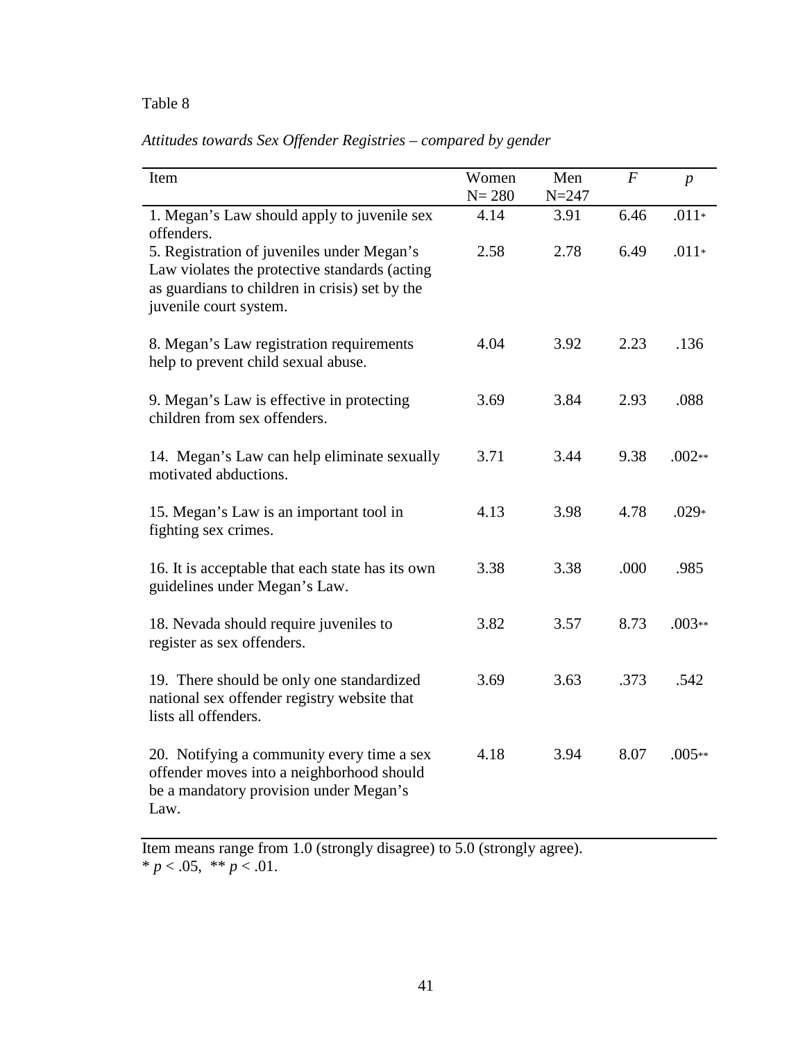Table 8

*Attitudes towards Sex Offender Registries – compared by gender*

| Item | Women N= 280 | Men N=247 | $F$ | $p$ |
|---|---|---|---|---|
| 1. Megan's Law should apply to juvenile sex offenders. | 4.14 | 3.91 | 6.46 | .011* |
| 5. Registration of juveniles under Megan's Law violates the protective standards (acting as guardians to children in crisis) set by the juvenile court system. | 2.58 | 2.78 | 6.49 | .011* |
| 8. Megan's Law registration requirements help to prevent child sexual abuse. | 4.04 | 3.92 | 2.23 | .136 |
| 9. Megan's Law is effective in protecting children from sex offenders. | 3.69 | 3.84 | 2.93 | .088 |
| 14. Megan's Law can help eliminate sexually motivated abductions. | 3.71 | 3.44 | 9.38 | .002** |
| 15. Megan's Law is an important tool in fighting sex crimes. | 4.13 | 3.98 | 4.78 | .029* |
| 16. It is acceptable that each state has its own guidelines under Megan's Law. | 3.38 | 3.38 | .000 | .985 |
| 18. Nevada should require juveniles to register as sex offenders. | 3.82 | 3.57 | 8.73 | .003** |
| 19. There should be only one standardized national sex offender registry website that lists all offenders. | 3.69 | 3.63 | .373 | .542 |
| 20. Notifying a community every time a sex offender moves into a neighborhood should be a mandatory provision under Megan's Law. | 4.18 | 3.94 | 8.07 | .005** |

Item means range from 1.0 (strongly disagree) to 5.0 (strongly agree).
* $p < .05$, ** $p < .01$.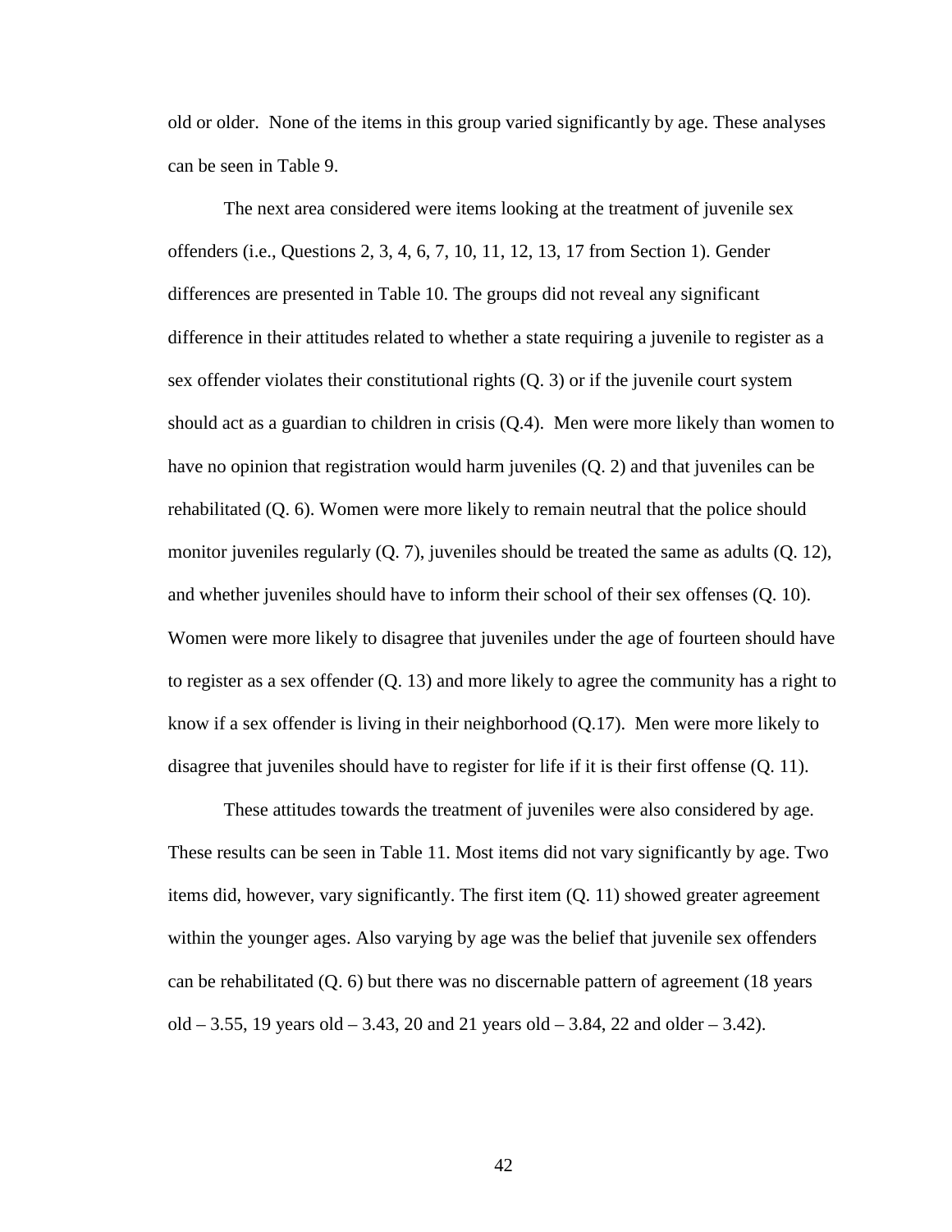old or older. None of the items in this group varied significantly by age. These analyses can be seen in Table 9.

The next area considered were items looking at the treatment of juvenile sex offenders (i.e., Questions 2, 3, 4, 6, 7, 10, 11, 12, 13, 17 from Section 1). Gender differences are presented in Table 10. The groups did not reveal any significant difference in their attitudes related to whether a state requiring a juvenile to register as a sex offender violates their constitutional rights (Q. 3) or if the juvenile court system should act as a guardian to children in crisis (Q.4). Men were more likely than women to have no opinion that registration would harm juveniles (Q. 2) and that juveniles can be rehabilitated (Q. 6). Women were more likely to remain neutral that the police should monitor juveniles regularly (Q. 7), juveniles should be treated the same as adults (Q. 12), and whether juveniles should have to inform their school of their sex offenses (Q. 10). Women were more likely to disagree that juveniles under the age of fourteen should have to register as a sex offender (Q. 13) and more likely to agree the community has a right to know if a sex offender is living in their neighborhood (Q.17). Men were more likely to disagree that juveniles should have to register for life if it is their first offense (Q. 11).

These attitudes towards the treatment of juveniles were also considered by age. These results can be seen in Table 11. Most items did not vary significantly by age. Two items did, however, vary significantly. The first item (Q. 11) showed greater agreement within the younger ages. Also varying by age was the belief that juvenile sex offenders can be rehabilitated (Q. 6) but there was no discernable pattern of agreement (18 years old – 3.55, 19 years old – 3.43, 20 and 21 years old – 3.84, 22 and older – 3.42).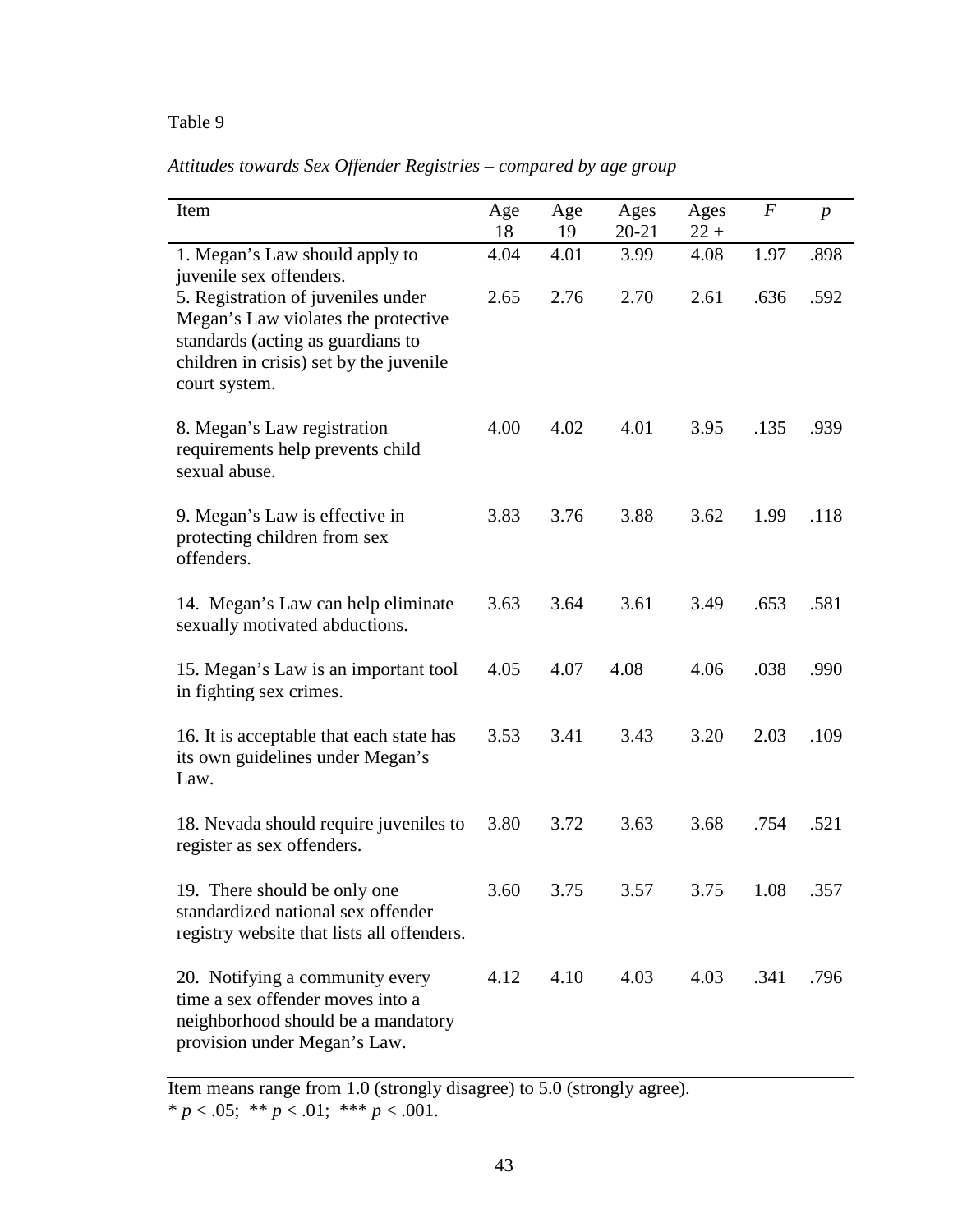Table 9

*Attitudes towards Sex Offender Registries – compared by age group*

| Item | Age 18 | Age 19 | Ages 20-21 | Ages 22 + | *F* | *p* |
|---|---|---|---|---|---|---|
| 1. Megan's Law should apply to juvenile sex offenders. | 4.04 | 4.01 | 3.99 | 4.08 | 1.97 | .898 |
| 5. Registration of juveniles under Megan's Law violates the protective standards (acting as guardians to children in crisis) set by the juvenile court system. | 2.65 | 2.76 | 2.70 | 2.61 | .636 | .592 |
| 8. Megan's Law registration requirements help prevents child sexual abuse. | 4.00 | 4.02 | 4.01 | 3.95 | .135 | .939 |
| 9. Megan's Law is effective in protecting children from sex offenders. | 3.83 | 3.76 | 3.88 | 3.62 | 1.99 | .118 |
| 14. Megan's Law can help eliminate sexually motivated abductions. | 3.63 | 3.64 | 3.61 | 3.49 | .653 | .581 |
| 15. Megan's Law is an important tool in fighting sex crimes. | 4.05 | 4.07 | 4.08 | 4.06 | .038 | .990 |
| 16. It is acceptable that each state has its own guidelines under Megan's Law. | 3.53 | 3.41 | 3.43 | 3.20 | 2.03 | .109 |
| 18. Nevada should require juveniles to register as sex offenders. | 3.80 | 3.72 | 3.63 | 3.68 | .754 | .521 |
| 19. There should be only one standardized national sex offender registry website that lists all offenders. | 3.60 | 3.75 | 3.57 | 3.75 | 1.08 | .357 |
| 20. Notifying a community every time a sex offender moves into a neighborhood should be a mandatory provision under Megan's Law. | 4.12 | 4.10 | 4.03 | 4.03 | .341 | .796 |

Item means range from 1.0 (strongly disagree) to 5.0 (strongly agree).
* $p < .05$; ** $p < .01$; *** $p < .001$.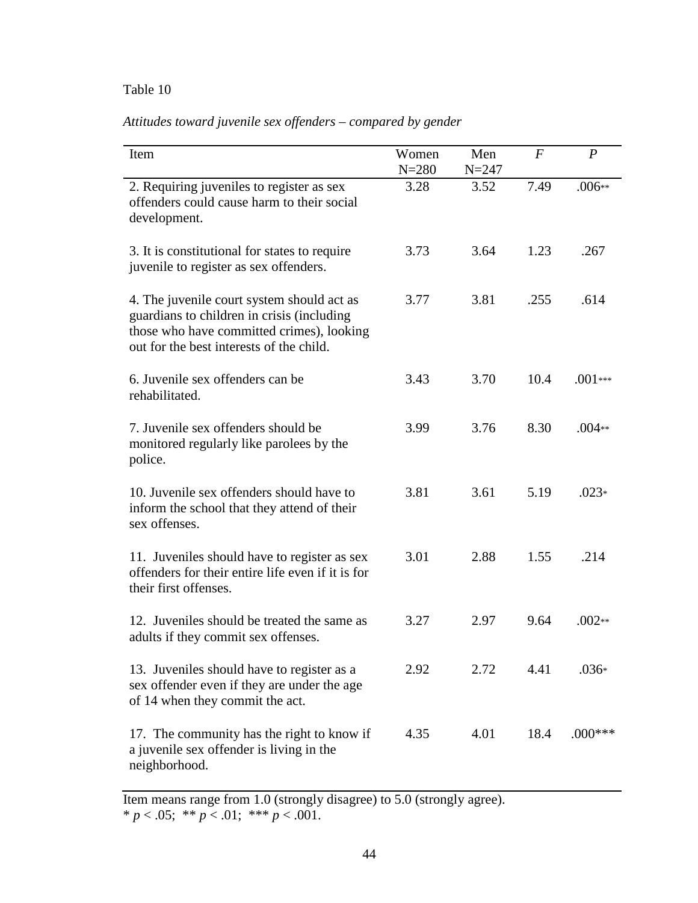Table 10

*Attitudes toward juvenile sex offenders – compared by gender*

| Item | Women N=280 | Men N=247 | *F* | *P* |
|---|---|---|---|---|
| 2. Requiring juveniles to register as sex offenders could cause harm to their social development. | 3.28 | 3.52 | 7.49 | .006** |
| 3. It is constitutional for states to require juvenile to register as sex offenders. | 3.73 | 3.64 | 1.23 | .267 |
| 4. The juvenile court system should act as guardians to children in crisis (including those who have committed crimes), looking out for the best interests of the child. | 3.77 | 3.81 | .255 | .614 |
| 6. Juvenile sex offenders can be rehabilitated. | 3.43 | 3.70 | 10.4 | .001*** |
| 7. Juvenile sex offenders should be monitored regularly like parolees by the police. | 3.99 | 3.76 | 8.30 | .004** |
| 10. Juvenile sex offenders should have to inform the school that they attend of their sex offenses. | 3.81 | 3.61 | 5.19 | .023* |
| 11. Juveniles should have to register as sex offenders for their entire life even if it is for their first offenses. | 3.01 | 2.88 | 1.55 | .214 |
| 12. Juveniles should be treated the same as adults if they commit sex offenses. | 3.27 | 2.97 | 9.64 | .002** |
| 13. Juveniles should have to register as a sex offender even if they are under the age of 14 when they commit the act. | 2.92 | 2.72 | 4.41 | .036* |
| 17. The community has the right to know if a juvenile sex offender is living in the neighborhood. | 4.35 | 4.01 | 18.4 | .000*** |

Item means range from 1.0 (strongly disagree) to 5.0 (strongly agree).
* $p < .05$; ** $p < .01$; *** $p < .001$.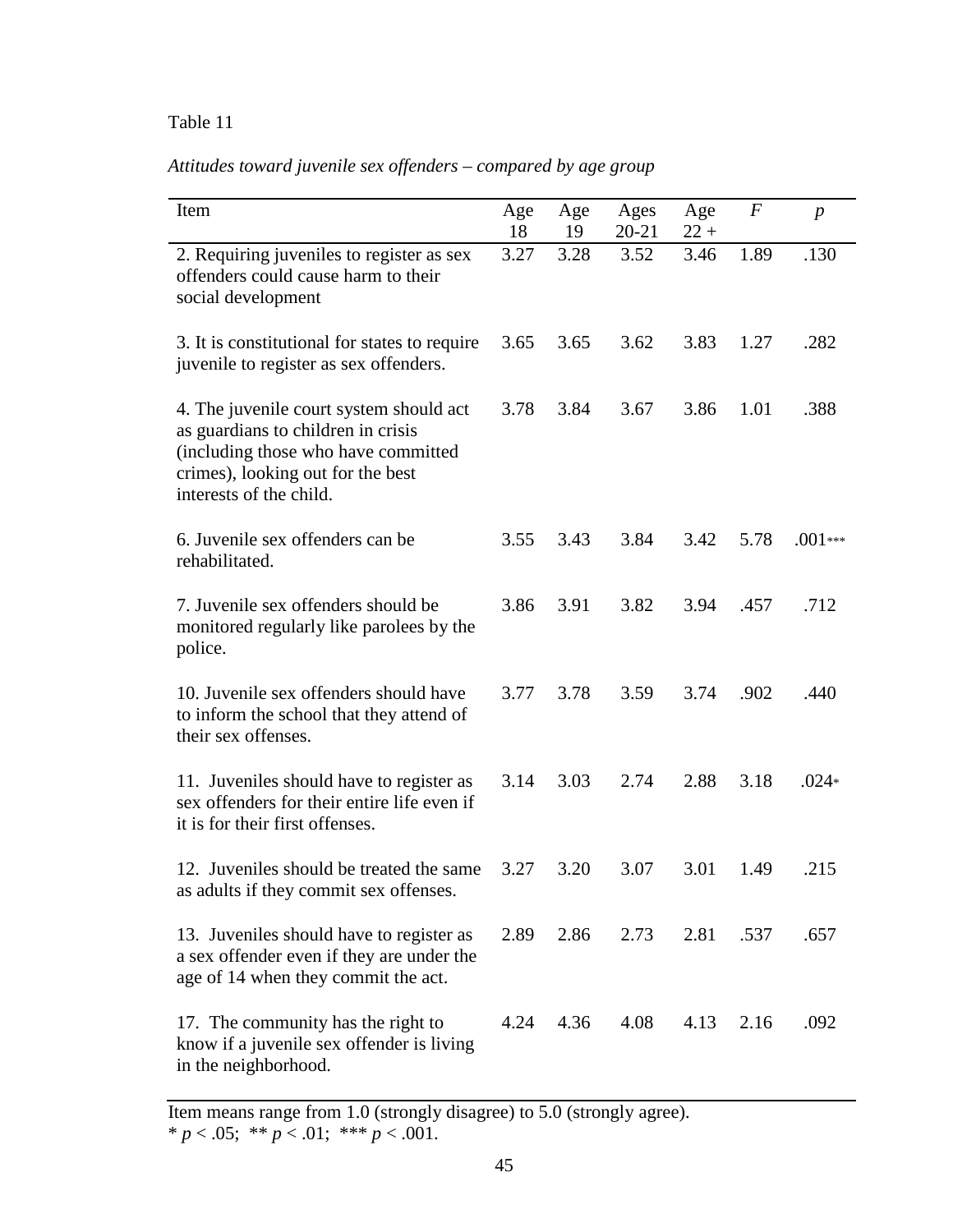Table 11

*Attitudes toward juvenile sex offenders – compared by age group*

| Item | Age 18 | Age 19 | Ages 20-21 | Age 22 + | *F* | *p* |
|---|---|---|---|---|---|---|
| 2. Requiring juveniles to register as sex offenders could cause harm to their social development | 3.27 | 3.28 | 3.52 | 3.46 | 1.89 | .130 |
| 3. It is constitutional for states to require juvenile to register as sex offenders. | 3.65 | 3.65 | 3.62 | 3.83 | 1.27 | .282 |
| 4. The juvenile court system should act as guardians to children in crisis (including those who have committed crimes), looking out for the best interests of the child. | 3.78 | 3.84 | 3.67 | 3.86 | 1.01 | .388 |
| 6. Juvenile sex offenders can be rehabilitated. | 3.55 | 3.43 | 3.84 | 3.42 | 5.78 | .001*** |
| 7. Juvenile sex offenders should be monitored regularly like parolees by the police. | 3.86 | 3.91 | 3.82 | 3.94 | .457 | .712 |
| 10. Juvenile sex offenders should have to inform the school that they attend of their sex offenses. | 3.77 | 3.78 | 3.59 | 3.74 | .902 | .440 |
| 11. Juveniles should have to register as sex offenders for their entire life even if it is for their first offenses. | 3.14 | 3.03 | 2.74 | 2.88 | 3.18 | .024* |
| 12. Juveniles should be treated the same as adults if they commit sex offenses. | 3.27 | 3.20 | 3.07 | 3.01 | 1.49 | .215 |
| 13. Juveniles should have to register as a sex offender even if they are under the age of 14 when they commit the act. | 2.89 | 2.86 | 2.73 | 2.81 | .537 | .657 |
| 17. The community has the right to know if a juvenile sex offender is living in the neighborhood. | 4.24 | 4.36 | 4.08 | 4.13 | 2.16 | .092 |

Item means range from 1.0 (strongly disagree) to 5.0 (strongly agree).
* $p < .05$; ** $p < .01$; *** $p < .001$.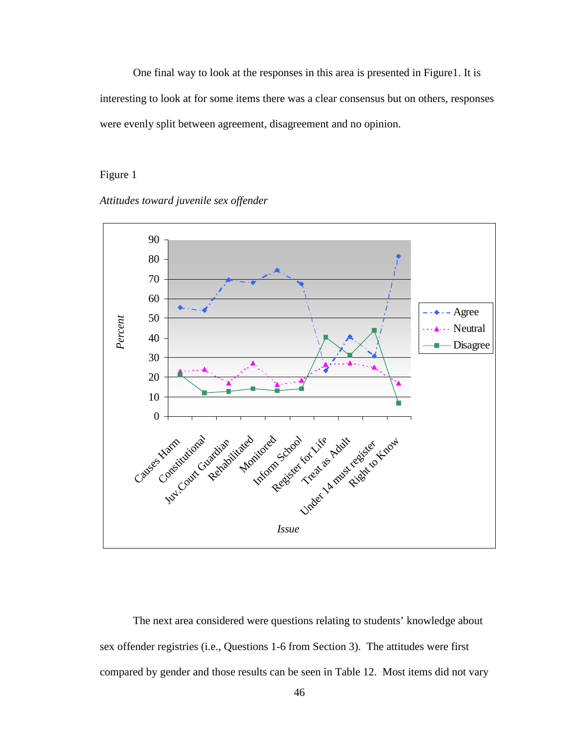One final way to look at the responses in this area is presented in Figure1. It is interesting to look at for some items there was a clear consensus but on others, responses were evenly split between agreement, disagreement and no opinion.

Figure 1

*Attitudes toward juvenile sex offender*

The next area considered were questions relating to students' knowledge about sex offender registries (i.e., Questions 1-6 from Section 3). The attitudes were first compared by gender and those results can be seen in Table 12. Most items did not vary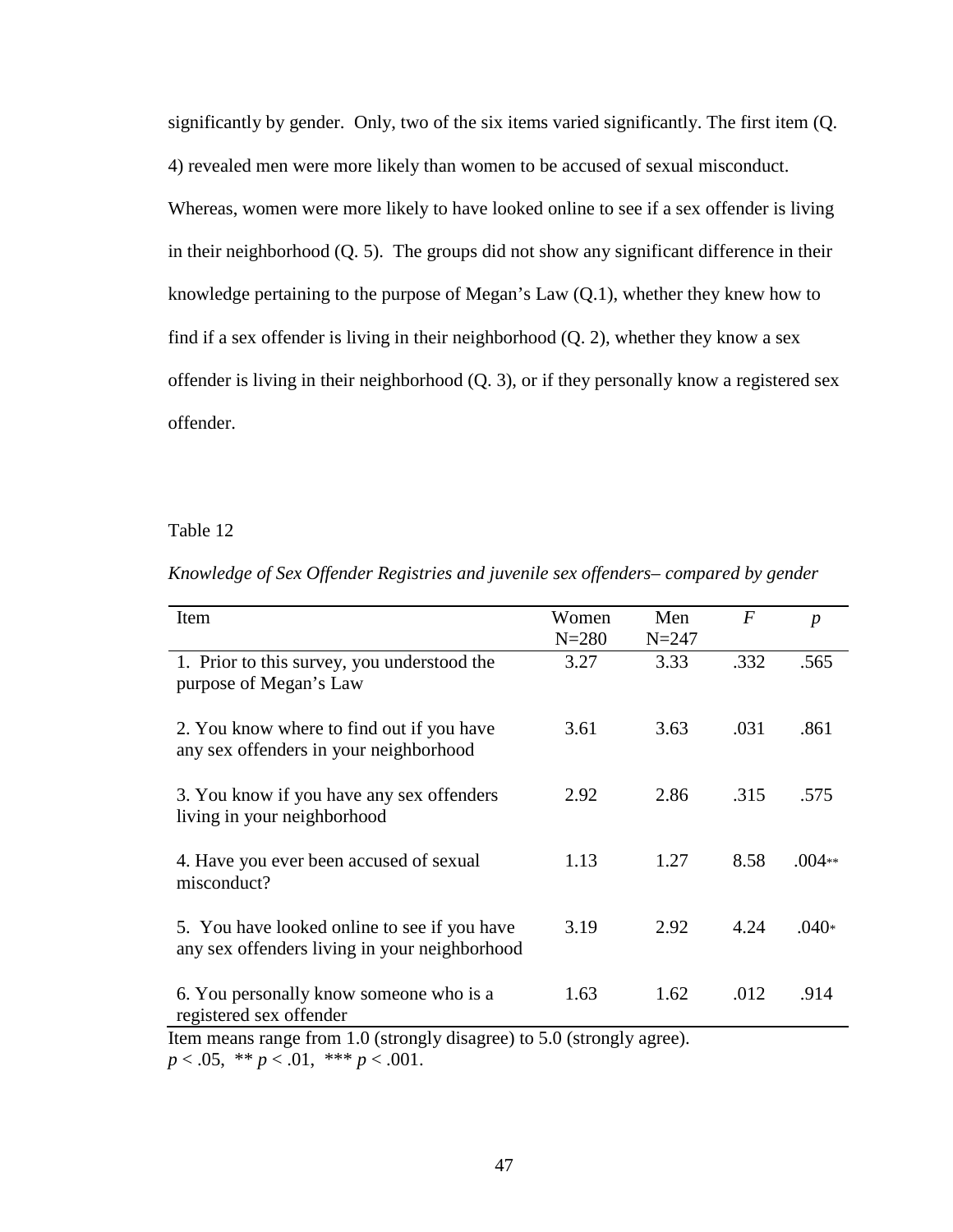significantly by gender. Only, two of the six items varied significantly. The first item (Q. 4) revealed men were more likely than women to be accused of sexual misconduct. Whereas, women were more likely to have looked online to see if a sex offender is living in their neighborhood (Q. 5). The groups did not show any significant difference in their knowledge pertaining to the purpose of Megan's Law (Q.1), whether they knew how to find if a sex offender is living in their neighborhood (Q. 2), whether they know a sex offender is living in their neighborhood (Q. 3), or if they personally know a registered sex offender.

Table 12

*Knowledge of Sex Offender Registries and juvenile sex offenders– compared by gender*

| Item | Women N=280 | Men N=247 | *F* | *p* |
|---|---|---|---|---|
| 1. Prior to this survey, you understood the purpose of Megan's Law | 3.27 | 3.33 | .332 | .565 |
| 2. You know where to find out if you have any sex offenders in your neighborhood | 3.61 | 3.63 | .031 | .861 |
| 3. You know if you have any sex offenders living in your neighborhood | 2.92 | 2.86 | .315 | .575 |
| 4. Have you ever been accused of sexual misconduct? | 1.13 | 1.27 | 8.58 | .004** |
| 5. You have looked online to see if you have any sex offenders living in your neighborhood | 3.19 | 2.92 | 4.24 | .040* |
| 6. You personally know someone who is a registered sex offender | 1.63 | 1.62 | .012 | .914 |

Item means range from 1.0 (strongly disagree) to 5.0 (strongly agree).
$p < .05$, ** $p < .01$, *** $p < .001$.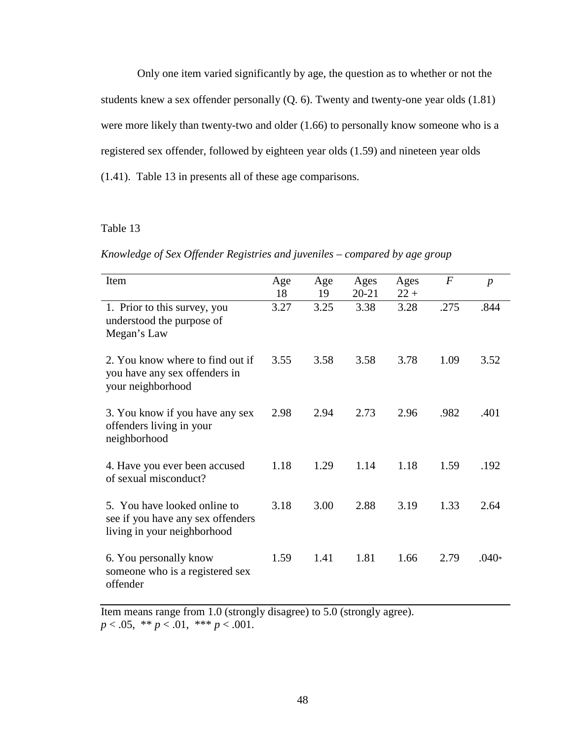Only one item varied significantly by age, the question as to whether or not the students knew a sex offender personally (Q. 6). Twenty and twenty-one year olds (1.81) were more likely than twenty-two and older (1.66) to personally know someone who is a registered sex offender, followed by eighteen year olds (1.59) and nineteen year olds (1.41). Table 13 in presents all of these age comparisons.

Table 13

*Knowledge of Sex Offender Registries and juveniles – compared by age group*

| Item | Age 18 | Age 19 | Ages 20-21 | Ages 22 + | *F* | *p* |
|---|---|---|---|---|---|---|
| 1. Prior to this survey, you understood the purpose of Megan's Law | 3.27 | 3.25 | 3.38 | 3.28 | .275 | .844 |
| 2. You know where to find out if you have any sex offenders in your neighborhood | 3.55 | 3.58 | 3.58 | 3.78 | 1.09 | 3.52 |
| 3. You know if you have any sex offenders living in your neighborhood | 2.98 | 2.94 | 2.73 | 2.96 | .982 | .401 |
| 4. Have you ever been accused of sexual misconduct? | 1.18 | 1.29 | 1.14 | 1.18 | 1.59 | .192 |
| 5. You have looked online to see if you have any sex offenders living in your neighborhood | 3.18 | 3.00 | 2.88 | 3.19 | 1.33 | 2.64 |
| 6. You personally know someone who is a registered sex offender | 1.59 | 1.41 | 1.81 | 1.66 | 2.79 | .040* |

Item means range from 1.0 (strongly disagree) to 5.0 (strongly agree).
$p < .05$, ** $p < .01$, *** $p < .001$.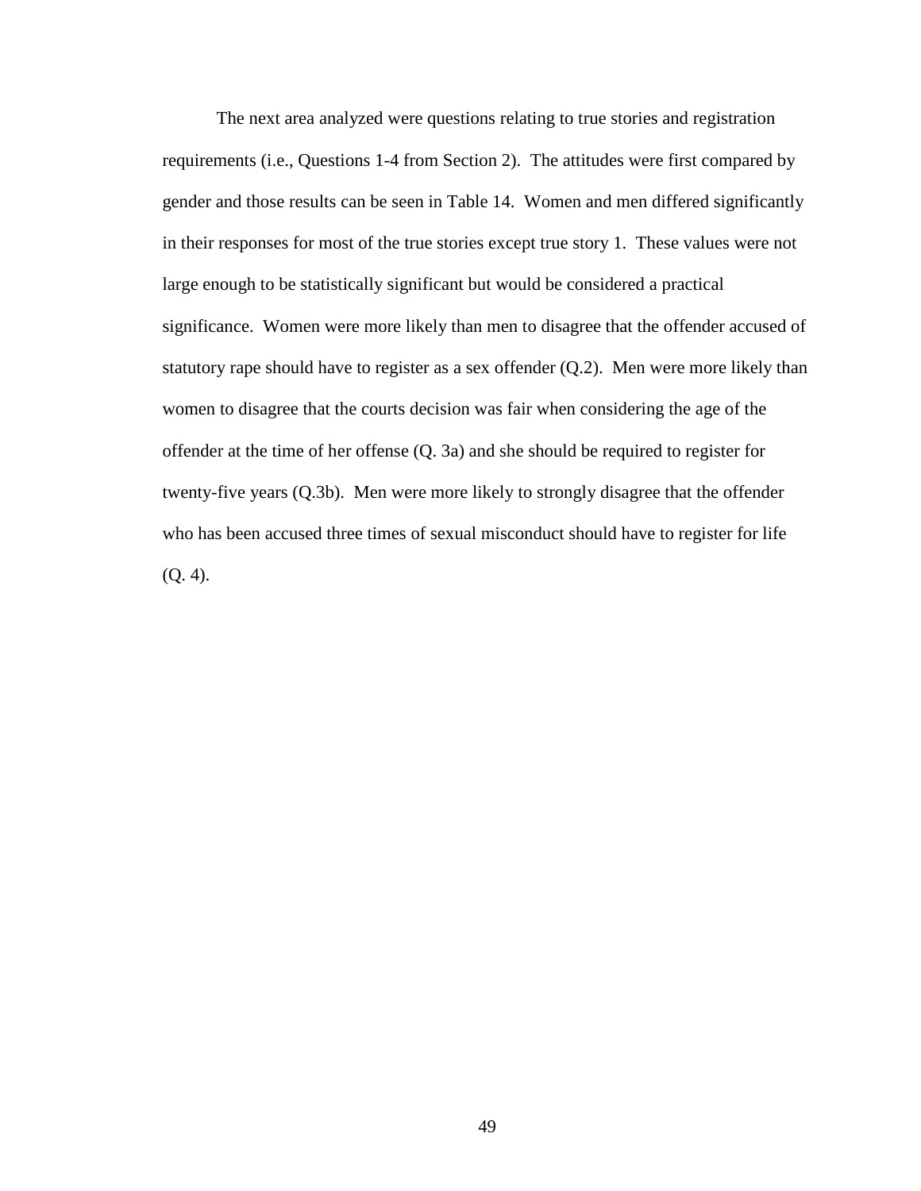The next area analyzed were questions relating to true stories and registration requirements (i.e., Questions 1-4 from Section 2). The attitudes were first compared by gender and those results can be seen in Table 14. Women and men differed significantly in their responses for most of the true stories except true story 1. These values were not large enough to be statistically significant but would be considered a practical significance. Women were more likely than men to disagree that the offender accused of statutory rape should have to register as a sex offender (Q.2). Men were more likely than women to disagree that the courts decision was fair when considering the age of the offender at the time of her offense (Q. 3a) and she should be required to register for twenty-five years (Q.3b). Men were more likely to strongly disagree that the offender who has been accused three times of sexual misconduct should have to register for life (Q. 4).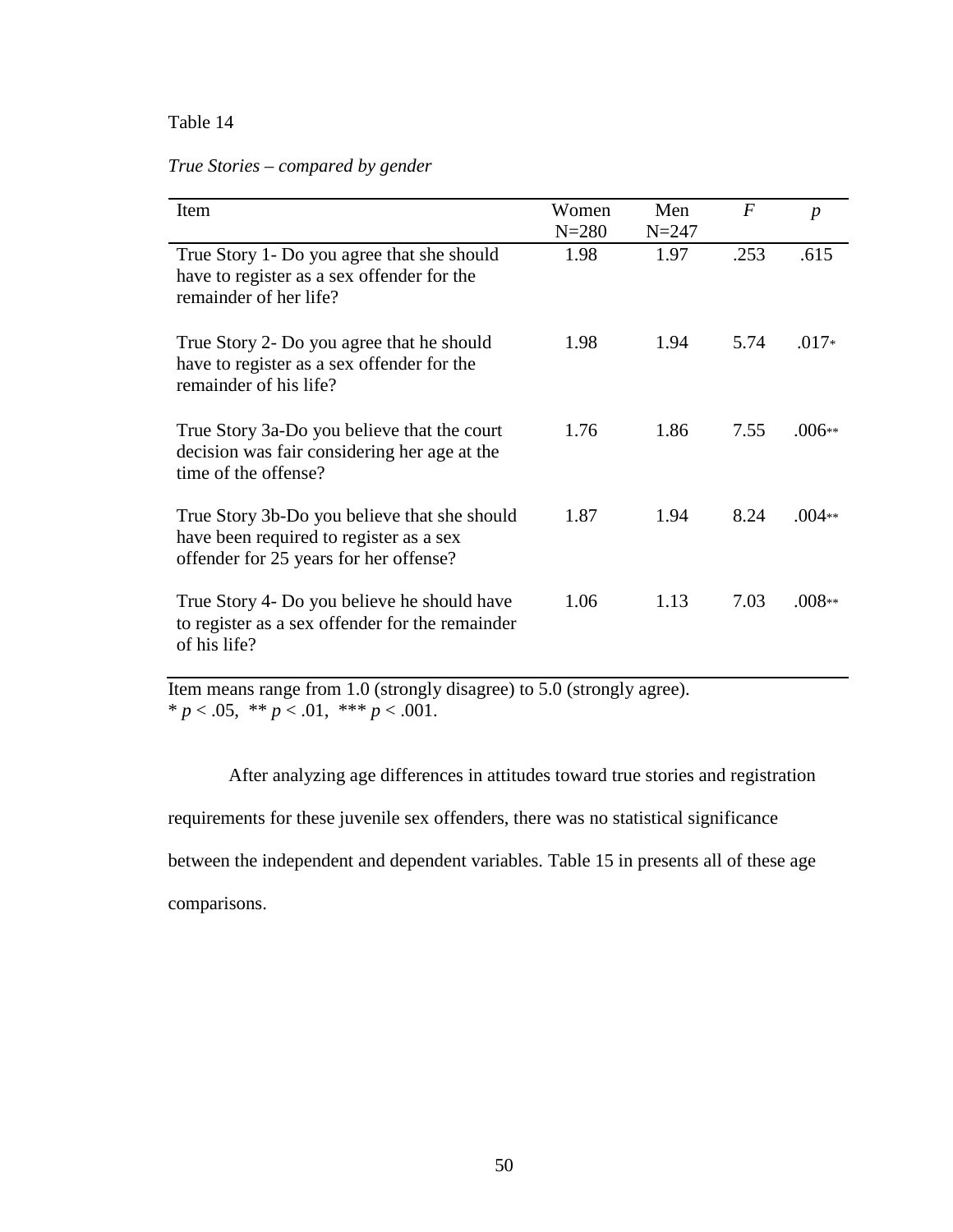Table 14

*True Stories – compared by gender*

| Item | Women N=280 | Men N=247 | *F* | *p* |
|---|---|---|---|---|
| True Story 1- Do you agree that she should have to register as a sex offender for the remainder of her life? | 1.98 | 1.97 | .253 | .615 |
| True Story 2- Do you agree that he should have to register as a sex offender for the remainder of his life? | 1.98 | 1.94 | 5.74 | .017* |
| True Story 3a-Do you believe that the court decision was fair considering her age at the time of the offense? | 1.76 | 1.86 | 7.55 | .006** |
| True Story 3b-Do you believe that she should have been required to register as a sex offender for 25 years for her offense? | 1.87 | 1.94 | 8.24 | .004** |
| True Story 4- Do you believe he should have to register as a sex offender for the remainder of his life? | 1.06 | 1.13 | 7.03 | .008** |

Item means range from 1.0 (strongly disagree) to 5.0 (strongly agree).
* $p < .05$, ** $p < .01$, *** $p < .001$.

After analyzing age differences in attitudes toward true stories and registration requirements for these juvenile sex offenders, there was no statistical significance between the independent and dependent variables. Table 15 in presents all of these age comparisons.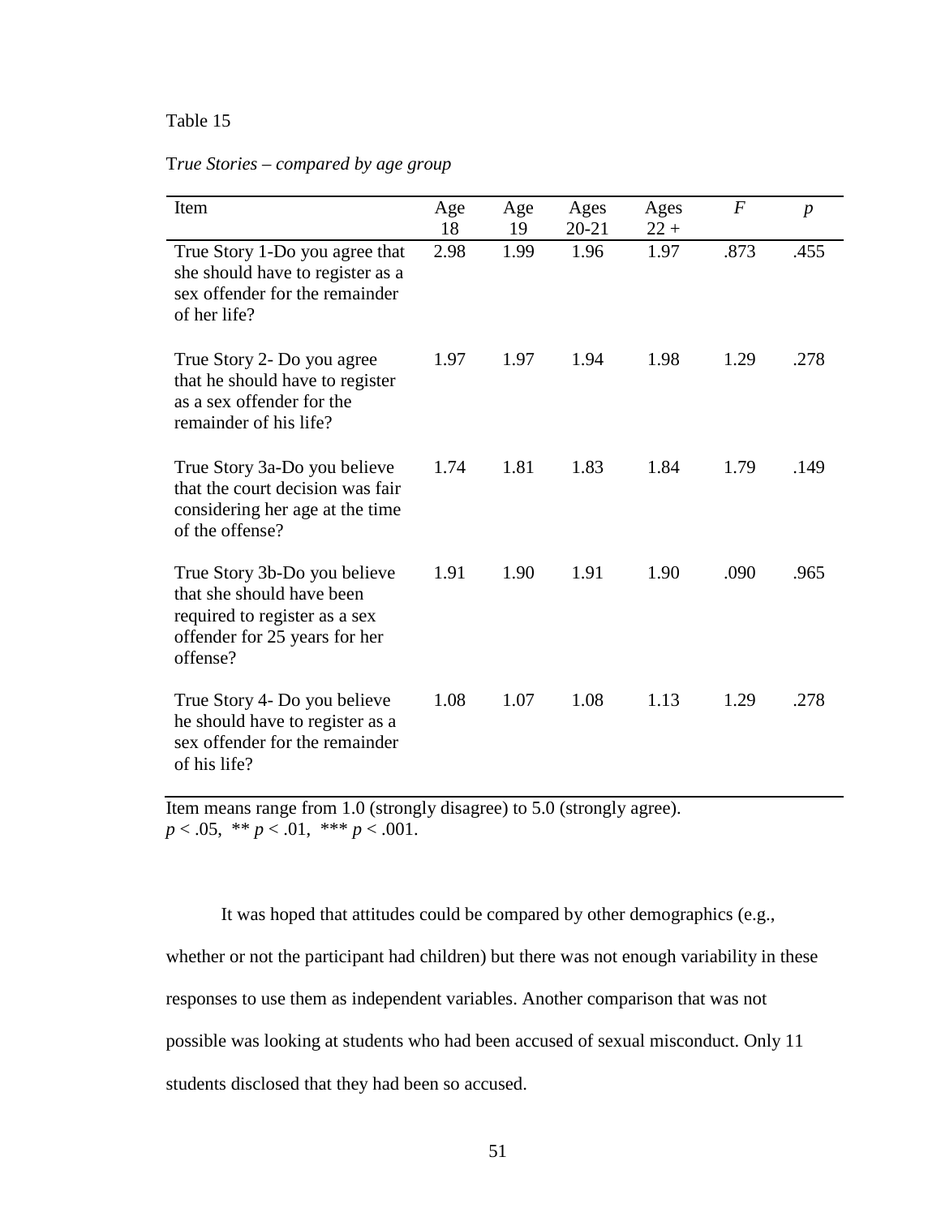Table 15

T*rue Stories – compared by age group*

| Item | Age 18 | Age 19 | Ages 20-21 | Ages 22 + | *F* | *p* |
|---|---|---|---|---|---|---|
| True Story 1-Do you agree that she should have to register as a sex offender for the remainder of her life? | 2.98 | 1.99 | 1.96 | 1.97 | .873 | .455 |
| True Story 2- Do you agree that he should have to register as a sex offender for the remainder of his life? | 1.97 | 1.97 | 1.94 | 1.98 | 1.29 | .278 |
| True Story 3a-Do you believe that the court decision was fair considering her age at the time of the offense? | 1.74 | 1.81 | 1.83 | 1.84 | 1.79 | .149 |
| True Story 3b-Do you believe that she should have been required to register as a sex offender for 25 years for her offense? | 1.91 | 1.90 | 1.91 | 1.90 | .090 | .965 |
| True Story 4- Do you believe he should have to register as a sex offender for the remainder of his life? | 1.08 | 1.07 | 1.08 | 1.13 | 1.29 | .278 |

Item means range from 1.0 (strongly disagree) to 5.0 (strongly agree).
$p < .05$, ** $p < .01$, *** $p < .001$.

It was hoped that attitudes could be compared by other demographics (e.g., whether or not the participant had children) but there was not enough variability in these responses to use them as independent variables. Another comparison that was not possible was looking at students who had been accused of sexual misconduct. Only 11 students disclosed that they had been so accused.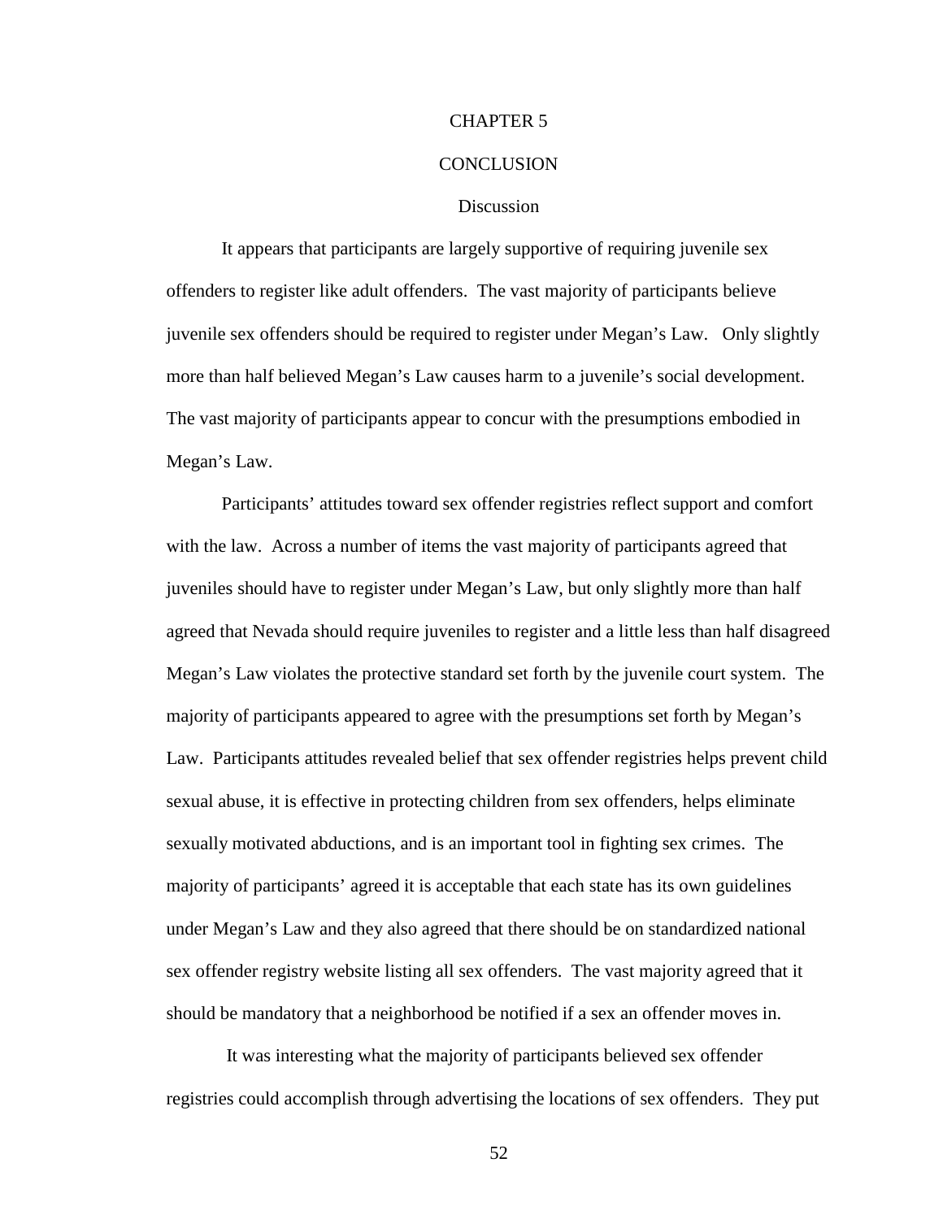# CHAPTER 5

# CONCLUSION

## Discussion

It appears that participants are largely supportive of requiring juvenile sex offenders to register like adult offenders. The vast majority of participants believe juvenile sex offenders should be required to register under Megan's Law. Only slightly more than half believed Megan's Law causes harm to a juvenile's social development. The vast majority of participants appear to concur with the presumptions embodied in Megan's Law.

Participants' attitudes toward sex offender registries reflect support and comfort with the law. Across a number of items the vast majority of participants agreed that juveniles should have to register under Megan's Law, but only slightly more than half agreed that Nevada should require juveniles to register and a little less than half disagreed Megan's Law violates the protective standard set forth by the juvenile court system. The majority of participants appeared to agree with the presumptions set forth by Megan's Law. Participants attitudes revealed belief that sex offender registries helps prevent child sexual abuse, it is effective in protecting children from sex offenders, helps eliminate sexually motivated abductions, and is an important tool in fighting sex crimes. The majority of participants' agreed it is acceptable that each state has its own guidelines under Megan's Law and they also agreed that there should be on standardized national sex offender registry website listing all sex offenders. The vast majority agreed that it should be mandatory that a neighborhood be notified if a sex an offender moves in.

It was interesting what the majority of participants believed sex offender registries could accomplish through advertising the locations of sex offenders. They put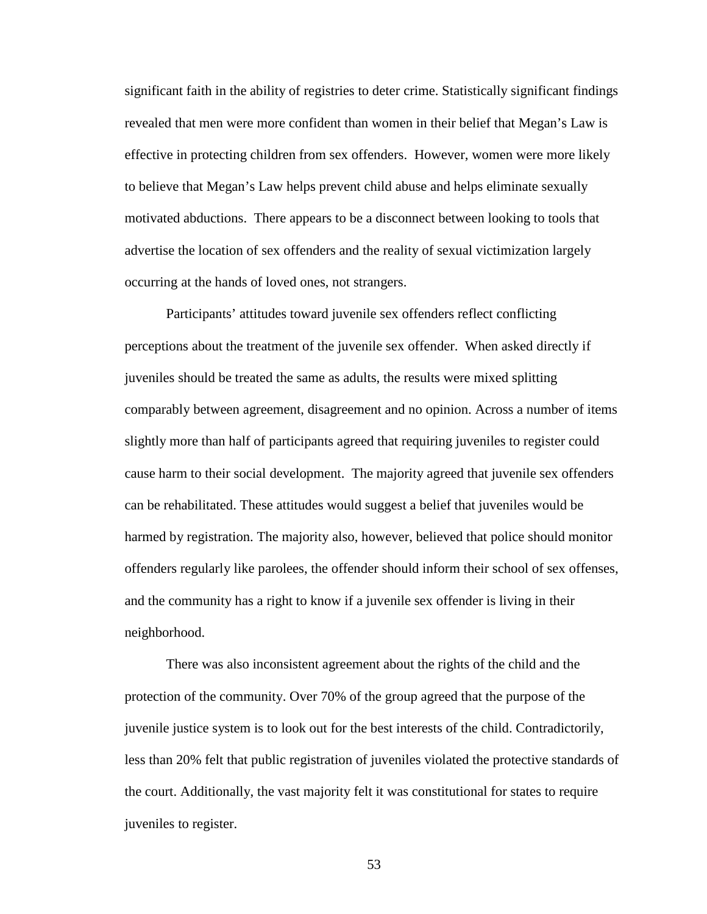significant faith in the ability of registries to deter crime. Statistically significant findings revealed that men were more confident than women in their belief that Megan's Law is effective in protecting children from sex offenders. However, women were more likely to believe that Megan's Law helps prevent child abuse and helps eliminate sexually motivated abductions. There appears to be a disconnect between looking to tools that advertise the location of sex offenders and the reality of sexual victimization largely occurring at the hands of loved ones, not strangers.

Participants' attitudes toward juvenile sex offenders reflect conflicting perceptions about the treatment of the juvenile sex offender. When asked directly if juveniles should be treated the same as adults, the results were mixed splitting comparably between agreement, disagreement and no opinion. Across a number of items slightly more than half of participants agreed that requiring juveniles to register could cause harm to their social development. The majority agreed that juvenile sex offenders can be rehabilitated. These attitudes would suggest a belief that juveniles would be harmed by registration. The majority also, however, believed that police should monitor offenders regularly like parolees, the offender should inform their school of sex offenses, and the community has a right to know if a juvenile sex offender is living in their neighborhood.

There was also inconsistent agreement about the rights of the child and the protection of the community. Over 70% of the group agreed that the purpose of the juvenile justice system is to look out for the best interests of the child. Contradictorily, less than 20% felt that public registration of juveniles violated the protective standards of the court. Additionally, the vast majority felt it was constitutional for states to require juveniles to register.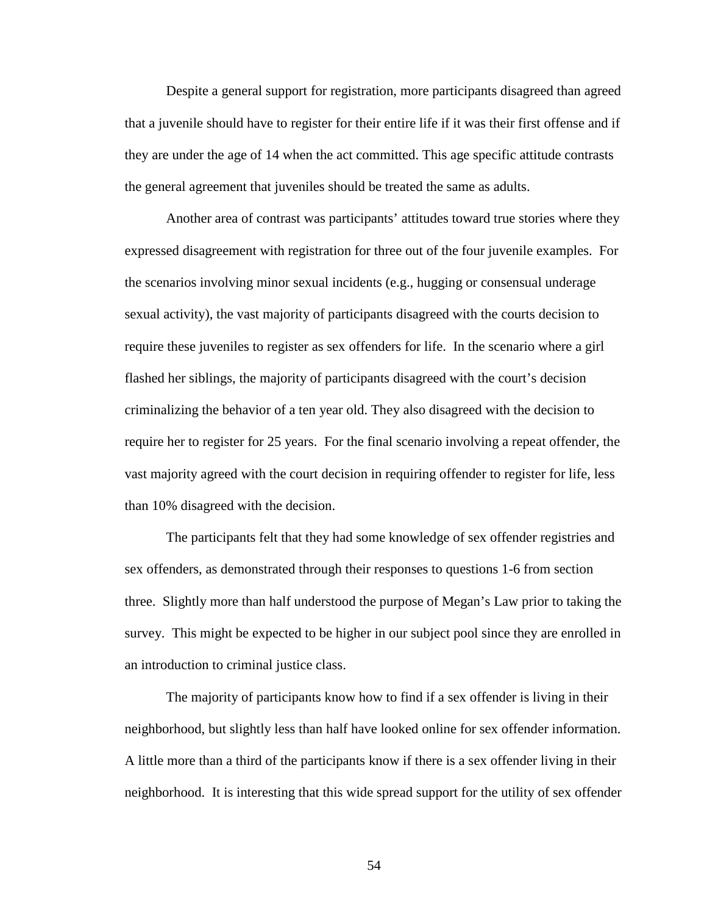Despite a general support for registration, more participants disagreed than agreed that a juvenile should have to register for their entire life if it was their first offense and if they are under the age of 14 when the act committed. This age specific attitude contrasts the general agreement that juveniles should be treated the same as adults.

Another area of contrast was participants' attitudes toward true stories where they expressed disagreement with registration for three out of the four juvenile examples. For the scenarios involving minor sexual incidents (e.g., hugging or consensual underage sexual activity), the vast majority of participants disagreed with the courts decision to require these juveniles to register as sex offenders for life. In the scenario where a girl flashed her siblings, the majority of participants disagreed with the court's decision criminalizing the behavior of a ten year old. They also disagreed with the decision to require her to register for 25 years. For the final scenario involving a repeat offender, the vast majority agreed with the court decision in requiring offender to register for life, less than 10% disagreed with the decision.

The participants felt that they had some knowledge of sex offender registries and sex offenders, as demonstrated through their responses to questions 1-6 from section three. Slightly more than half understood the purpose of Megan's Law prior to taking the survey. This might be expected to be higher in our subject pool since they are enrolled in an introduction to criminal justice class.

The majority of participants know how to find if a sex offender is living in their neighborhood, but slightly less than half have looked online for sex offender information. A little more than a third of the participants know if there is a sex offender living in their neighborhood. It is interesting that this wide spread support for the utility of sex offender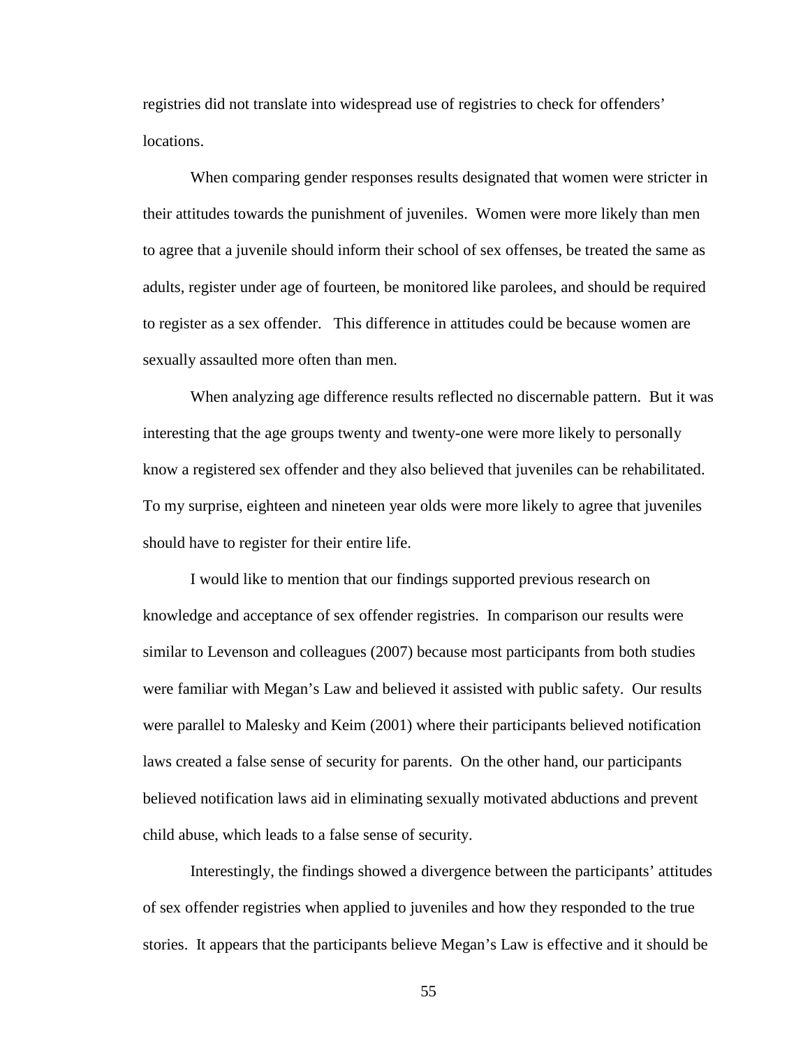registries did not translate into widespread use of registries to check for offenders' locations.

When comparing gender responses results designated that women were stricter in their attitudes towards the punishment of juveniles. Women were more likely than men to agree that a juvenile should inform their school of sex offenses, be treated the same as adults, register under age of fourteen, be monitored like parolees, and should be required to register as a sex offender. This difference in attitudes could be because women are sexually assaulted more often than men.

When analyzing age difference results reflected no discernable pattern. But it was interesting that the age groups twenty and twenty-one were more likely to personally know a registered sex offender and they also believed that juveniles can be rehabilitated. To my surprise, eighteen and nineteen year olds were more likely to agree that juveniles should have to register for their entire life.

I would like to mention that our findings supported previous research on knowledge and acceptance of sex offender registries. In comparison our results were similar to Levenson and colleagues (2007) because most participants from both studies were familiar with Megan's Law and believed it assisted with public safety. Our results were parallel to Malesky and Keim (2001) where their participants believed notification laws created a false sense of security for parents. On the other hand, our participants believed notification laws aid in eliminating sexually motivated abductions and prevent child abuse, which leads to a false sense of security.

Interestingly, the findings showed a divergence between the participants' attitudes of sex offender registries when applied to juveniles and how they responded to the true stories. It appears that the participants believe Megan's Law is effective and it should be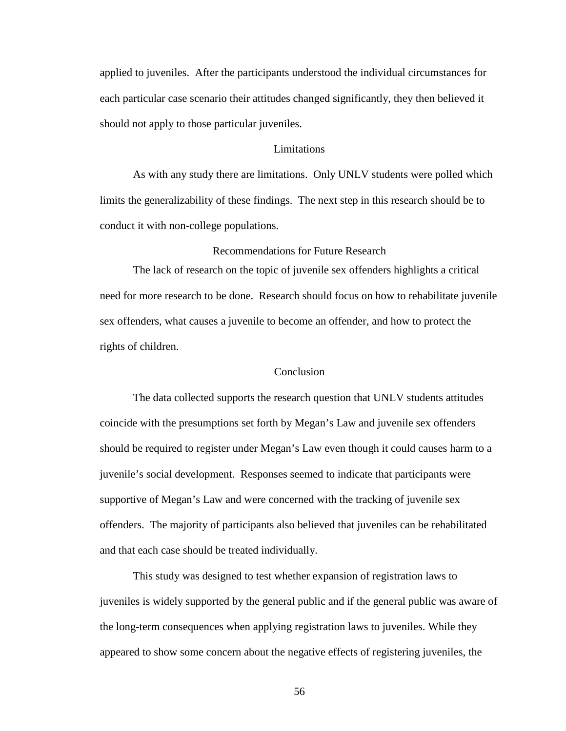applied to juveniles. After the participants understood the individual circumstances for each particular case scenario their attitudes changed significantly, they then believed it should not apply to those particular juveniles.

## Limitations

As with any study there are limitations. Only UNLV students were polled which limits the generalizability of these findings. The next step in this research should be to conduct it with non-college populations.

## Recommendations for Future Research

The lack of research on the topic of juvenile sex offenders highlights a critical need for more research to be done. Research should focus on how to rehabilitate juvenile sex offenders, what causes a juvenile to become an offender, and how to protect the rights of children.

## Conclusion

The data collected supports the research question that UNLV students attitudes coincide with the presumptions set forth by Megan's Law and juvenile sex offenders should be required to register under Megan's Law even though it could causes harm to a juvenile's social development. Responses seemed to indicate that participants were supportive of Megan's Law and were concerned with the tracking of juvenile sex offenders. The majority of participants also believed that juveniles can be rehabilitated and that each case should be treated individually.

This study was designed to test whether expansion of registration laws to juveniles is widely supported by the general public and if the general public was aware of the long-term consequences when applying registration laws to juveniles. While they appeared to show some concern about the negative effects of registering juveniles, the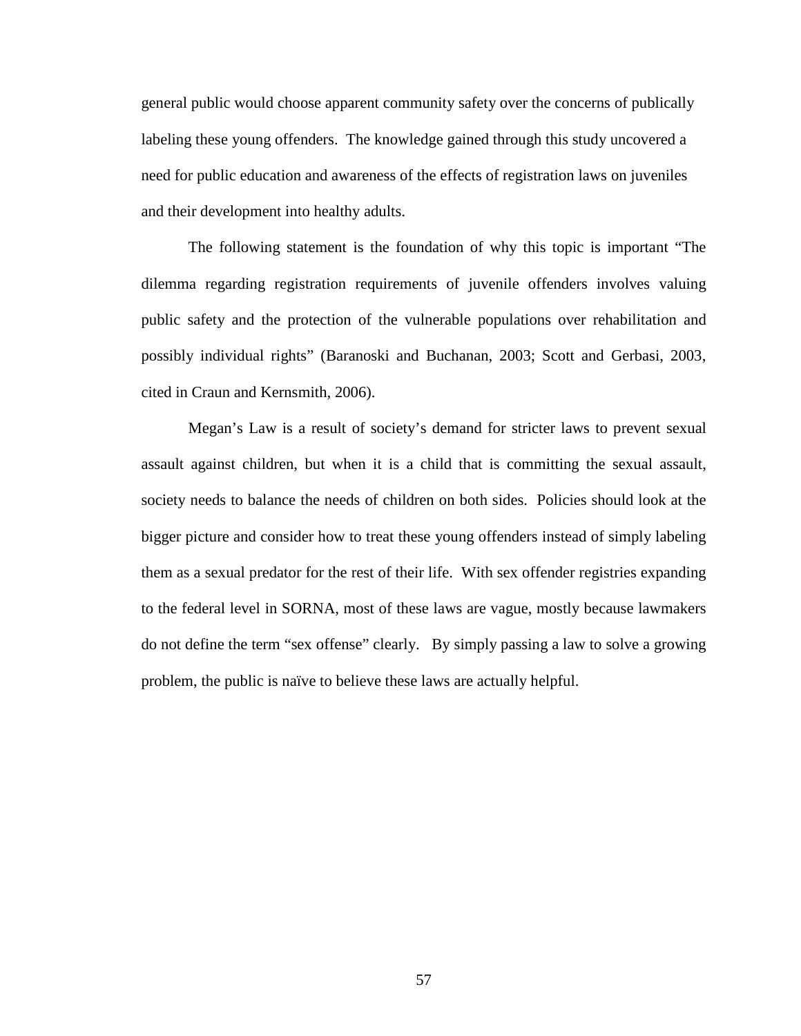general public would choose apparent community safety over the concerns of publically labeling these young offenders. The knowledge gained through this study uncovered a need for public education and awareness of the effects of registration laws on juveniles and their development into healthy adults.

The following statement is the foundation of why this topic is important "The dilemma regarding registration requirements of juvenile offenders involves valuing public safety and the protection of the vulnerable populations over rehabilitation and possibly individual rights" (Baranoski and Buchanan, 2003; Scott and Gerbasi, 2003, cited in Craun and Kernsmith, 2006).

Megan's Law is a result of society's demand for stricter laws to prevent sexual assault against children, but when it is a child that is committing the sexual assault, society needs to balance the needs of children on both sides. Policies should look at the bigger picture and consider how to treat these young offenders instead of simply labeling them as a sexual predator for the rest of their life. With sex offender registries expanding to the federal level in SORNA, most of these laws are vague, mostly because lawmakers do not define the term "sex offense" clearly. By simply passing a law to solve a growing problem, the public is naïve to believe these laws are actually helpful.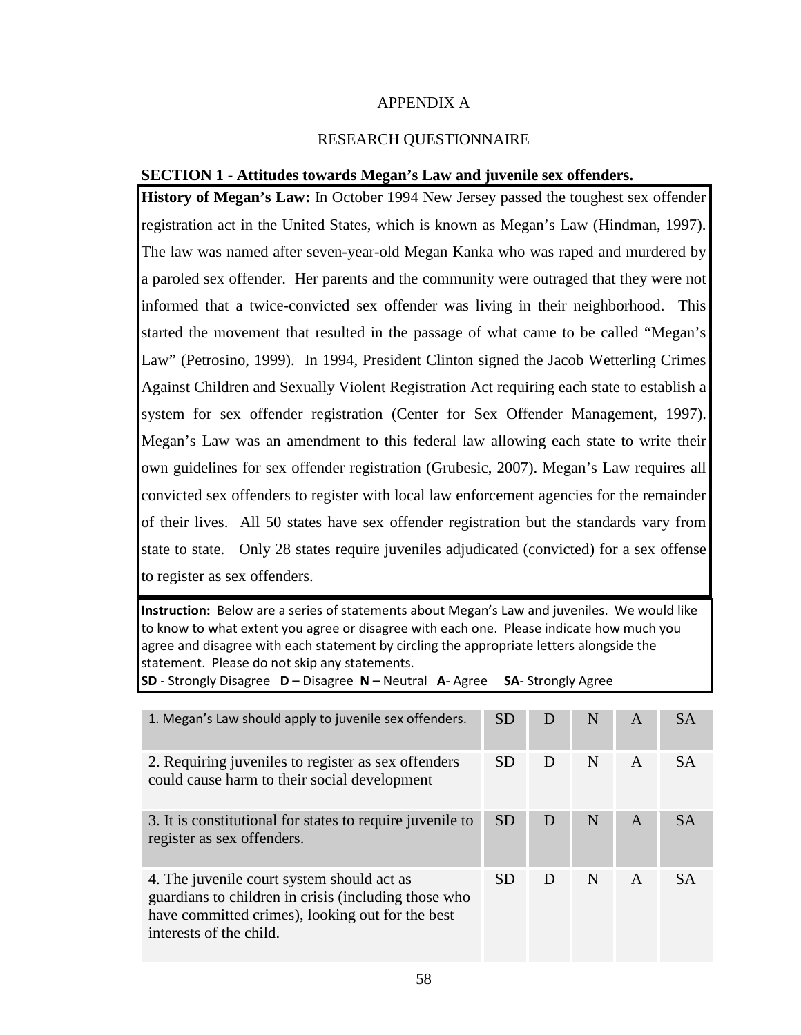# APPENDIX A

## RESEARCH QUESTIONNAIRE

### SECTION 1 - Attitudes towards Megan's Law and juvenile sex offenders.

**History of Megan's Law:** In October 1994 New Jersey passed the toughest sex offender registration act in the United States, which is known as Megan's Law (Hindman, 1997). The law was named after seven-year-old Megan Kanka who was raped and murdered by a paroled sex offender. Her parents and the community were outraged that they were not informed that a twice-convicted sex offender was living in their neighborhood. This started the movement that resulted in the passage of what came to be called "Megan's Law" (Petrosino, 1999). In 1994, President Clinton signed the Jacob Wetterling Crimes Against Children and Sexually Violent Registration Act requiring each state to establish a system for sex offender registration (Center for Sex Offender Management, 1997). Megan's Law was an amendment to this federal law allowing each state to write their own guidelines for sex offender registration (Grubesic, 2007). Megan's Law requires all convicted sex offenders to register with local law enforcement agencies for the remainder of their lives. All 50 states have sex offender registration but the standards vary from state to state. Only 28 states require juveniles adjudicated (convicted) for a sex offense to register as sex offenders.

**Instruction:** Below are a series of statements about Megan's Law and juveniles. We would like to know to what extent you agree or disagree with each one. Please indicate how much you agree and disagree with each statement by circling the appropriate letters alongside the statement. Please do not skip any statements.
**SD** - Strongly Disagree **D** – Disagree **N** – Neutral **A**- Agree **SA**- Strongly Agree

| Statement | | | | | |
|---|---|---|---|---|---|
| 1. Megan's Law should apply to juvenile sex offenders. | SD | D | N | A | SA |
| 2. Requiring juveniles to register as sex offenders could cause harm to their social development | SD | D | N | A | SA |
| 3. It is constitutional for states to require juvenile to register as sex offenders. | SD | D | N | A | SA |
| 4. The juvenile court system should act as guardians to children in crisis (including those who have committed crimes), looking out for the best interests of the child. | SD | D | N | A | SA |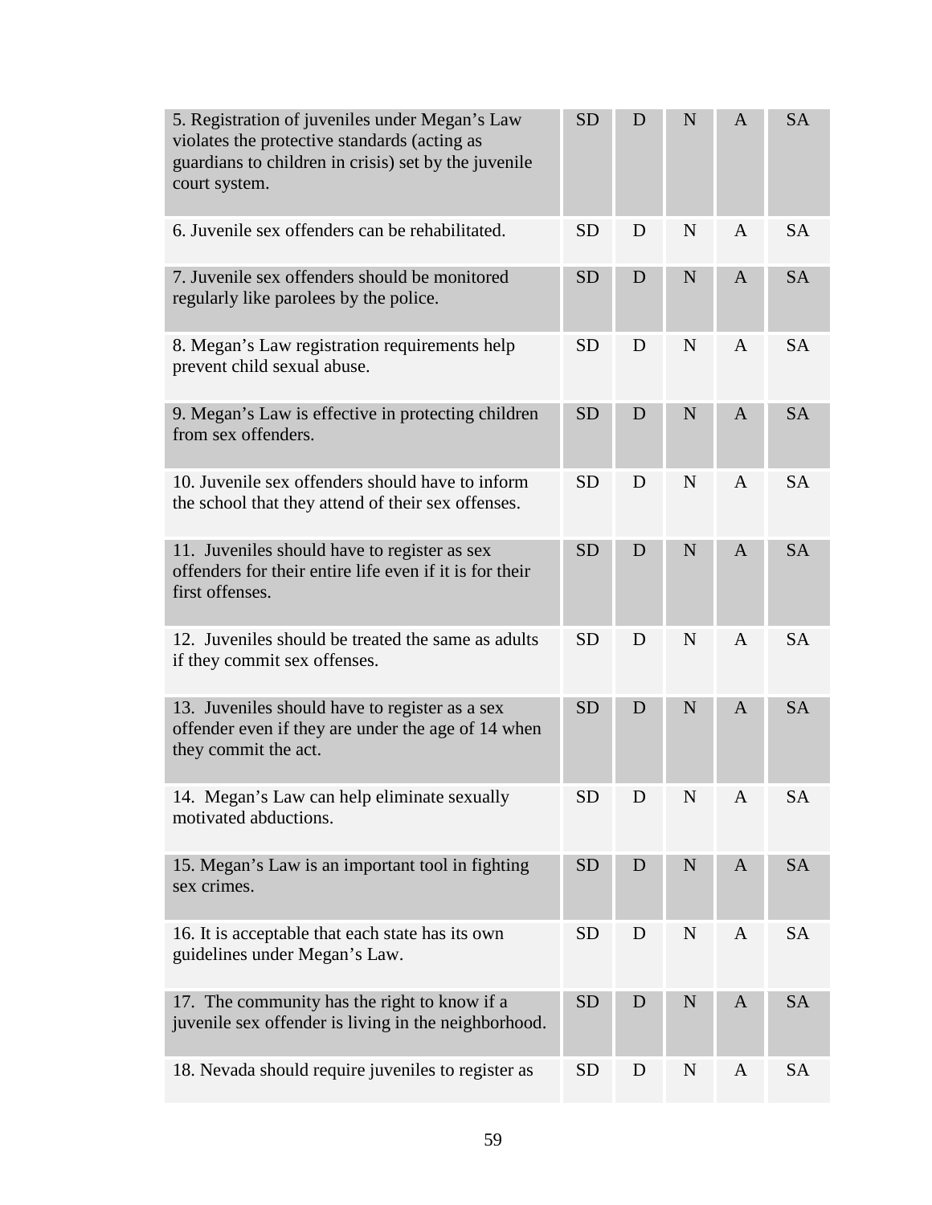| | | | | | |
|---|---|---|---|---|---|
| 5. Registration of juveniles under Megan's Law violates the protective standards (acting as guardians to children in crisis) set by the juvenile court system. | SD | D | N | A | SA |
| 6. Juvenile sex offenders can be rehabilitated. | SD | D | N | A | SA |
| 7. Juvenile sex offenders should be monitored regularly like parolees by the police. | SD | D | N | A | SA |
| 8. Megan's Law registration requirements help prevent child sexual abuse. | SD | D | N | A | SA |
| 9. Megan's Law is effective in protecting children from sex offenders. | SD | D | N | A | SA |
| 10. Juvenile sex offenders should have to inform the school that they attend of their sex offenses. | SD | D | N | A | SA |
| 11. Juveniles should have to register as sex offenders for their entire life even if it is for their first offenses. | SD | D | N | A | SA |
| 12. Juveniles should be treated the same as adults if they commit sex offenses. | SD | D | N | A | SA |
| 13. Juveniles should have to register as a sex offender even if they are under the age of 14 when they commit the act. | SD | D | N | A | SA |
| 14. Megan's Law can help eliminate sexually motivated abductions. | SD | D | N | A | SA |
| 15. Megan's Law is an important tool in fighting sex crimes. | SD | D | N | A | SA |
| 16. It is acceptable that each state has its own guidelines under Megan's Law. | SD | D | N | A | SA |
| 17. The community has the right to know if a juvenile sex offender is living in the neighborhood. | SD | D | N | A | SA |
| 18. Nevada should require juveniles to register as | SD | D | N | A | SA |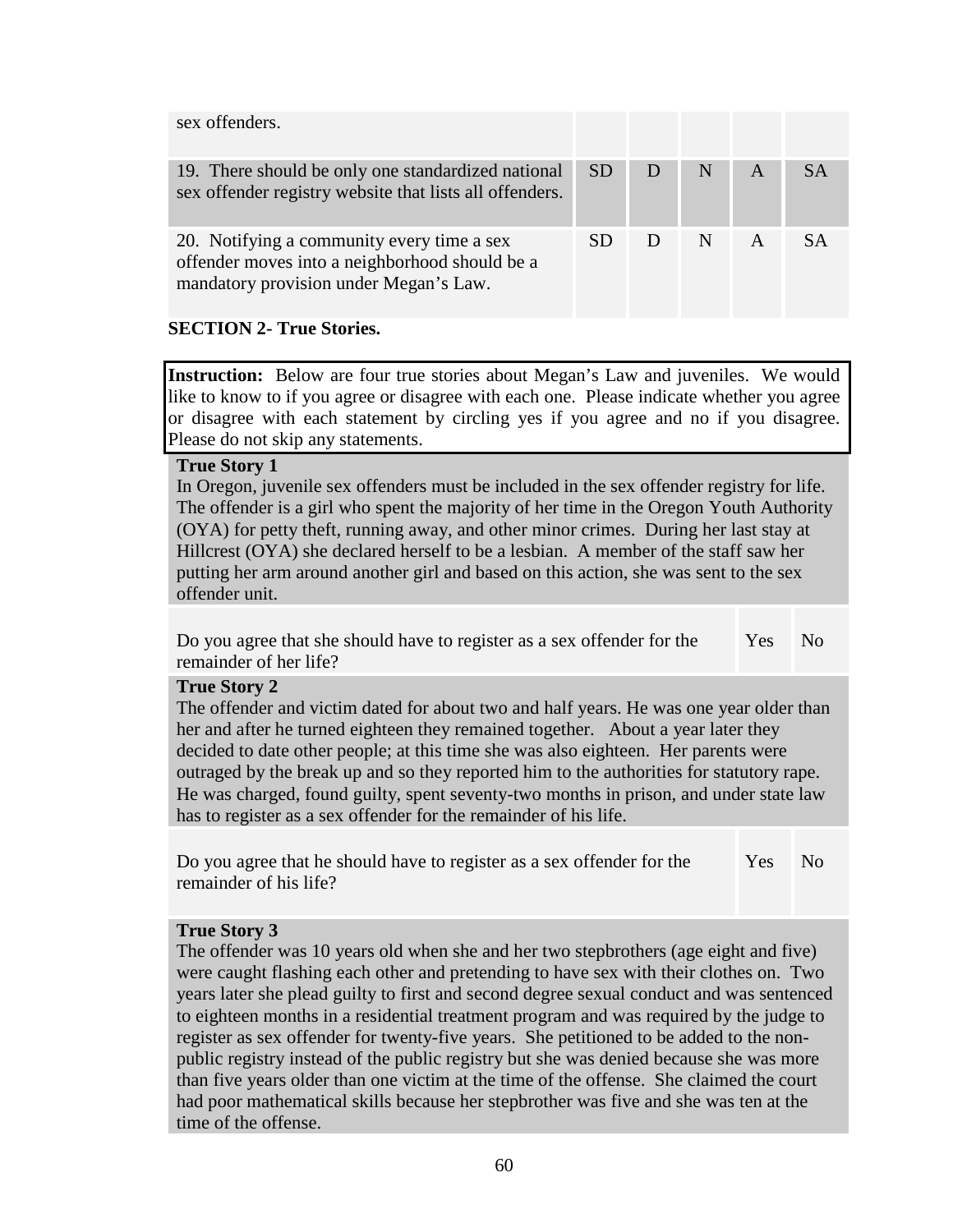| | | | | | |
|---|---|---|---|---|---|
| sex offenders. | | | | | |
| 19. There should be only one standardized national sex offender registry website that lists all offenders. | SD | D | N | A | SA |
| 20. Notifying a community every time a sex offender moves into a neighborhood should be a mandatory provision under Megan's Law. | SD | D | N | A | SA |

**SECTION 2- True Stories.**

**Instruction:** Below are four true stories about Megan's Law and juveniles. We would like to know to if you agree or disagree with each one. Please indicate whether you agree or disagree with each statement by circling yes if you agree and no if you disagree. Please do not skip any statements.

**True Story 1**

In Oregon, juvenile sex offenders must be included in the sex offender registry for life. The offender is a girl who spent the majority of her time in the Oregon Youth Authority (OYA) for petty theft, running away, and other minor crimes. During her last stay at Hillcrest (OYA) she declared herself to be a lesbian. A member of the staff saw her putting her arm around another girl and based on this action, she was sent to the sex offender unit.

| | | |
|---|---|---|
| Do you agree that she should have to register as a sex offender for the remainder of her life? | Yes | No |

**True Story 2**

The offender and victim dated for about two and half years. He was one year older than her and after he turned eighteen they remained together. About a year later they decided to date other people; at this time she was also eighteen. Her parents were outraged by the break up and so they reported him to the authorities for statutory rape. He was charged, found guilty, spent seventy-two months in prison, and under state law has to register as a sex offender for the remainder of his life.

| | | |
|---|---|---|
| Do you agree that he should have to register as a sex offender for the remainder of his life? | Yes | No |

**True Story 3**

The offender was 10 years old when she and her two stepbrothers (age eight and five) were caught flashing each other and pretending to have sex with their clothes on. Two years later she plead guilty to first and second degree sexual conduct and was sentenced to eighteen months in a residential treatment program and was required by the judge to register as sex offender for twenty-five years. She petitioned to be added to the non-public registry instead of the public registry but she was denied because she was more than five years older than one victim at the time of the offense. She claimed the court had poor mathematical skills because her stepbrother was five and she was ten at the time of the offense.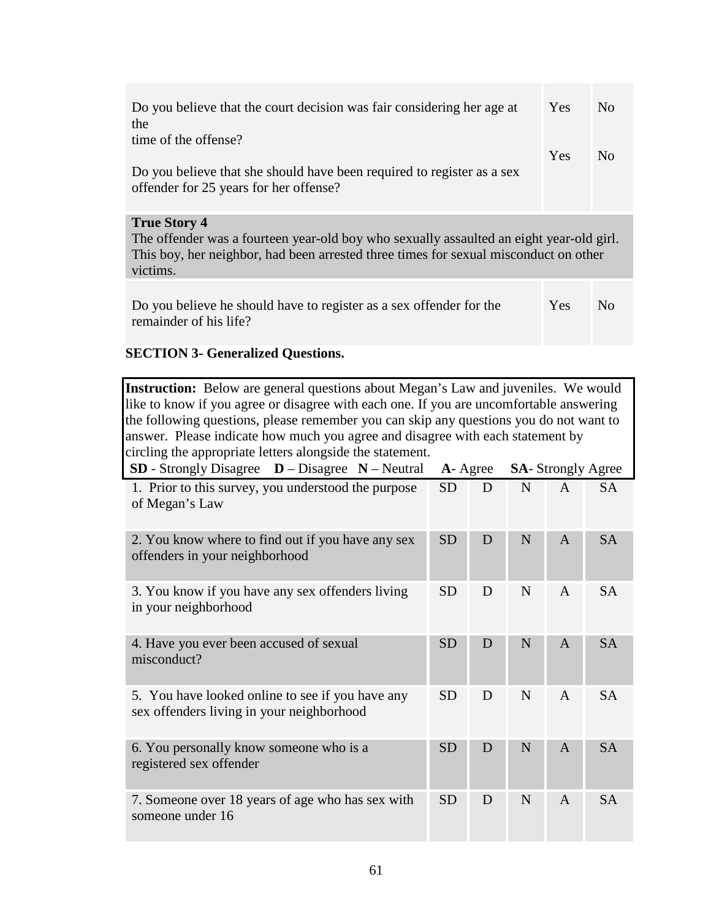| | | |
|---|---|---|
| Do you believe that the court decision was fair considering her age at the time of the offense? | Yes | No |
| Do you believe that she should have been required to register as a sex offender for 25 years for her offense? | Yes | No |

**True Story 4**
The offender was a fourteen year-old boy who sexually assaulted an eight year-old girl. This boy, her neighbor, had been arrested three times for sexual misconduct on other victims.

| | | |
|---|---|---|
| Do you believe he should have to register as a sex offender for the remainder of his life? | Yes | No |

**SECTION 3- Generalized Questions.**

**Instruction:** Below are general questions about Megan's Law and juveniles. We would like to know if you agree or disagree with each one. If you are uncomfortable answering the following questions, please remember you can skip any questions you do not want to answer. Please indicate how much you agree and disagree with each statement by circling the appropriate letters alongside the statement.

**SD** - Strongly Disagree **D** – Disagree **N** – Neutral **A**- Agree **SA**- Strongly Agree

| | | | | | |
|---|---|---|---|---|---|
| 1. Prior to this survey, you understood the purpose of Megan's Law | SD | D | N | A | SA |
| 2. You know where to find out if you have any sex offenders in your neighborhood | SD | D | N | A | SA |
| 3. You know if you have any sex offenders living in your neighborhood | SD | D | N | A | SA |
| 4. Have you ever been accused of sexual misconduct? | SD | D | N | A | SA |
| 5. You have looked online to see if you have any sex offenders living in your neighborhood | SD | D | N | A | SA |
| 6. You personally know someone who is a registered sex offender | SD | D | N | A | SA |
| 7. Someone over 18 years of age who has sex with someone under 16 | SD | D | N | A | SA |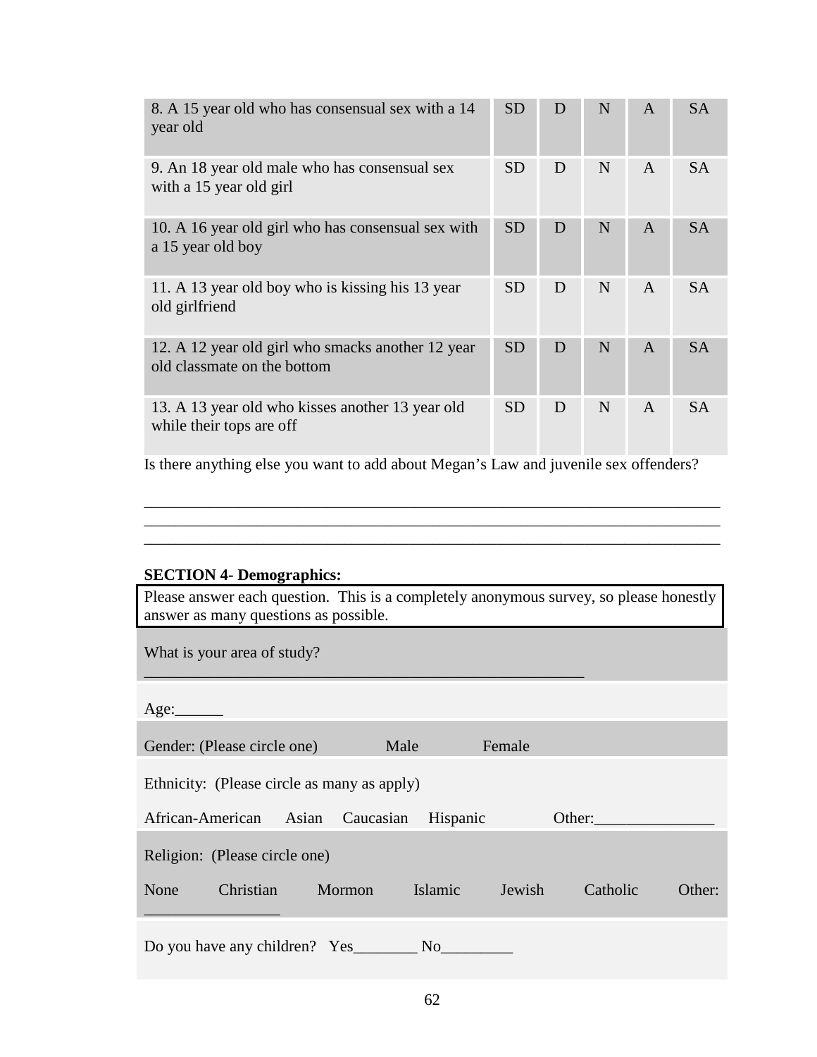| | | | | | |
|---|---|---|---|---|---|
| 8. A 15 year old who has consensual sex with a 14 year old | SD | D | N | A | SA |
| 9. An 18 year old male who has consensual sex with a 15 year old girl | SD | D | N | A | SA |
| 10. A 16 year old girl who has consensual sex with a 15 year old boy | SD | D | N | A | SA |
| 11. A 13 year old boy who is kissing his 13 year old girlfriend | SD | D | N | A | SA |
| 12. A 12 year old girl who smacks another 12 year old classmate on the bottom | SD | D | N | A | SA |
| 13. A 13 year old who kisses another 13 year old while their tops are off | SD | D | N | A | SA |

Is there anything else you want to add about Megan's Law and juvenile sex offenders?

___________________________________________________________________________
___________________________________________________________________________
___________________________________________________________________________

**SECTION 4- Demographics:**

Please answer each question. This is a completely anonymous survey, so please honestly answer as many questions as possible.

What is your area of study?
_________________________________________________________

Age:______

Gender: (Please circle one) Male Female

Ethnicity: (Please circle as many as apply)

African-American Asian Caucasian Hispanic Other:_______________

Religion: (Please circle one)

None Christian Mormon Islamic Jewish Catholic Other: _________________

Do you have any children? Yes________ No_________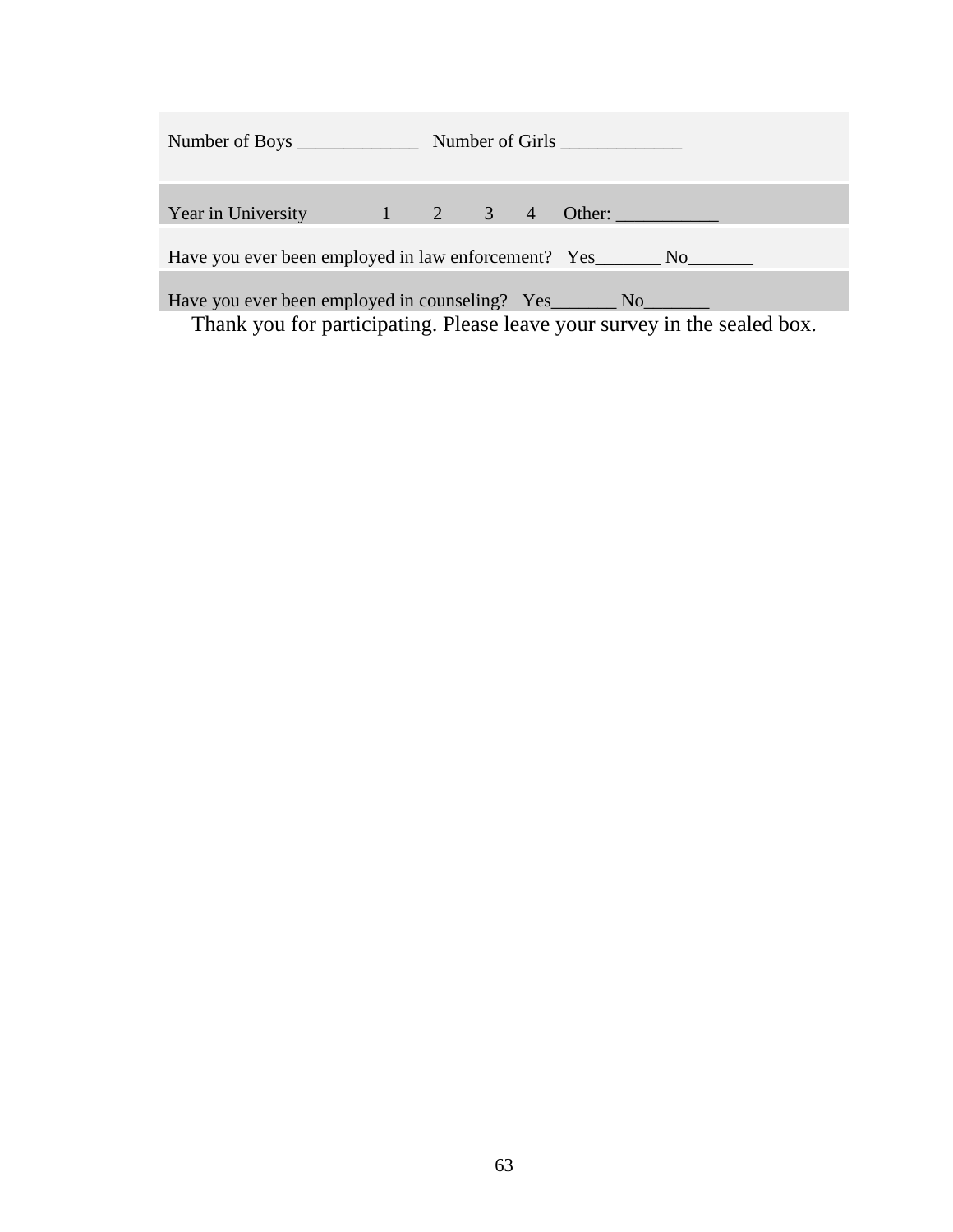Number of Boys _____________ Number of Girls _____________

Year in University 1 2 3 4 Other: ___________

Have you ever been employed in law enforcement? Yes_______ No_______

Have you ever been employed in counseling? Yes_______ No_______

Thank you for participating. Please leave your survey in the sealed box.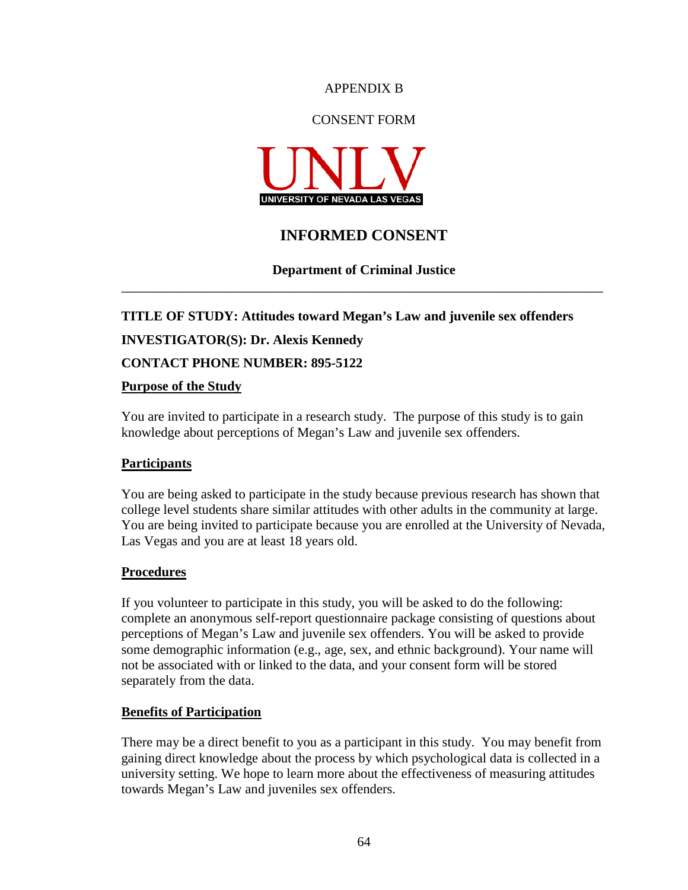APPENDIX B

CONSENT FORM

UNLV

UNIVERSITY OF NEVADA LAS VEGAS

# INFORMED CONSENT

**Department of Criminal Justice**

---

**TITLE OF STUDY: Attitudes toward Megan's Law and juvenile sex offenders**

**INVESTIGATOR(S): Dr. Alexis Kennedy**

**CONTACT PHONE NUMBER: 895-5122**

**Purpose of the Study**

You are invited to participate in a research study. The purpose of this study is to gain knowledge about perceptions of Megan's Law and juvenile sex offenders.

**Participants**

You are being asked to participate in the study because previous research has shown that college level students share similar attitudes with other adults in the community at large. You are being invited to participate because you are enrolled at the University of Nevada, Las Vegas and you are at least 18 years old.

**Procedures**

If you volunteer to participate in this study, you will be asked to do the following: complete an anonymous self-report questionnaire package consisting of questions about perceptions of Megan's Law and juvenile sex offenders. You will be asked to provide some demographic information (e.g., age, sex, and ethnic background). Your name will not be associated with or linked to the data, and your consent form will be stored separately from the data.

**Benefits of Participation**

There may be a direct benefit to you as a participant in this study. You may benefit from gaining direct knowledge about the process by which psychological data is collected in a university setting. We hope to learn more about the effectiveness of measuring attitudes towards Megan's Law and juveniles sex offenders.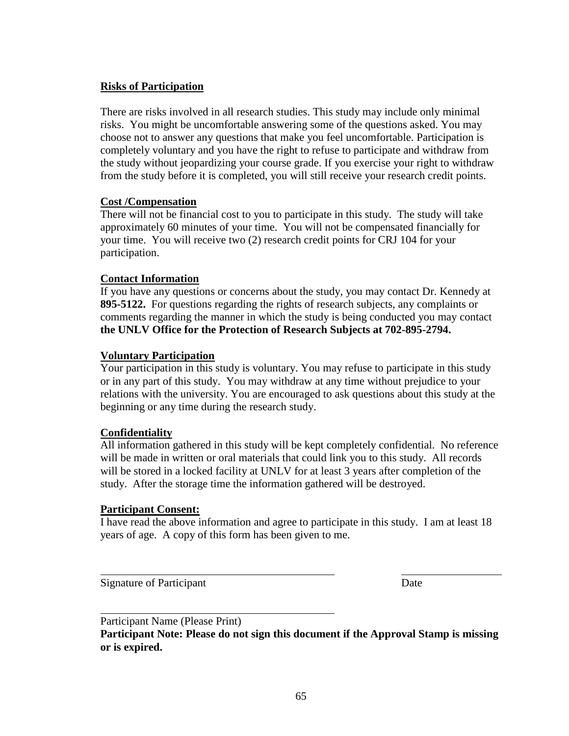**Risks of Participation**

There are risks involved in all research studies. This study may include only minimal risks. You might be uncomfortable answering some of the questions asked. You may choose not to answer any questions that make you feel uncomfortable. Participation is completely voluntary and you have the right to refuse to participate and withdraw from the study without jeopardizing your course grade. If you exercise your right to withdraw from the study before it is completed, you will still receive your research credit points.

**Cost /Compensation**

There will not be financial cost to you to participate in this study. The study will take approximately 60 minutes of your time. You will not be compensated financially for your time. You will receive two (2) research credit points for CRJ 104 for your participation.

**Contact Information**

If you have any questions or concerns about the study, you may contact Dr. Kennedy at **895-5122.** For questions regarding the rights of research subjects, any complaints or comments regarding the manner in which the study is being conducted you may contact **the UNLV Office for the Protection of Research Subjects at 702-895-2794.**

**Voluntary Participation**

Your participation in this study is voluntary. You may refuse to participate in this study or in any part of this study. You may withdraw at any time without prejudice to your relations with the university. You are encouraged to ask questions about this study at the beginning or any time during the research study.

**Confidentiality**

All information gathered in this study will be kept completely confidential. No reference will be made in written or oral materials that could link you to this study. All records will be stored in a locked facility at UNLV for at least 3 years after completion of the study. After the storage time the information gathered will be destroyed.

**Participant Consent:**

I have read the above information and agree to participate in this study. I am at least 18 years of age. A copy of this form has been given to me.

______________________________________________ ____________________

Signature of Participant Date

______________________________________________

Participant Name (Please Print)

**Participant Note: Please do not sign this document if the Approval Stamp is missing or is expired.**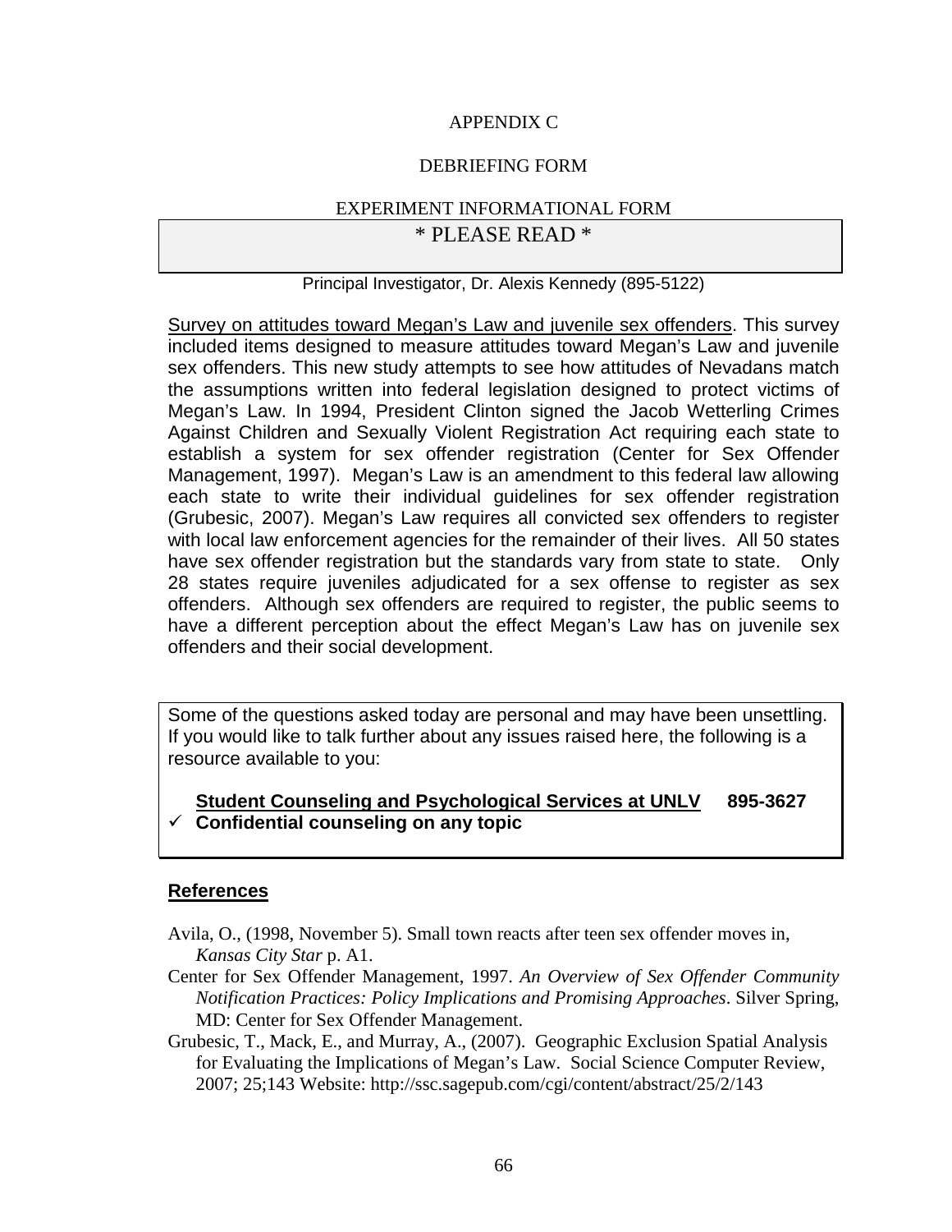# APPENDIX C

## DEBRIEFING FORM

## EXPERIMENT INFORMATIONAL FORM

**\* PLEASE READ \***

Principal Investigator, Dr. Alexis Kennedy (895-5122)

<u>Survey on attitudes toward Megan's Law and juvenile sex offenders</u>. This survey included items designed to measure attitudes toward Megan's Law and juvenile sex offenders. This new study attempts to see how attitudes of Nevadans match the assumptions written into federal legislation designed to protect victims of Megan's Law. In 1994, President Clinton signed the Jacob Wetterling Crimes Against Children and Sexually Violent Registration Act requiring each state to establish a system for sex offender registration (Center for Sex Offender Management, 1997). Megan's Law is an amendment to this federal law allowing each state to write their individual guidelines for sex offender registration (Grubesic, 2007). Megan's Law requires all convicted sex offenders to register with local law enforcement agencies for the remainder of their lives. All 50 states have sex offender registration but the standards vary from state to state. Only 28 states require juveniles adjudicated for a sex offense to register as sex offenders. Although sex offenders are required to register, the public seems to have a different perception about the effect Megan's Law has on juvenile sex offenders and their social development.

Some of the questions asked today are personal and may have been unsettling. If you would like to talk further about any issues raised here, the following is a resource available to you:

**<u>Student Counseling and Psychological Services at UNLV</u> 895-3627**

- ✓ **Confidential counseling on any topic**

## <u>References</u>

Avila, O., (1998, November 5). Small town reacts after teen sex offender moves in, *Kansas City Star* p. A1.

Center for Sex Offender Management, 1997. *An Overview of Sex Offender Community Notification Practices: Policy Implications and Promising Approaches*. Silver Spring, MD: Center for Sex Offender Management.

Grubesic, T., Mack, E., and Murray, A., (2007). Geographic Exclusion Spatial Analysis for Evaluating the Implications of Megan's Law. Social Science Computer Review, 2007; 25;143 Website: http://ssc.sagepub.com/cgi/content/abstract/25/2/143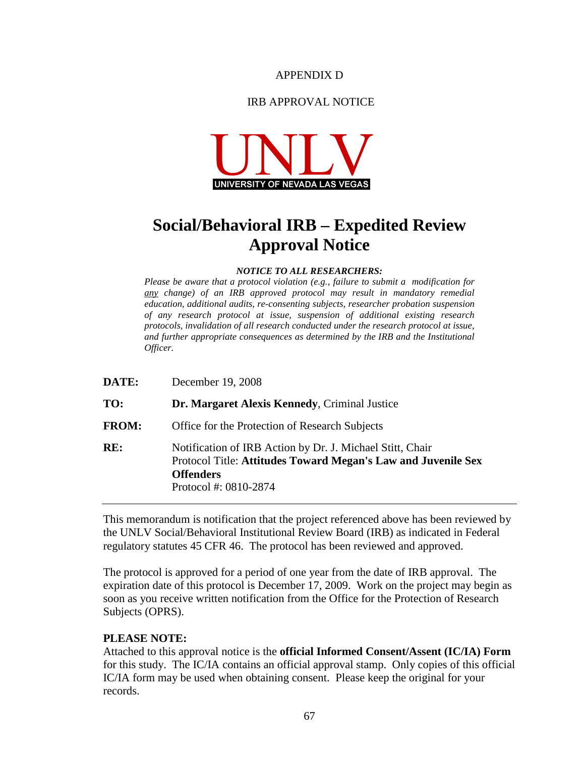APPENDIX D

IRB APPROVAL NOTICE

UNLV

UNIVERSITY OF NEVADA LAS VEGAS

# Social/Behavioral IRB – Expedited Review Approval Notice

***NOTICE TO ALL RESEARCHERS:***

*Please be aware that a protocol violation (e.g., failure to submit a modification for <u>any</u> change) of an IRB approved protocol may result in mandatory remedial education, additional audits, re-consenting subjects, researcher probation suspension of any research protocol at issue, suspension of additional existing research protocols, invalidation of all research conducted under the research protocol at issue, and further appropriate consequences as determined by the IRB and the Institutional Officer.*

**DATE:** December 19, 2008

**TO:** **Dr. Margaret Alexis Kennedy**, Criminal Justice

**FROM:** Office for the Protection of Research Subjects

**RE:** Notification of IRB Action by Dr. J. Michael Stitt, Chair
Protocol Title: **Attitudes Toward Megan's Law and Juvenile Sex Offenders**
Protocol #: 0810-2874

---

This memorandum is notification that the project referenced above has been reviewed by the UNLV Social/Behavioral Institutional Review Board (IRB) as indicated in Federal regulatory statutes 45 CFR 46. The protocol has been reviewed and approved.

The protocol is approved for a period of one year from the date of IRB approval. The expiration date of this protocol is December 17, 2009. Work on the project may begin as soon as you receive written notification from the Office for the Protection of Research Subjects (OPRS).

**PLEASE NOTE:**
Attached to this approval notice is the **official Informed Consent/Assent (IC/IA) Form** for this study. The IC/IA contains an official approval stamp. Only copies of this official IC/IA form may be used when obtaining consent. Please keep the original for your records.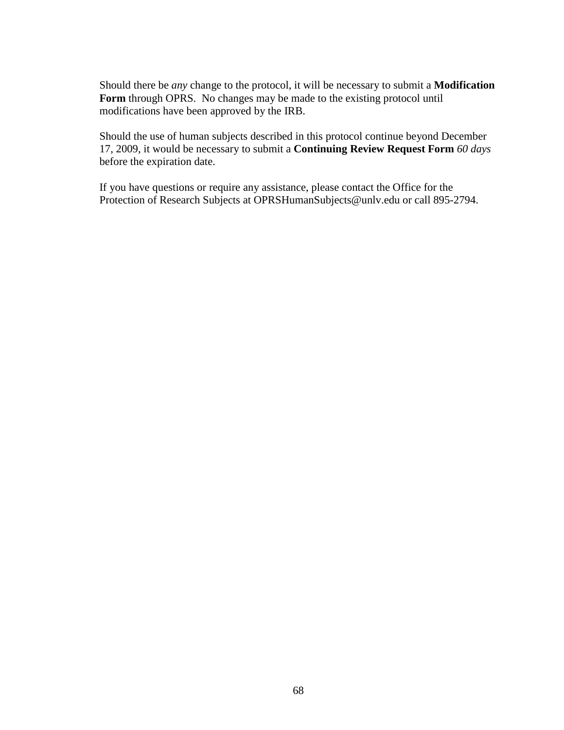Should there be *any* change to the protocol, it will be necessary to submit a **Modification Form** through OPRS. No changes may be made to the existing protocol until modifications have been approved by the IRB.

Should the use of human subjects described in this protocol continue beyond December 17, 2009, it would be necessary to submit a **Continuing Review Request Form** *60 days* before the expiration date.

If you have questions or require any assistance, please contact the Office for the Protection of Research Subjects at OPRSHumanSubjects@unlv.edu or call 895-2794.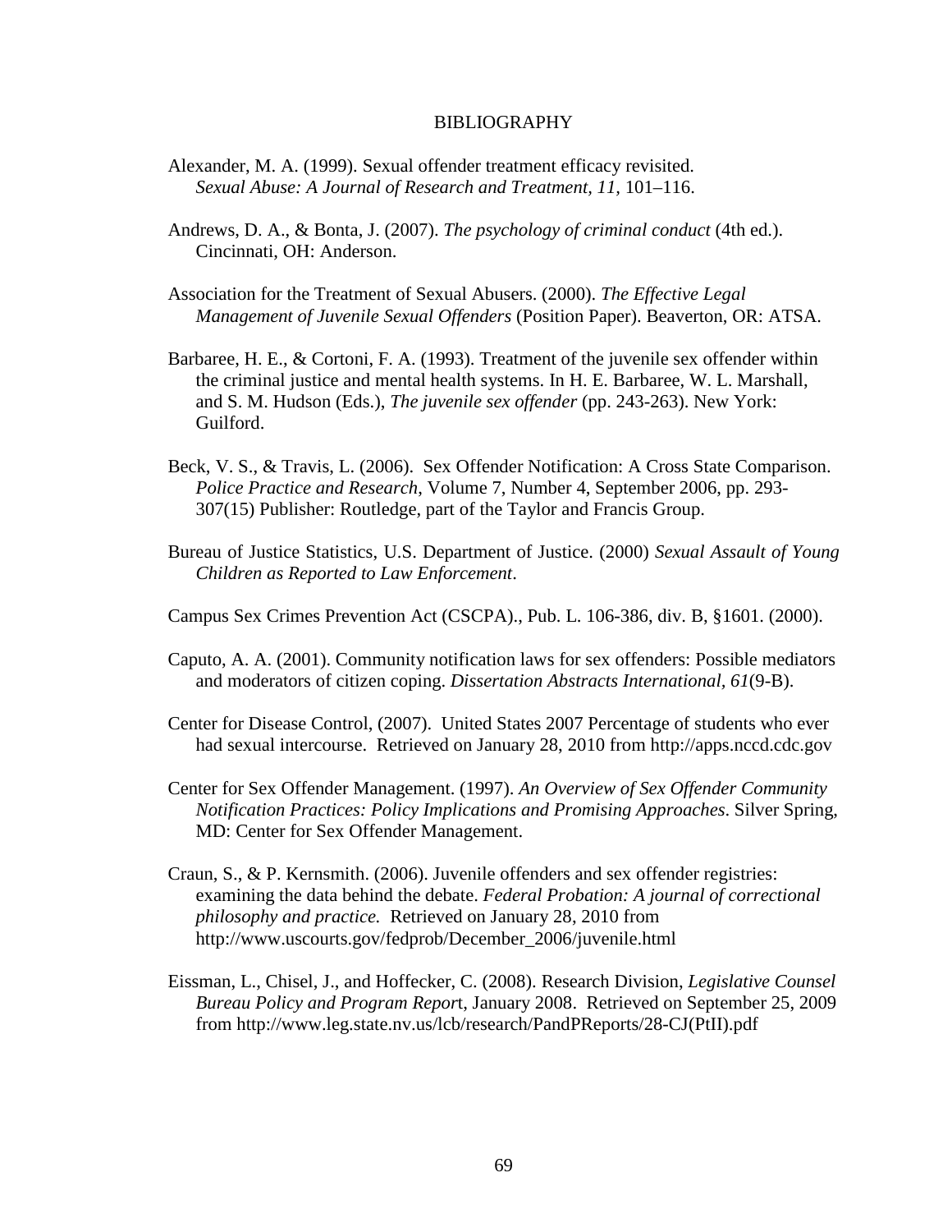# BIBLIOGRAPHY

Alexander, M. A. (1999). Sexual offender treatment efficacy revisited. *Sexual Abuse: A Journal of Research and Treatment, 11*, 101–116.

Andrews, D. A., & Bonta, J. (2007). *The psychology of criminal conduct* (4th ed.). Cincinnati, OH: Anderson.

Association for the Treatment of Sexual Abusers. (2000). *The Effective Legal Management of Juvenile Sexual Offenders* (Position Paper). Beaverton, OR: ATSA.

Barbaree, H. E., & Cortoni, F. A. (1993). Treatment of the juvenile sex offender within the criminal justice and mental health systems. In H. E. Barbaree, W. L. Marshall, and S. M. Hudson (Eds.), *The juvenile sex offender* (pp. 243-263). New York: Guilford.

Beck, V. S., & Travis, L. (2006). Sex Offender Notification: A Cross State Comparison. *Police Practice and Research*, Volume 7, Number 4, September 2006, pp. 293-307(15) Publisher: Routledge, part of the Taylor and Francis Group.

Bureau of Justice Statistics, U.S. Department of Justice. (2000) *Sexual Assault of Young Children as Reported to Law Enforcement*.

Campus Sex Crimes Prevention Act (CSCPA)., Pub. L. 106-386, div. B, §1601. (2000).

Caputo, A. A. (2001). Community notification laws for sex offenders: Possible mediators and moderators of citizen coping. *Dissertation Abstracts International, 61*(9-B).

Center for Disease Control, (2007). United States 2007 Percentage of students who ever had sexual intercourse. Retrieved on January 28, 2010 from http://apps.nccd.cdc.gov

Center for Sex Offender Management. (1997). *An Overview of Sex Offender Community Notification Practices: Policy Implications and Promising Approaches*. Silver Spring, MD: Center for Sex Offender Management.

Craun, S., & P. Kernsmith. (2006). Juvenile offenders and sex offender registries: examining the data behind the debate. *Federal Probation: A journal of correctional philosophy and practice.* Retrieved on January 28, 2010 from http://www.uscourts.gov/fedprob/December_2006/juvenile.html

Eissman, L., Chisel, J., and Hoffecker, C. (2008). Research Division, *Legislative Counsel Bureau Policy and Program Report*, January 2008. Retrieved on September 25, 2009 from http://www.leg.state.nv.us/lcb/research/PandPReports/28-CJ(PtII).pdf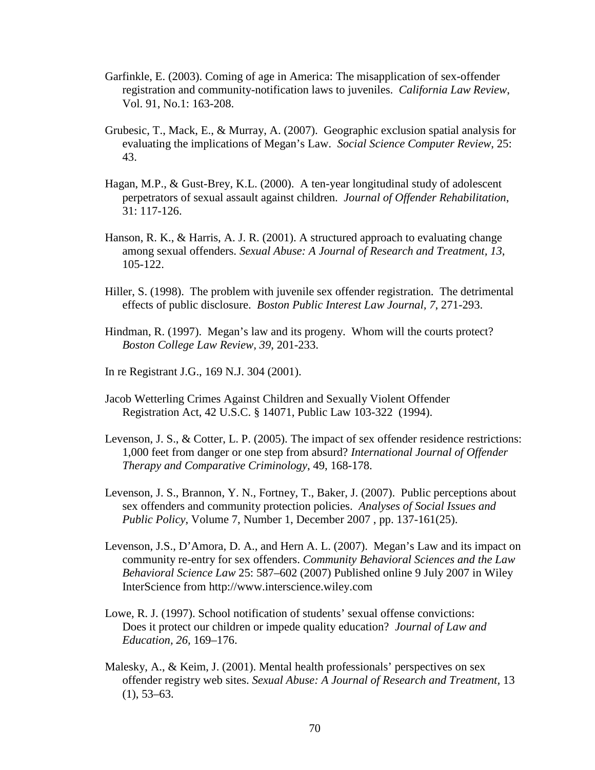Garfinkle, E. (2003). Coming of age in America: The misapplication of sex-offender registration and community-notification laws to juveniles. *California Law Review*, Vol. 91, No.1: 163-208.

Grubesic, T., Mack, E., & Murray, A. (2007). Geographic exclusion spatial analysis for evaluating the implications of Megan's Law. *Social Science Computer Review*, 25: 43.

Hagan, M.P., & Gust-Brey, K.L. (2000). A ten-year longitudinal study of adolescent perpetrators of sexual assault against children. *Journal of Offender Rehabilitation*, 31: 117-126.

Hanson, R. K., & Harris, A. J. R. (2001). A structured approach to evaluating change among sexual offenders. *Sexual Abuse: A Journal of Research and Treatment, 13*, 105-122.

Hiller, S. (1998). The problem with juvenile sex offender registration. The detrimental effects of public disclosure. *Boston Public Interest Law Journal, 7*, 271-293.

Hindman, R. (1997). Megan's law and its progeny. Whom will the courts protect? *Boston College Law Review, 39*, 201-233.

In re Registrant J.G., 169 N.J. 304 (2001).

Jacob Wetterling Crimes Against Children and Sexually Violent Offender Registration Act, 42 U.S.C. § 14071, Public Law 103-322 (1994).

Levenson, J. S., & Cotter, L. P. (2005). The impact of sex offender residence restrictions: 1,000 feet from danger or one step from absurd? *International Journal of Offender Therapy and Comparative Criminology*, 49, 168-178.

Levenson, J. S., Brannon, Y. N., Fortney, T., Baker, J. (2007). Public perceptions about sex offenders and community protection policies. *Analyses of Social Issues and Public Policy*, Volume 7, Number 1, December 2007 , pp. 137-161(25).

Levenson, J.S., D'Amora, D. A., and Hern A. L. (2007). Megan's Law and its impact on community re-entry for sex offenders. *Community Behavioral Sciences and the Law Behavioral Science Law* 25: 587–602 (2007) Published online 9 July 2007 in Wiley InterScience from http://www.interscience.wiley.com

Lowe, R. J. (1997). School notification of students' sexual offense convictions: Does it protect our children or impede quality education? *Journal of Law and Education, 26*, 169–176.

Malesky, A., & Keim, J. (2001). Mental health professionals' perspectives on sex offender registry web sites. *Sexual Abuse: A Journal of Research and Treatment*, 13 (1), 53–63.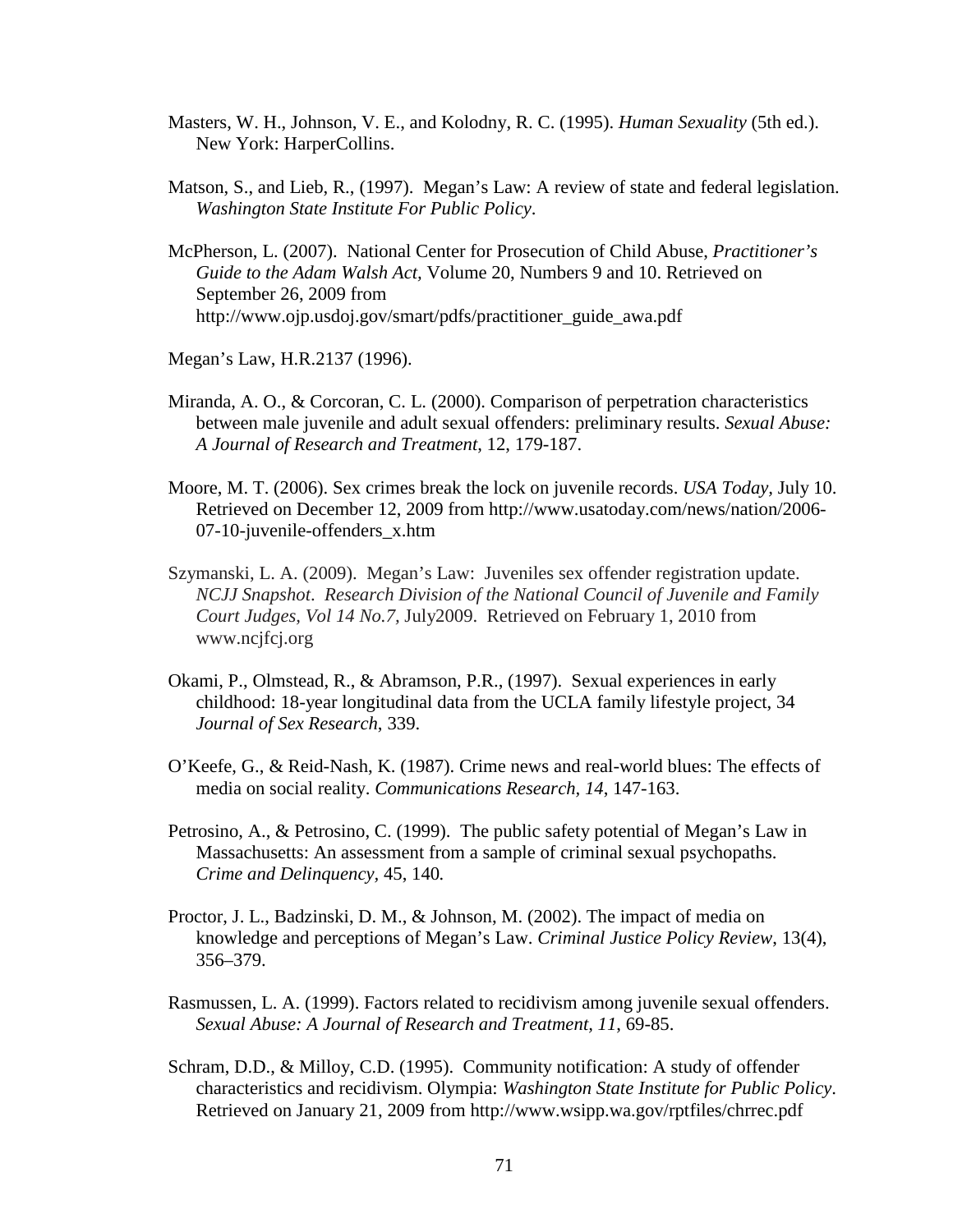Masters, W. H., Johnson, V. E., and Kolodny, R. C. (1995). *Human Sexuality* (5th ed.). New York: HarperCollins.

Matson, S., and Lieb, R., (1997). Megan's Law: A review of state and federal legislation. *Washington State Institute For Public Policy*.

McPherson, L. (2007). National Center for Prosecution of Child Abuse, *Practitioner's Guide to the Adam Walsh Act,* Volume 20, Numbers 9 and 10. Retrieved on September 26, 2009 from http://www.ojp.usdoj.gov/smart/pdfs/practitioner_guide_awa.pdf

Megan's Law, H.R.2137 (1996).

Miranda, A. O., & Corcoran, C. L. (2000). Comparison of perpetration characteristics between male juvenile and adult sexual offenders: preliminary results. *Sexual Abuse: A Journal of Research and Treatment*, 12, 179-187.

Moore, M. T. (2006). Sex crimes break the lock on juvenile records. *USA Today*, July 10. Retrieved on December 12, 2009 from http://www.usatoday.com/news/nation/2006-07-10-juvenile-offenders_x.htm

Szymanski, L. A. (2009). Megan's Law: Juveniles sex offender registration update. *NCJJ Snapshot*. *Research Division of the National Council of Juvenile and Family Court Judges, Vol 14 No.7,* July2009. Retrieved on February 1, 2010 from www.ncjfcj.org

Okami, P., Olmstead, R., & Abramson, P.R., (1997). Sexual experiences in early childhood: 18-year longitudinal data from the UCLA family lifestyle project, 34 *Journal of Sex Research*, 339.

O'Keefe, G., & Reid-Nash, K. (1987). Crime news and real-world blues: The effects of media on social reality. *Communications Research, 14*, 147-163.

Petrosino, A., & Petrosino, C. (1999). The public safety potential of Megan's Law in Massachusetts: An assessment from a sample of criminal sexual psychopaths. *Crime and Delinquency,* 45, 140*.*

Proctor, J. L., Badzinski, D. M., & Johnson, M. (2002). The impact of media on knowledge and perceptions of Megan's Law. *Criminal Justice Policy Review*, 13(4), 356–379.

Rasmussen, L. A. (1999). Factors related to recidivism among juvenile sexual offenders. *Sexual Abuse: A Journal of Research and Treatment, 11*, 69-85.

Schram, D.D., & Milloy, C.D. (1995). Community notification: A study of offender characteristics and recidivism. Olympia: *Washington State Institute for Public Policy*. Retrieved on January 21, 2009 from http://www.wsipp.wa.gov/rptfiles/chrrec.pdf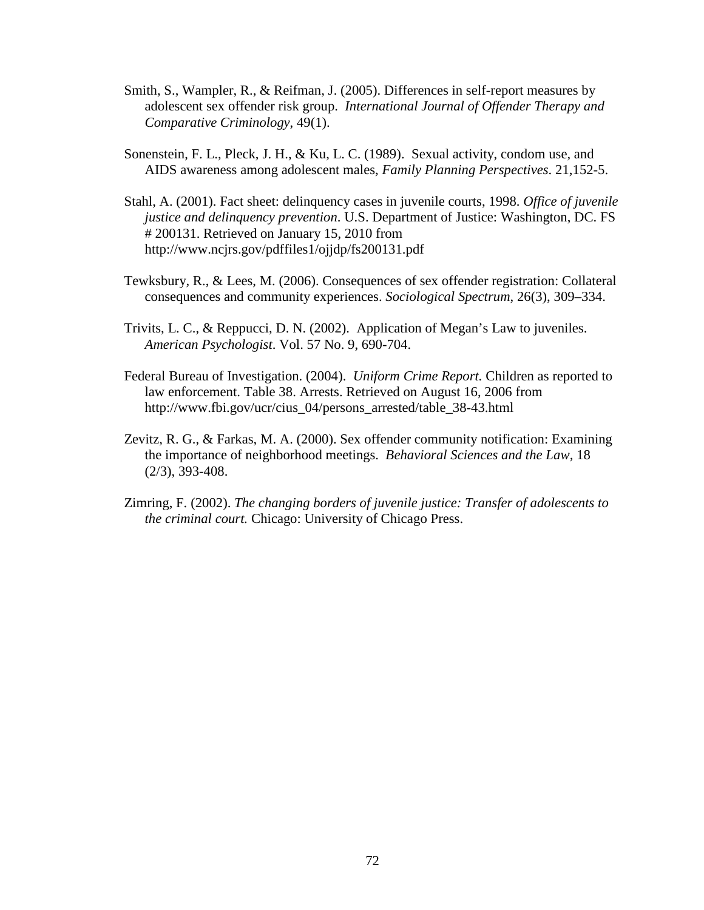Smith, S., Wampler, R., & Reifman, J. (2005). Differences in self-report measures by adolescent sex offender risk group. *International Journal of Offender Therapy and Comparative Criminology*, 49(1).

Sonenstein, F. L., Pleck, J. H., & Ku, L. C. (1989). Sexual activity, condom use, and AIDS awareness among adolescent males, *Family Planning Perspectives*. 21,152-5.

Stahl, A. (2001). Fact sheet: delinquency cases in juvenile courts, 1998. *Office of juvenile justice and delinquency prevention*. U.S. Department of Justice: Washington, DC. FS # 200131. Retrieved on January 15, 2010 from http://www.ncjrs.gov/pdffiles1/ojjdp/fs200131.pdf

Tewksbury, R., & Lees, M. (2006). Consequences of sex offender registration: Collateral consequences and community experiences. *Sociological Spectrum*, 26(3), 309–334.

Trivits, L. C., & Reppucci, D. N. (2002). Application of Megan's Law to juveniles. *American Psychologist*. Vol. 57 No. 9, 690-704.

Federal Bureau of Investigation. (2004). *Uniform Crime Report.* Children as reported to law enforcement. Table 38. Arrests. Retrieved on August 16, 2006 from http://www.fbi.gov/ucr/cius_04/persons_arrested/table_38-43.html

Zevitz, R. G., & Farkas, M. A. (2000). Sex offender community notification: Examining the importance of neighborhood meetings. *Behavioral Sciences and the Law,* 18 (2/3), 393-408.

Zimring, F. (2002). *The changing borders of juvenile justice: Transfer of adolescents to the criminal court.* Chicago: University of Chicago Press.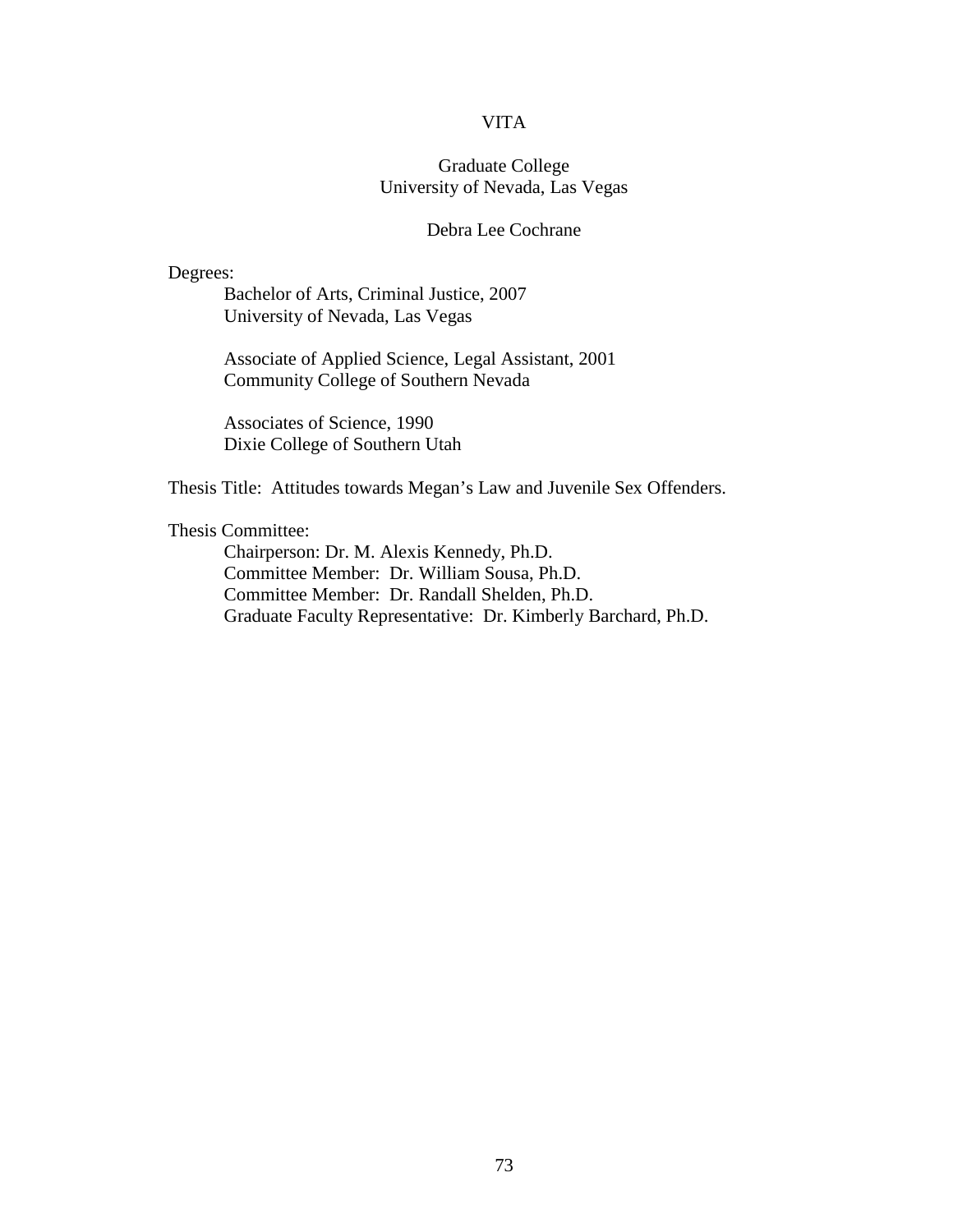# VITA

Graduate College
University of Nevada, Las Vegas

Debra Lee Cochrane

Degrees:

Bachelor of Arts, Criminal Justice, 2007
University of Nevada, Las Vegas

Associate of Applied Science, Legal Assistant, 2001
Community College of Southern Nevada

Associates of Science, 1990
Dixie College of Southern Utah

Thesis Title: Attitudes towards Megan's Law and Juvenile Sex Offenders.

Thesis Committee:

Chairperson: Dr. M. Alexis Kennedy, Ph.D.
Committee Member: Dr. William Sousa, Ph.D.
Committee Member: Dr. Randall Shelden, Ph.D.
Graduate Faculty Representative: Dr. Kimberly Barchard, Ph.D.